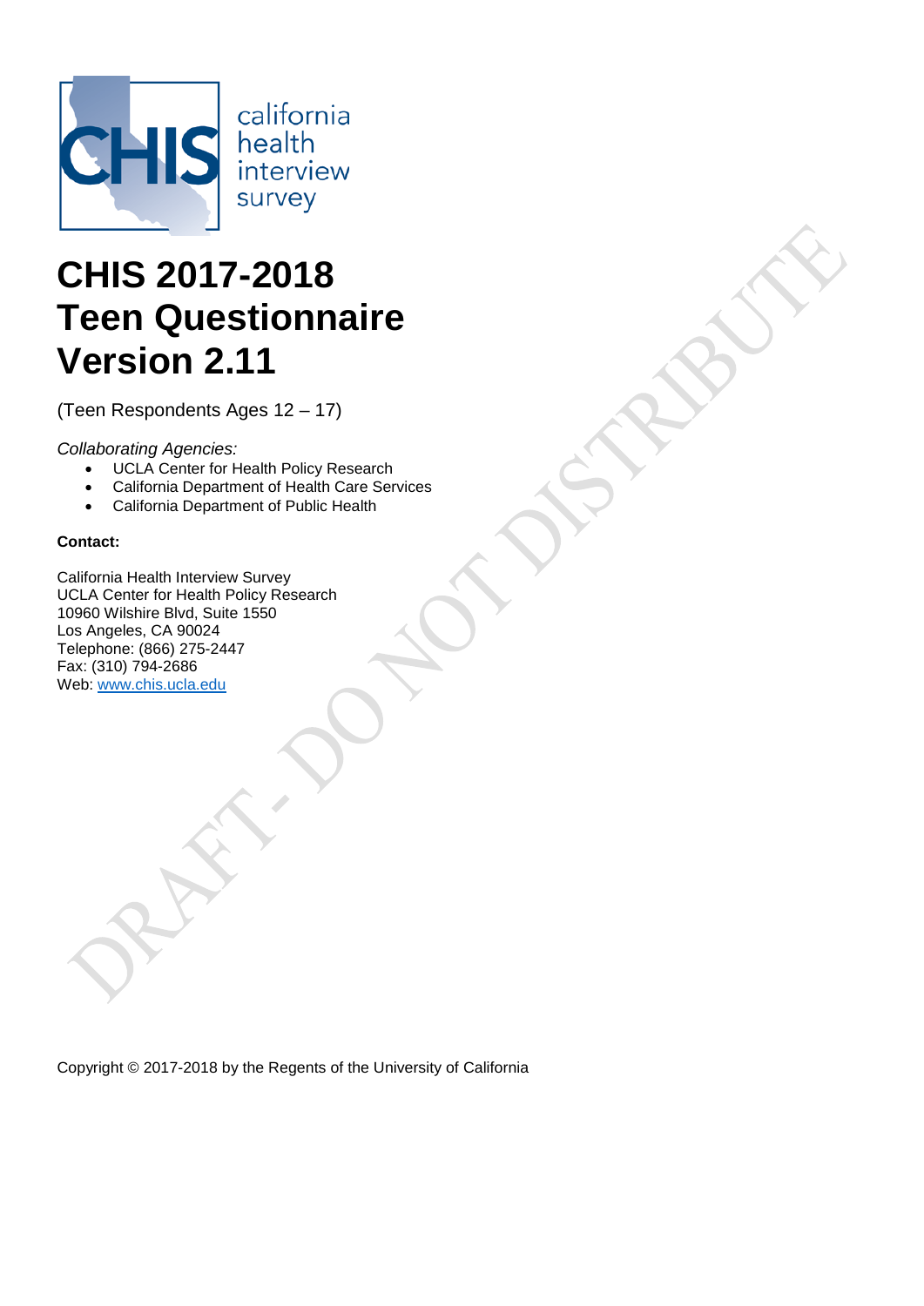california health interview survey

# CHIS 2017-2018 Teen Questionnaire Version 2.11

(Teen Respondents Ages 12 – 17)

*Collaborating Agencies:*

- UCLA Center for Health Policy Research
- California Department of Health Care Services
- California Department of Public Health

**Contact:**

California Health Interview Survey
UCLA Center for Health Policy Research
10960 Wilshire Blvd, Suite 1550
Los Angeles, CA 90024
Telephone: (866) 275-2447
Fax: (310) 794-2686
Web: www.chis.ucla.edu

DRAFT- DO NOT DISTRIBUTE

Copyright © 2017-2018 by the Regents of the University of California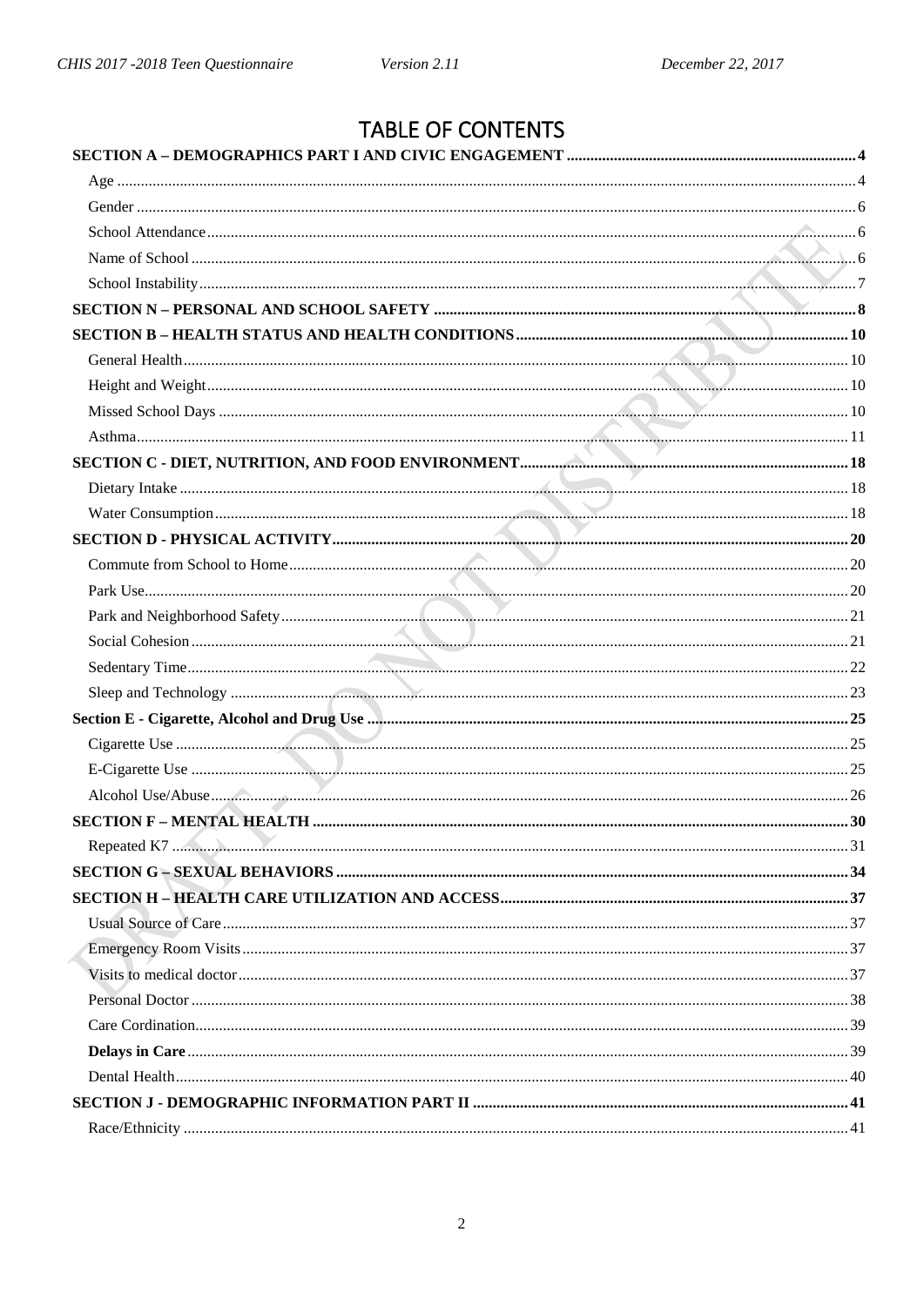# TABLE OF CONTENTS

**SECTION A – DEMOGRAPHICS PART I AND CIVIC ENGAGEMENT** ..... 4
- Age ..... 4
- Gender ..... 6
- School Attendance ..... 6
- Name of School ..... 6
- School Instability ..... 7

**SECTION N – PERSONAL AND SCHOOL SAFETY** ..... 8

**SECTION B – HEALTH STATUS AND HEALTH CONDITIONS** ..... 10
- General Health ..... 10
- Height and Weight ..... 10
- Missed School Days ..... 10
- Asthma ..... 11

**SECTION C - DIET, NUTRITION, AND FOOD ENVIRONMENT** ..... 18
- Dietary Intake ..... 18
- Water Consumption ..... 18

**SECTION D - PHYSICAL ACTIVITY** ..... 20
- Commute from School to Home ..... 20
- Park Use ..... 20
- Park and Neighborhood Safety ..... 21
- Social Cohesion ..... 21
- Sedentary Time ..... 22
- Sleep and Technology ..... 23

**Section E - Cigarette, Alcohol and Drug Use** ..... 25
- Cigarette Use ..... 25
- E-Cigarette Use ..... 25
- Alcohol Use/Abuse ..... 26

**SECTION F – MENTAL HEALTH** ..... 30
- Repeated K7 ..... 31

**SECTION G – SEXUAL BEHAVIORS** ..... 34

**SECTION H – HEALTH CARE UTILIZATION AND ACCESS** ..... 37
- Usual Source of Care ..... 37
- Emergency Room Visits ..... 37
- Visits to medical doctor ..... 37
- Personal Doctor ..... 38
- Care Cordination ..... 39
- **Delays in Care** ..... 39
- Dental Health ..... 40

**SECTION J - DEMOGRAPHIC INFORMATION PART II** ..... 41
- Race/Ethnicity ..... 41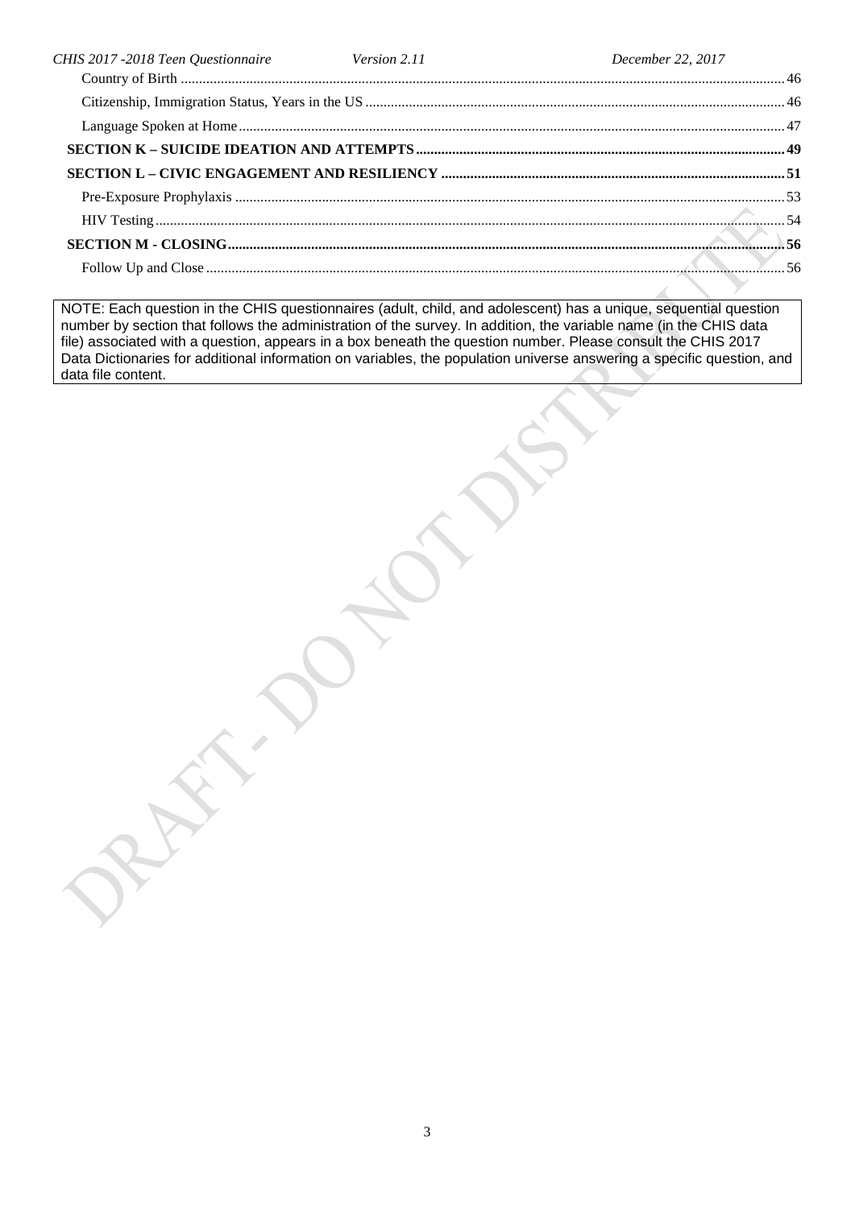Country of Birth ..... 46

Citizenship, Immigration Status, Years in the US ..... 46

Language Spoken at Home ..... 47

**SECTION K – SUICIDE IDEATION AND ATTEMPTS ..... 49**

**SECTION L – CIVIC ENGAGEMENT AND RESILIENCY ..... 51**

Pre-Exposure Prophylaxis ..... 53

HIV Testing ..... 54

**SECTION M - CLOSING ..... 56**

Follow Up and Close ..... 56

NOTE: Each question in the CHIS questionnaires (adult, child, and adolescent) has a unique, sequential question number by section that follows the administration of the survey. In addition, the variable name (in the CHIS data file) associated with a question, appears in a box beneath the question number. Please consult the CHIS 2017 Data Dictionaries for additional information on variables, the population universe answering a specific question, and data file content.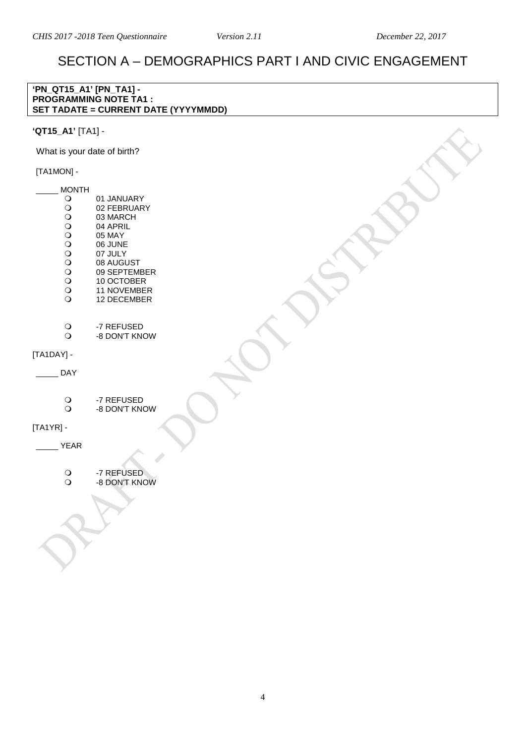# SECTION A – DEMOGRAPHICS PART I AND CIVIC ENGAGEMENT

**'PN_QT15_A1' [PN_TA1] -**
**PROGRAMMING NOTE TA1 :**
**SET TADATE = CURRENT DATE (YYYYMMDD)**

**'QT15_A1'** [TA1] -

What is your date of birth?

[TA1MON] -

_____ MONTH

- ❍ 01 JANUARY
- ❍ 02 FEBRUARY
- ❍ 03 MARCH
- ❍ 04 APRIL
- ❍ 05 MAY
- ❍ 06 JUNE
- ❍ 07 JULY
- ❍ 08 AUGUST
- ❍ 09 SEPTEMBER
- ❍ 10 OCTOBER
- ❍ 11 NOVEMBER
- ❍ 12 DECEMBER

- ❍ -7 REFUSED
- ❍ -8 DON'T KNOW

[TA1DAY] -

_____ DAY

- ❍ -7 REFUSED
- ❍ -8 DON'T KNOW

[TA1YR] -

_____ YEAR

- ❍ -7 REFUSED
- ❍ -8 DON'T KNOW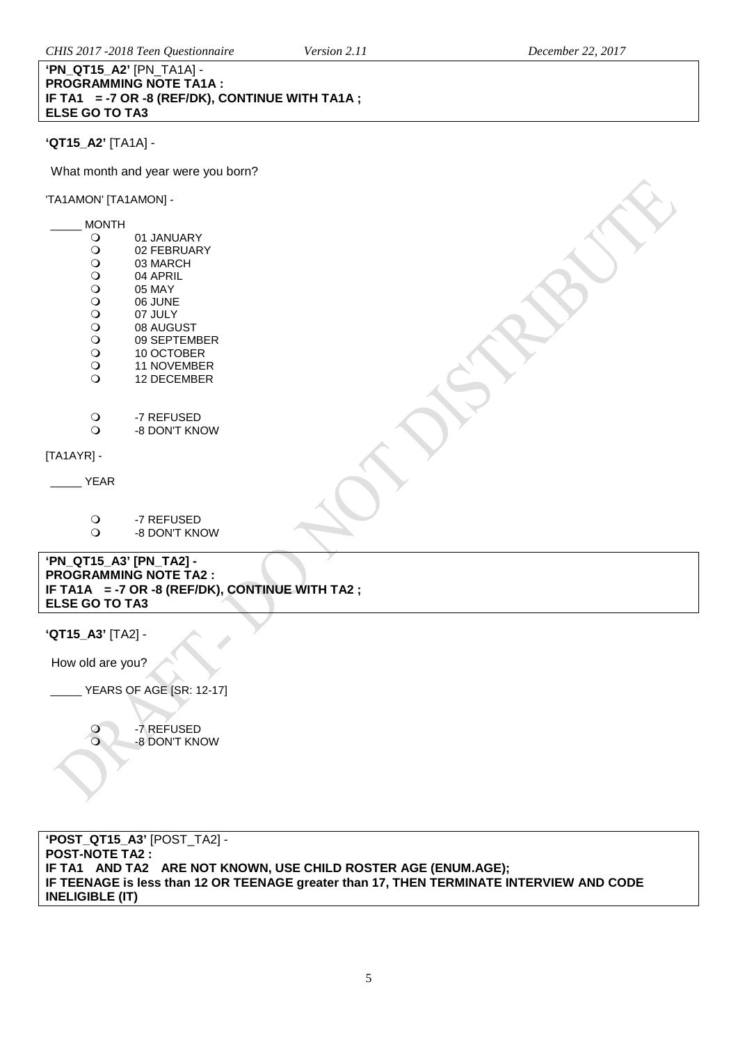**'PN_QT15_A2'** [PN_TA1A] -
**PROGRAMMING NOTE TA1A :**
**IF TA1 = -7 OR -8 (REF/DK), CONTINUE WITH TA1A ;**
**ELSE GO TO TA3**

**'QT15_A2'** [TA1A] -

What month and year were you born?

'TA1AMON' [TA1AMON] -

_____ MONTH

- 01 JANUARY
- 02 FEBRUARY
- 03 MARCH
- 04 APRIL
- 05 MAY
- 06 JUNE
- 07 JULY
- 08 AUGUST
- 09 SEPTEMBER
- 10 OCTOBER
- 11 NOVEMBER
- 12 DECEMBER

- -7 REFUSED
- -8 DON'T KNOW

[TA1AYR] -

_____ YEAR

- -7 REFUSED
- -8 DON'T KNOW

**'PN_QT15_A3' [PN_TA2] -**
**PROGRAMMING NOTE TA2 :**
**IF TA1A = -7 OR -8 (REF/DK), CONTINUE WITH TA2 ;**
**ELSE GO TO TA3**

**'QT15_A3'** [TA2] -

How old are you?

_____ YEARS OF AGE [SR: 12-17]

- -7 REFUSED
- -8 DON'T KNOW

**'POST_QT15_A3'** [POST_TA2] -
**POST-NOTE TA2 :**
**IF TA1 AND TA2 ARE NOT KNOWN, USE CHILD ROSTER AGE (ENUM.AGE);**
**IF TEENAGE is less than 12 OR TEENAGE greater than 17, THEN TERMINATE INTERVIEW AND CODE INELIGIBLE (IT)**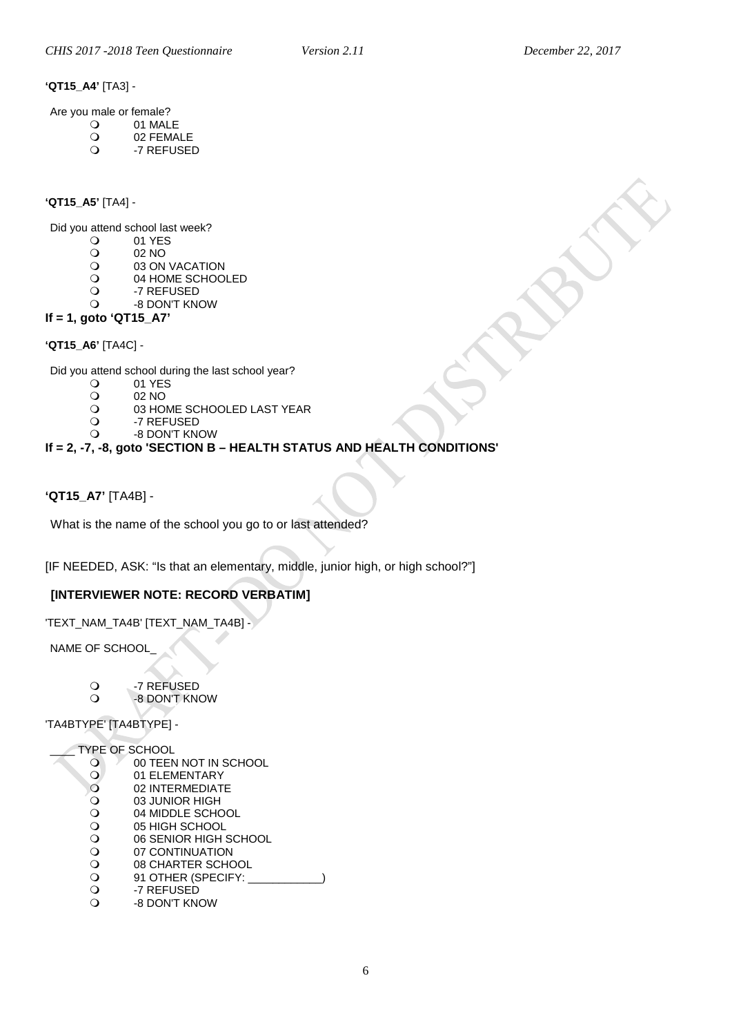**'QT15_A4'** [TA3] -

Are you male or female?

- 01 MALE
- 02 FEMALE
- -7 REFUSED

**'QT15_A5'** [TA4] -

Did you attend school last week?

- 01 YES
- 02 NO
- 03 ON VACATION
- 04 HOME SCHOOLED
- -7 REFUSED
- -8 DON'T KNOW

**If = 1, goto 'QT15_A7'**

**'QT15_A6'** [TA4C] -

Did you attend school during the last school year?

- 01 YES
- 02 NO
- 03 HOME SCHOOLED LAST YEAR
- -7 REFUSED
- -8 DON'T KNOW

**If = 2, -7, -8, goto 'SECTION B – HEALTH STATUS AND HEALTH CONDITIONS'**

**'QT15_A7'** [TA4B] -

What is the name of the school you go to or last attended?

[IF NEEDED, ASK: "Is that an elementary, middle, junior high, or high school?"]

**[INTERVIEWER NOTE: RECORD VERBATIM]**

'TEXT_NAM_TA4B' [TEXT_NAM_TA4B] -

NAME OF SCHOOL_

- -7 REFUSED
- -8 DON'T KNOW

'TA4BTYPE' [TA4BTYPE] -

____ TYPE OF SCHOOL

- 00 TEEN NOT IN SCHOOL
- 01 ELEMENTARY
- 02 INTERMEDIATE
- 03 JUNIOR HIGH
- 04 MIDDLE SCHOOL
- 05 HIGH SCHOOL
- 06 SENIOR HIGH SCHOOL
- 07 CONTINUATION
- 08 CHARTER SCHOOL
- 91 OTHER (SPECIFY: ____________)
- -7 REFUSED
- -8 DON'T KNOW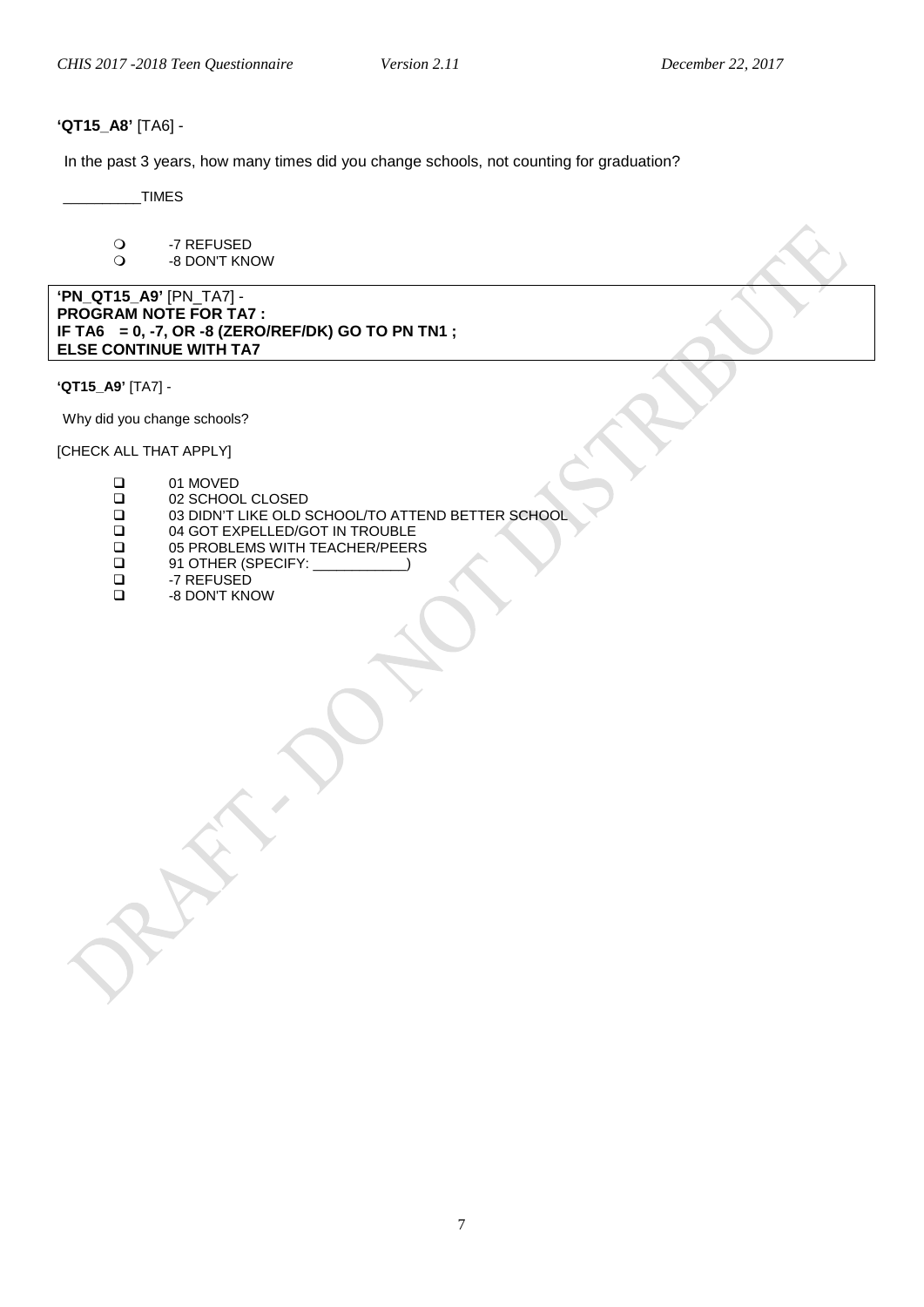**'QT15_A8'** [TA6] -

In the past 3 years, how many times did you change schools, not counting for graduation?

__________TIMES

- -7 REFUSED
- -8 DON'T KNOW

| **'PN_QT15_A9'** [PN_TA7] - **PROGRAM NOTE FOR TA7 : IF TA6 = 0, -7, OR -8 (ZERO/REF/DK) GO TO PN TN1 ; ELSE CONTINUE WITH TA7** |
|---|

**'QT15_A9'** [TA7] -

Why did you change schools?

[CHECK ALL THAT APPLY]

- 01 MOVED
- 02 SCHOOL CLOSED
- 03 DIDN'T LIKE OLD SCHOOL/TO ATTEND BETTER SCHOOL
- 04 GOT EXPELLED/GOT IN TROUBLE
- 05 PROBLEMS WITH TEACHER/PEERS
- 91 OTHER (SPECIFY: ____________)
- -7 REFUSED
- -8 DON'T KNOW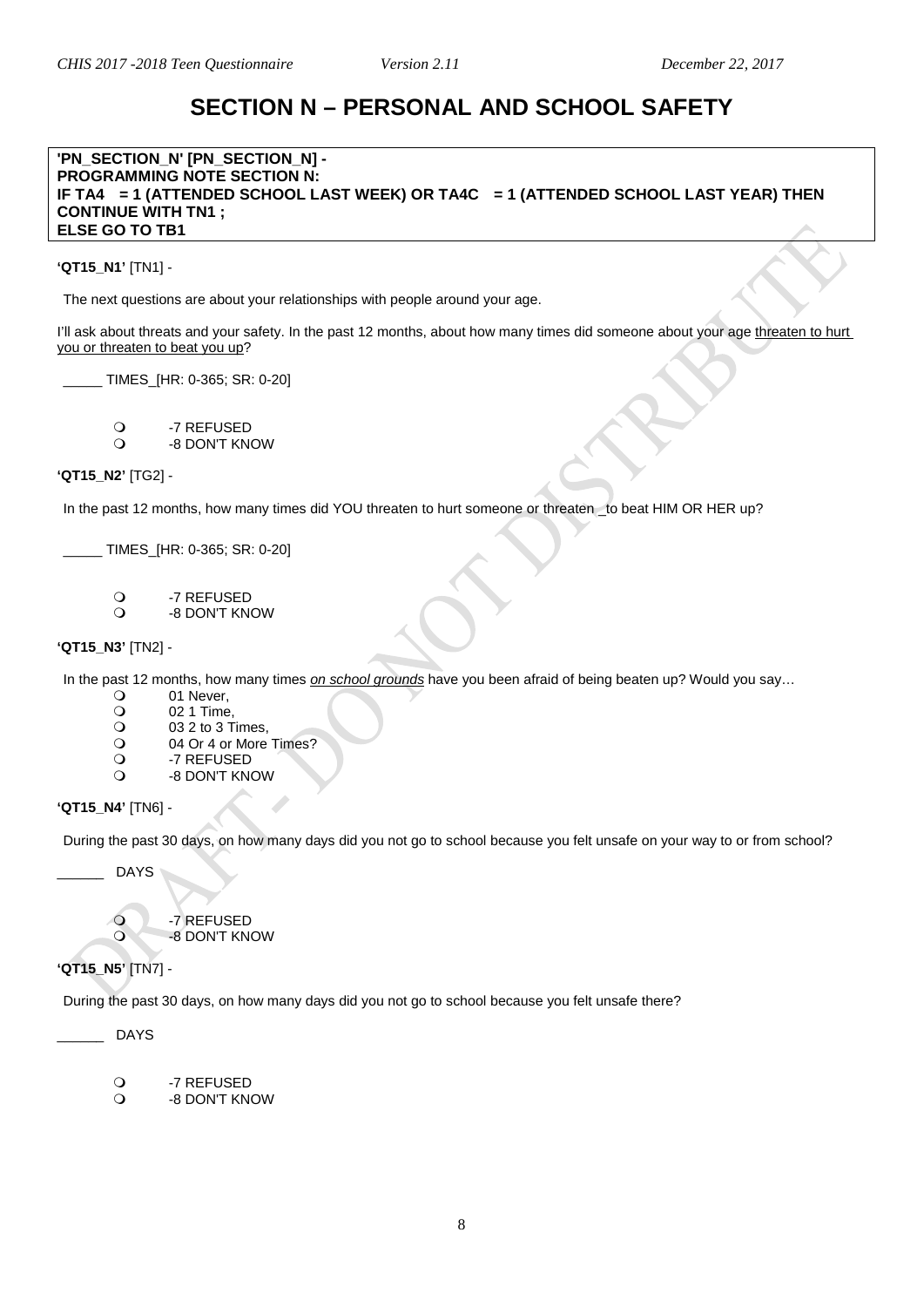# SECTION N – PERSONAL AND SCHOOL SAFETY

**'PN_SECTION_N' [PN_SECTION_N] -**
**PROGRAMMING NOTE SECTION N:**
**IF TA4 = 1 (ATTENDED SCHOOL LAST WEEK) OR TA4C = 1 (ATTENDED SCHOOL LAST YEAR) THEN CONTINUE WITH TN1 ;**
**ELSE GO TO TB1**

**'QT15_N1'** [TN1] -

The next questions are about your relationships with people around your age.

I'll ask about threats and your safety. In the past 12 months, about how many times did someone about your age <u>threaten to hurt you or threaten to beat you up</u>?

_____ TIMES_[HR: 0-365; SR: 0-20]

- -7 REFUSED
- -8 DON'T KNOW

**'QT15_N2'** [TG2] -

In the past 12 months, how many times did YOU threaten to hurt someone or threaten _to beat HIM OR HER up?

_____ TIMES_[HR: 0-365; SR: 0-20]

- -7 REFUSED
- -8 DON'T KNOW

**'QT15_N3'** [TN2] -

In the past 12 months, how many times *<u>on school grounds</u>* have you been afraid of being beaten up? Would you say…

- 01 Never,
- 02 1 Time,
- 03 2 to 3 Times,
- 04 Or 4 or More Times?
- -7 REFUSED
- -8 DON'T KNOW

**'QT15_N4'** [TN6] -

During the past 30 days, on how many days did you not go to school because you felt unsafe on your way to or from school?

______ DAYS

- -7 REFUSED
- -8 DON'T KNOW

**'QT15_N5'** [TN7] -

During the past 30 days, on how many days did you not go to school because you felt unsafe there?

______ DAYS

- -7 REFUSED
- -8 DON'T KNOW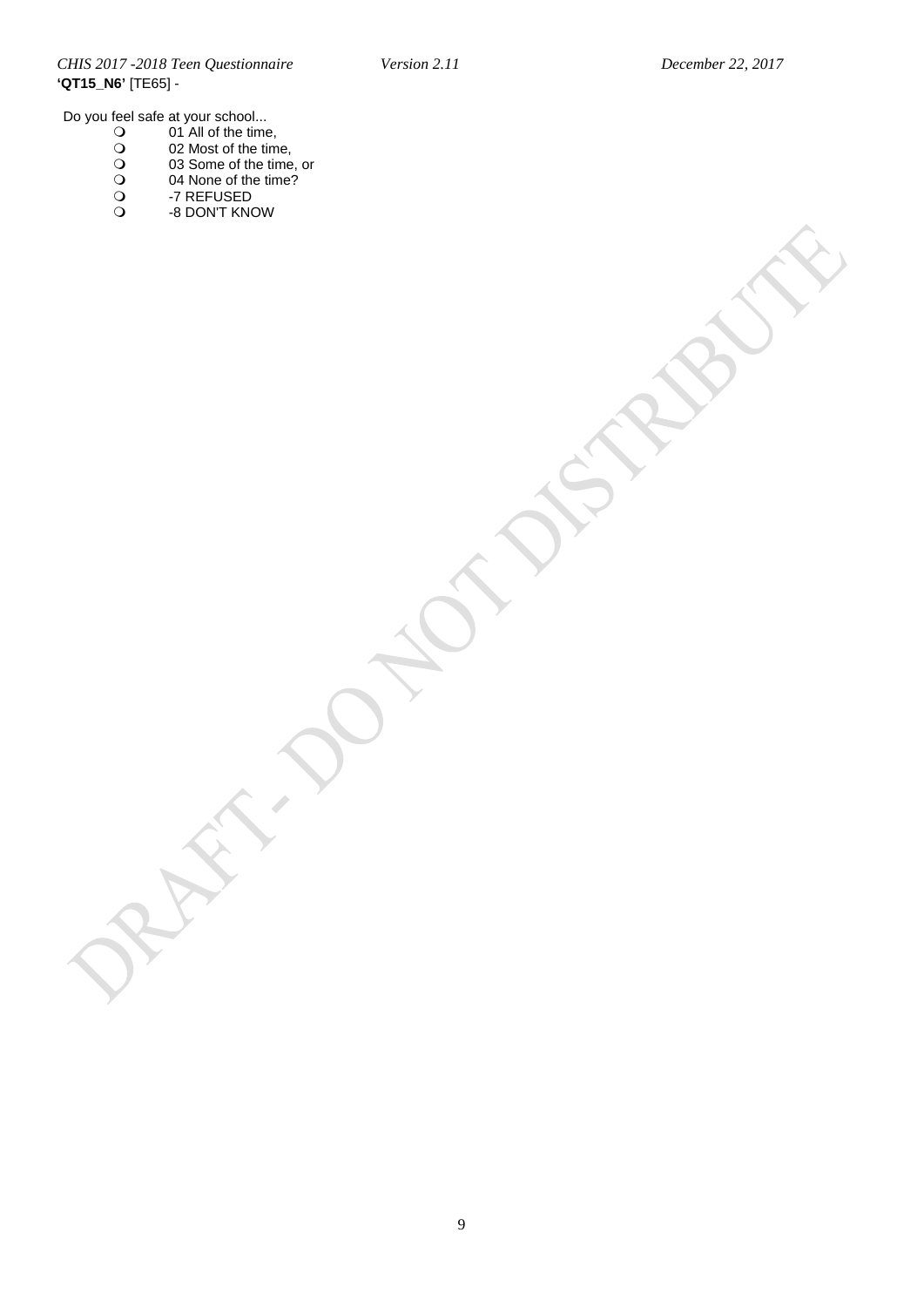**'QT15_N6'** [TE65] -

Do you feel safe at your school...

- 01 All of the time,
- 02 Most of the time,
- 03 Some of the time, or
- 04 None of the time?
- -7 REFUSED
- -8 DON'T KNOW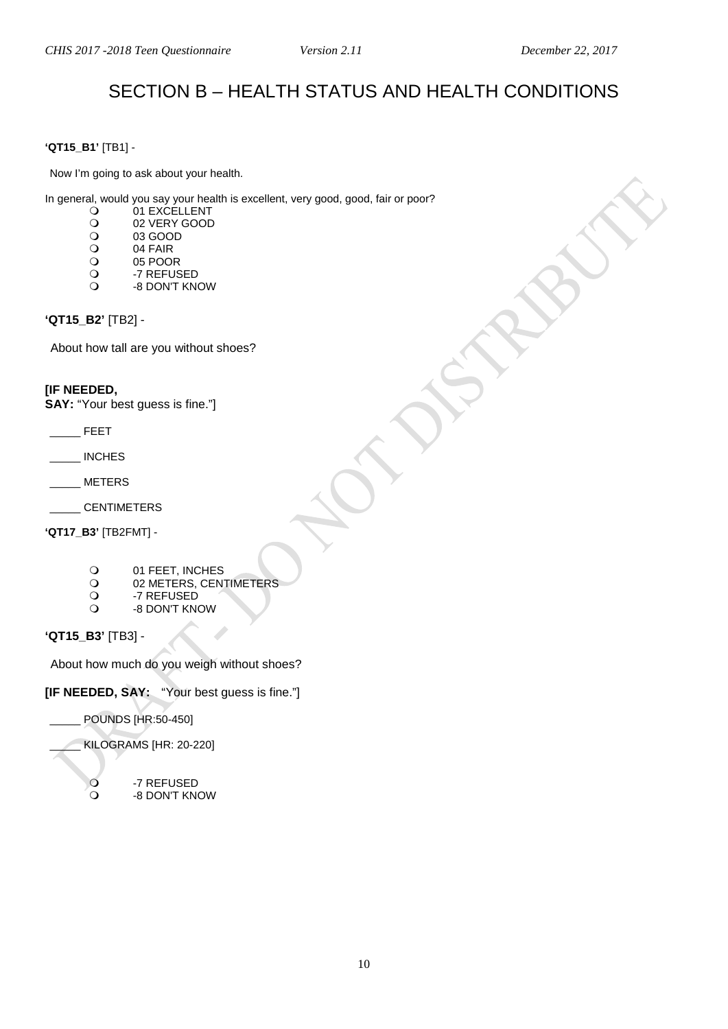# SECTION B – HEALTH STATUS AND HEALTH CONDITIONS

**'QT15_B1'** [TB1] -

Now I'm going to ask about your health.

In general, would you say your health is excellent, very good, good, fair or poor?

- 01 EXCELLENT
- 02 VERY GOOD
- 03 GOOD
- 04 FAIR
- 05 POOR
- -7 REFUSED
- -8 DON'T KNOW

**'QT15_B2'** [TB2] -

About how tall are you without shoes?

**[IF NEEDED,**
**SAY:** "Your best guess is fine."]

_____ FEET

_____ INCHES

_____ METERS

_____ CENTIMETERS

**'QT17_B3'** [TB2FMT] -

- 01 FEET, INCHES
- 02 METERS, CENTIMETERS
- -7 REFUSED
- -8 DON'T KNOW

**'QT15_B3'** [TB3] -

About how much do you weigh without shoes?

**[IF NEEDED, SAY:** "Your best guess is fine."]

_____ POUNDS [HR:50-450]

_____ KILOGRAMS [HR: 20-220]

- -7 REFUSED
- -8 DON'T KNOW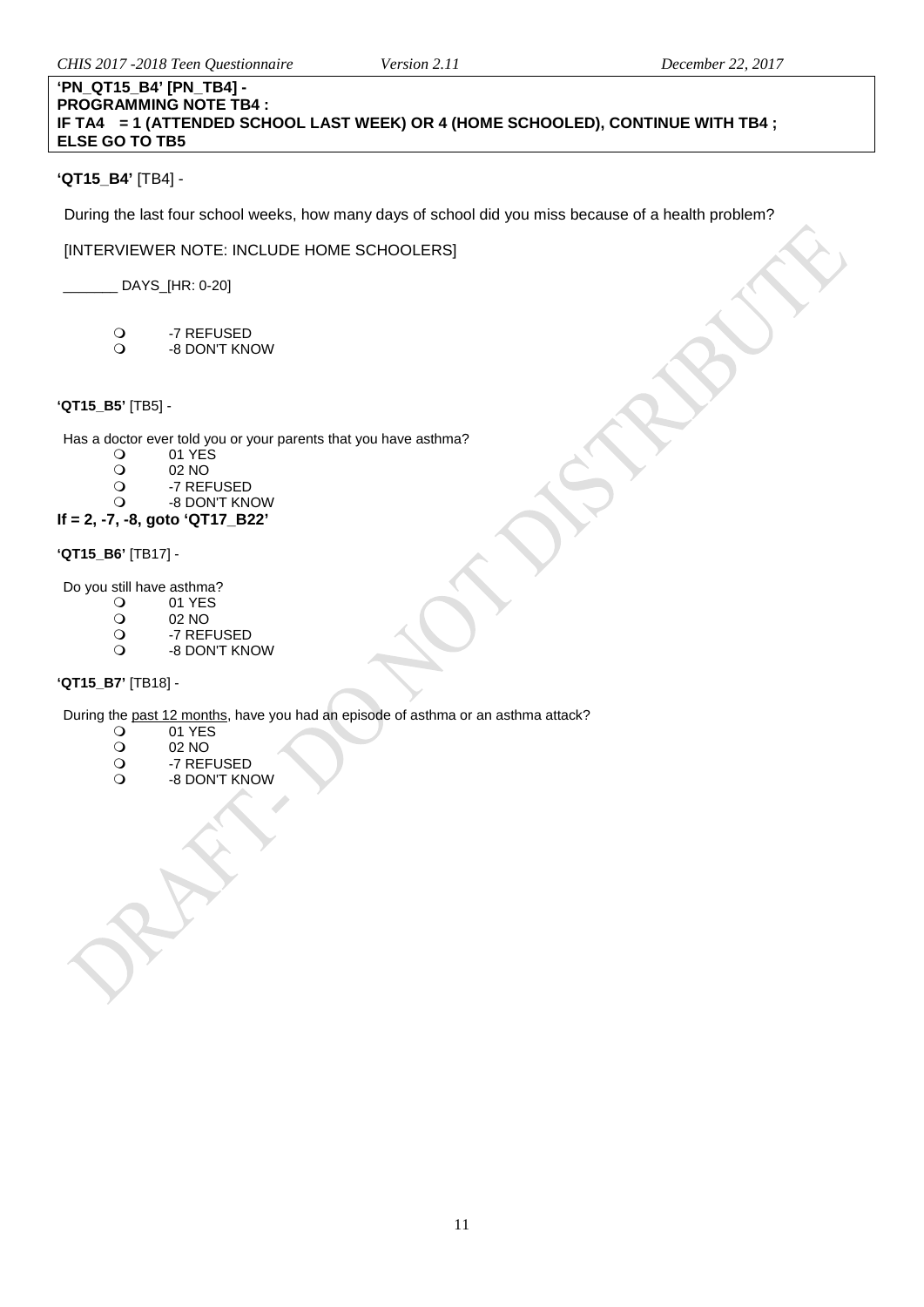**'PN_QT15_B4' [PN_TB4] -**
**PROGRAMMING NOTE TB4 :**
**IF TA4 = 1 (ATTENDED SCHOOL LAST WEEK) OR 4 (HOME SCHOOLED), CONTINUE WITH TB4 ; ELSE GO TO TB5**

**'QT15_B4'** [TB4] -

During the last four school weeks, how many days of school did you miss because of a health problem?

[INTERVIEWER NOTE: INCLUDE HOME SCHOOLERS]

_______ DAYS_[HR: 0-20]

- -7 REFUSED
- -8 DON'T KNOW

**'QT15_B5'** [TB5] -

Has a doctor ever told you or your parents that you have asthma?

- 01 YES
- 02 NO
- -7 REFUSED
- -8 DON'T KNOW

**If = 2, -7, -8, goto 'QT17_B22'**

**'QT15_B6'** [TB17] -

Do you still have asthma?

- 01 YES
- 02 NO
- -7 REFUSED
- -8 DON'T KNOW

**'QT15_B7'** [TB18] -

During the past 12 months, have you had an episode of asthma or an asthma attack?

- 01 YES
- 02 NO
- -7 REFUSED
- -8 DON'T KNOW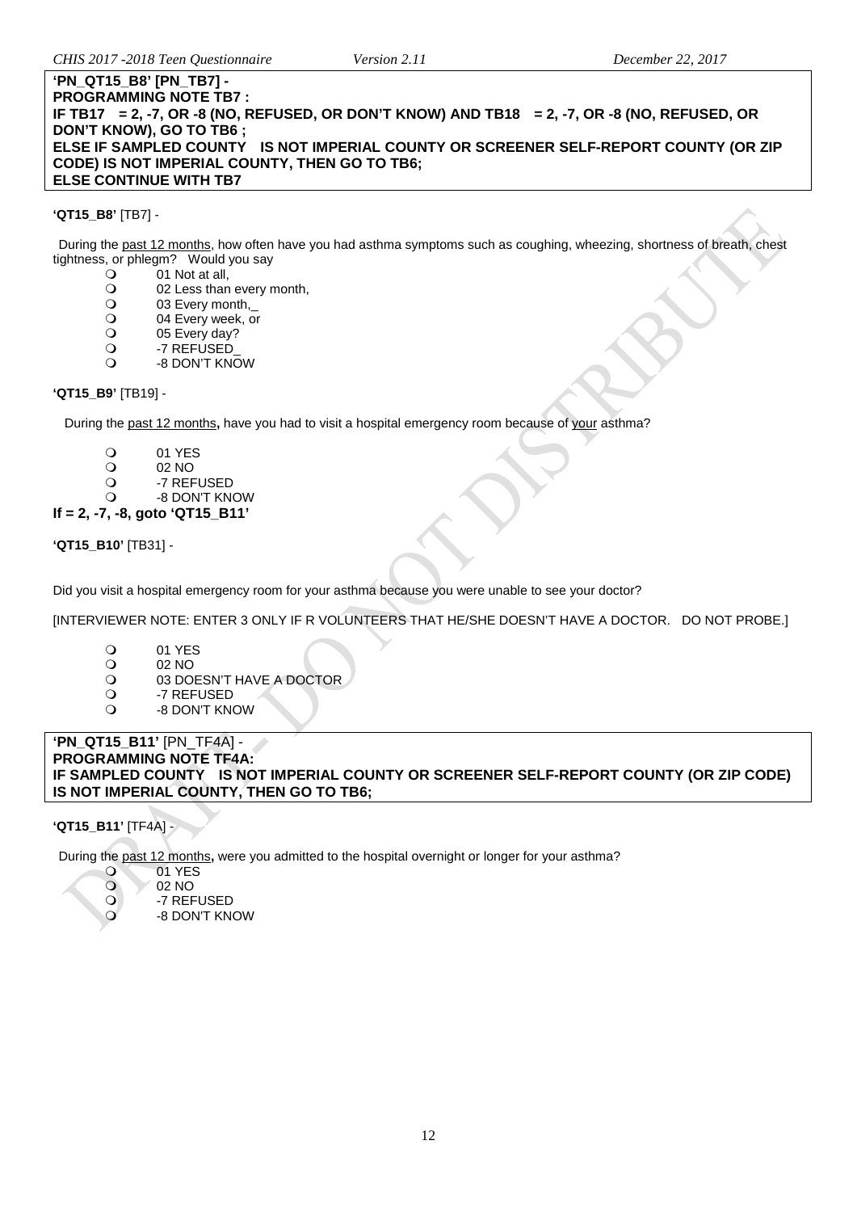**'PN_QT15_B8' [PN_TB7] -**
**PROGRAMMING NOTE TB7 :**
**IF TB17 = 2, -7, OR -8 (NO, REFUSED, OR DON'T KNOW) AND TB18 = 2, -7, OR -8 (NO, REFUSED, OR DON'T KNOW), GO TO TB6 ;**
**ELSE IF SAMPLED COUNTY IS NOT IMPERIAL COUNTY OR SCREENER SELF-REPORT COUNTY (OR ZIP CODE) IS NOT IMPERIAL COUNTY, THEN GO TO TB6;**
**ELSE CONTINUE WITH TB7**

**'QT15_B8'** [TB7] -

During the past 12 months, how often have you had asthma symptoms such as coughing, wheezing, shortness of breath, chest tightness, or phlegm? Would you say

- 01 Not at all,
- 02 Less than every month,
- 03 Every month,_
- 04 Every week, or
- 05 Every day?
- -7 REFUSED_
- -8 DON'T KNOW

**'QT15_B9'** [TB19] -

During the past 12 months**,** have you had to visit a hospital emergency room because of your asthma?

- 01 YES
- 02 NO
- -7 REFUSED
- -8 DON'T KNOW

**If = 2, -7, -8, goto 'QT15_B11'**

**'QT15_B10'** [TB31] -

Did you visit a hospital emergency room for your asthma because you were unable to see your doctor?

[INTERVIEWER NOTE: ENTER 3 ONLY IF R VOLUNTEERS THAT HE/SHE DOESN'T HAVE A DOCTOR. DO NOT PROBE.]

- 01 YES
- 02 NO
- 03 DOESN'T HAVE A DOCTOR
- -7 REFUSED
- -8 DON'T KNOW

**'PN_QT15_B11'** [PN_TF4A] -
**PROGRAMMING NOTE TF4A:**
**IF SAMPLED COUNTY IS NOT IMPERIAL COUNTY OR SCREENER SELF-REPORT COUNTY (OR ZIP CODE) IS NOT IMPERIAL COUNTY, THEN GO TO TB6;**

**'QT15_B11'** [TF4A] -

During the past 12 months**,** were you admitted to the hospital overnight or longer for your asthma?

- 01 YES
- 02 NO
- -7 REFUSED
- -8 DON'T KNOW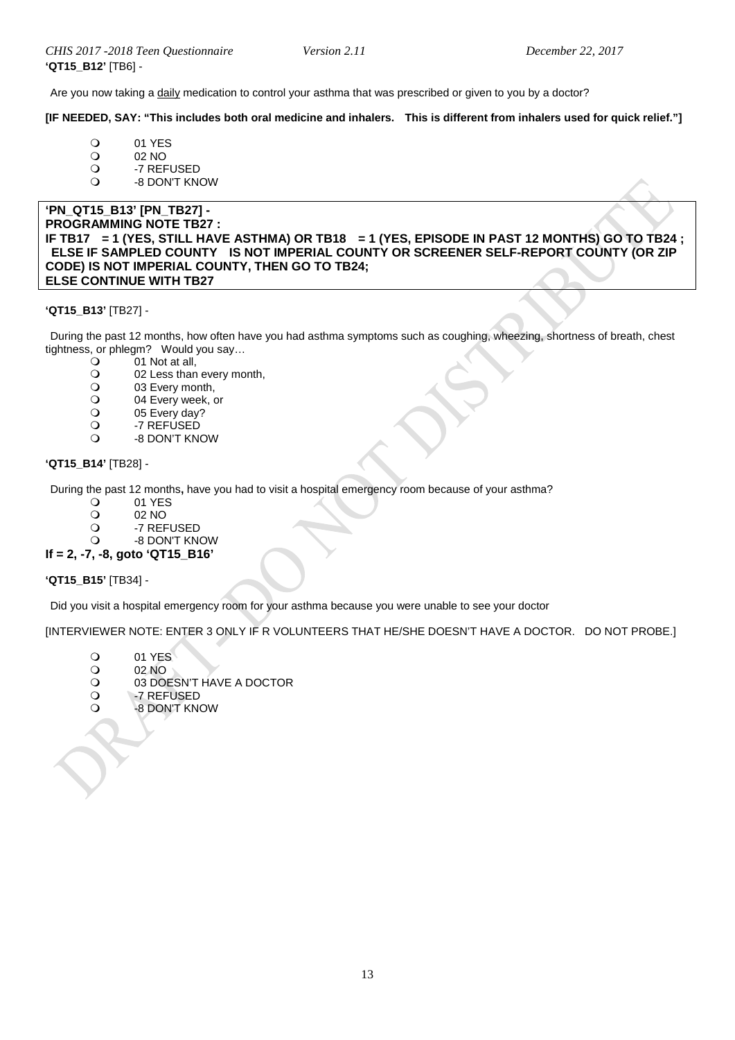**'QT15_B12'** [TB6] -

Are you now taking a <u>daily</u> medication to control your asthma that was prescribed or given to you by a doctor?

**[IF NEEDED, SAY: "This includes both oral medicine and inhalers. This is different from inhalers used for quick relief."]**

- 01 YES
- 02 NO
- -7 REFUSED
- -8 DON'T KNOW

**'PN_QT15_B13' [PN_TB27] -**
**PROGRAMMING NOTE TB27 :**
**IF TB17 = 1 (YES, STILL HAVE ASTHMA) OR TB18 = 1 (YES, EPISODE IN PAST 12 MONTHS) GO TO TB24 ; ELSE IF SAMPLED COUNTY IS NOT IMPERIAL COUNTY OR SCREENER SELF-REPORT COUNTY (OR ZIP CODE) IS NOT IMPERIAL COUNTY, THEN GO TO TB24;**
**ELSE CONTINUE WITH TB27**

**'QT15_B13'** [TB27] -

During the past 12 months, how often have you had asthma symptoms such as coughing, wheezing, shortness of breath, chest tightness, or phlegm? Would you say…

- 01 Not at all,
- 02 Less than every month,
- 03 Every month,
- 04 Every week, or
- 05 Every day?
- -7 REFUSED
- -8 DON'T KNOW

**'QT15_B14'** [TB28] -

During the past 12 months**,** have you had to visit a hospital emergency room because of your asthma?

- 01 YES
- 02 NO
- -7 REFUSED
- -8 DON'T KNOW

**If = 2, -7, -8, goto 'QT15_B16'**

**'QT15_B15'** [TB34] -

Did you visit a hospital emergency room for your asthma because you were unable to see your doctor

[INTERVIEWER NOTE: ENTER 3 ONLY IF R VOLUNTEERS THAT HE/SHE DOESN'T HAVE A DOCTOR. DO NOT PROBE.]

- 01 YES
- 02 NO
- 03 DOESN'T HAVE A DOCTOR
- -7 REFUSED
- -8 DON'T KNOW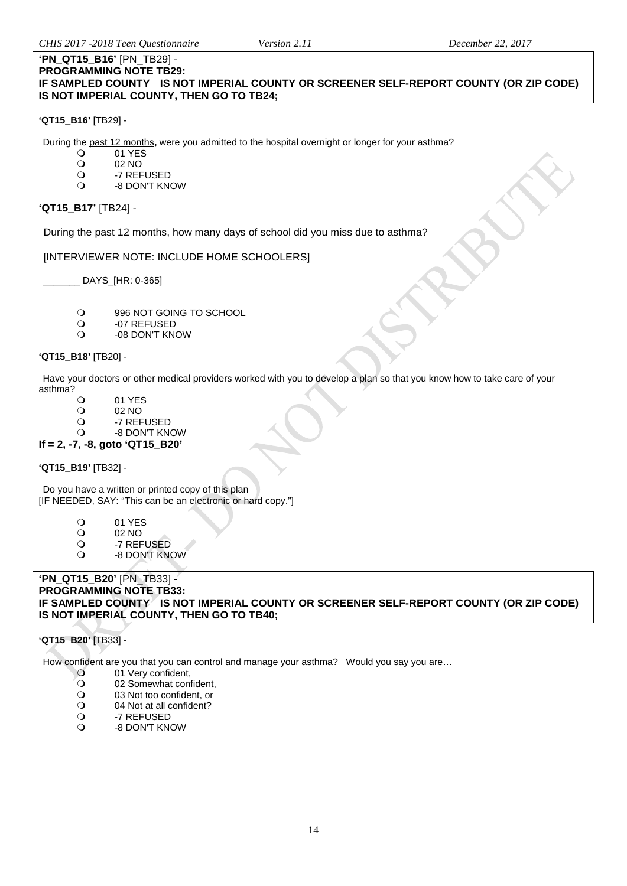**'PN_QT15_B16'** [PN_TB29] -
**PROGRAMMING NOTE TB29:**
**IF SAMPLED COUNTY IS NOT IMPERIAL COUNTY OR SCREENER SELF-REPORT COUNTY (OR ZIP CODE) IS NOT IMPERIAL COUNTY, THEN GO TO TB24;**

**'QT15_B16'** [TB29] -

During the past 12 months**,** were you admitted to the hospital overnight or longer for your asthma?

- 01 YES
- 02 NO
- -7 REFUSED
- -8 DON'T KNOW

**'QT15_B17'** [TB24] -

During the past 12 months, how many days of school did you miss due to asthma?

[INTERVIEWER NOTE: INCLUDE HOME SCHOOLERS]

_______ DAYS_[HR: 0-365]

- 996 NOT GOING TO SCHOOL
- -07 REFUSED
- -08 DON'T KNOW

**'QT15_B18'** [TB20] -

Have your doctors or other medical providers worked with you to develop a plan so that you know how to take care of your asthma?

- 01 YES
- 02 NO
- -7 REFUSED
- -8 DON'T KNOW

**If = 2, -7, -8, goto 'QT15_B20'**

**'QT15_B19'** [TB32] -

Do you have a written or printed copy of this plan
[IF NEEDED, SAY: "This can be an electronic or hard copy."]

- 01 YES
- 02 NO
- -7 REFUSED
- -8 DON'T KNOW

**'PN_QT15_B20'** [PN_TB33] -
**PROGRAMMING NOTE TB33:**
**IF SAMPLED COUNTY IS NOT IMPERIAL COUNTY OR SCREENER SELF-REPORT COUNTY (OR ZIP CODE) IS NOT IMPERIAL COUNTY, THEN GO TO TB40;**

**'QT15_B20'** [TB33] -

How confident are you that you can control and manage your asthma? Would you say you are…

- 01 Very confident,
- 02 Somewhat confident,
- 03 Not too confident, or
- 04 Not at all confident?
- -7 REFUSED
- -8 DON'T KNOW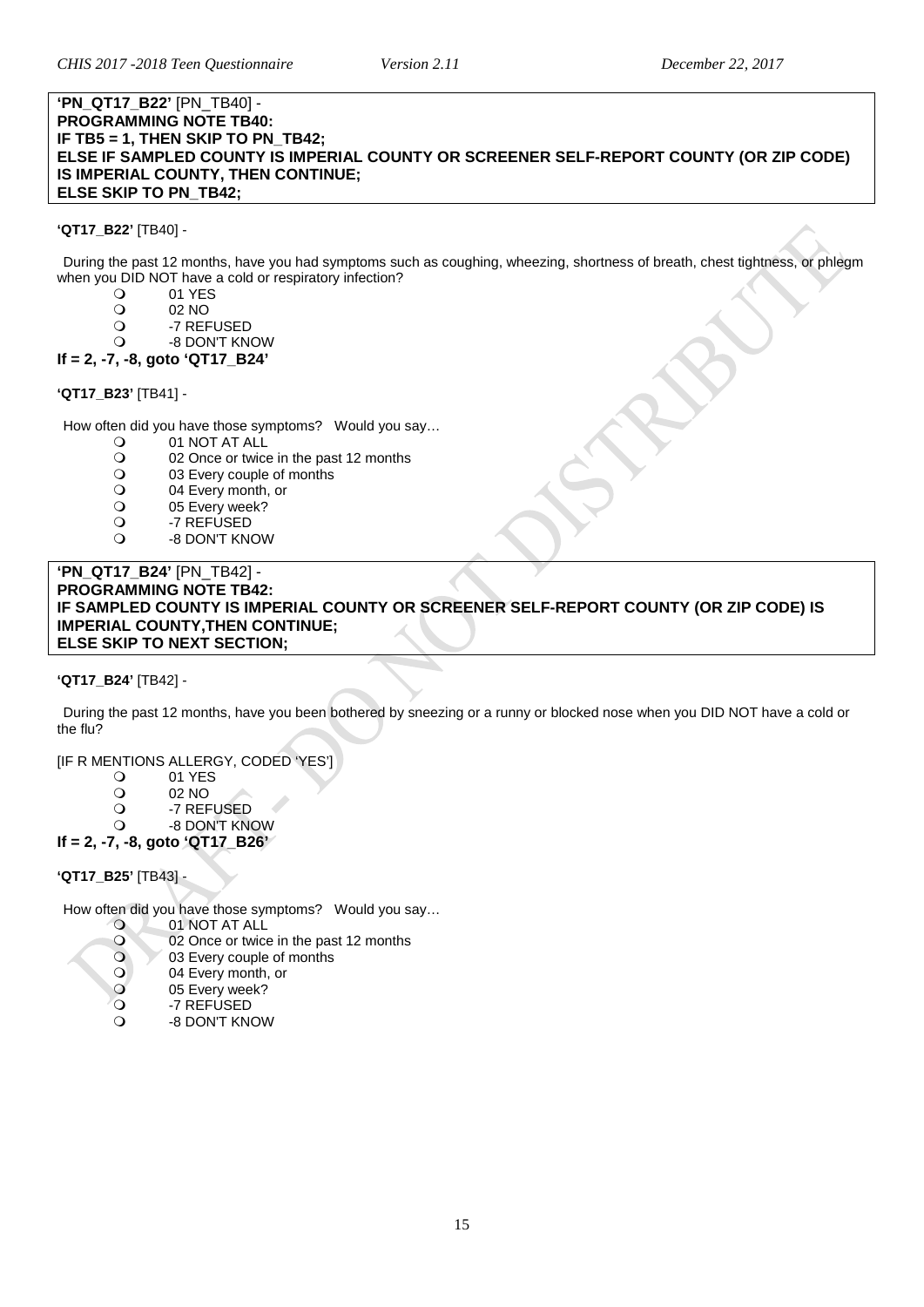**'PN_QT17_B22'** [PN_TB40] -
**PROGRAMMING NOTE TB40:**
**IF TB5 = 1, THEN SKIP TO PN_TB42;**
**ELSE IF SAMPLED COUNTY IS IMPERIAL COUNTY OR SCREENER SELF-REPORT COUNTY (OR ZIP CODE) IS IMPERIAL COUNTY, THEN CONTINUE;**
**ELSE SKIP TO PN_TB42;**

**'QT17_B22'** [TB40] -

During the past 12 months, have you had symptoms such as coughing, wheezing, shortness of breath, chest tightness, or phlegm when you DID NOT have a cold or respiratory infection?

- 01 YES
- 02 NO
- -7 REFUSED
- -8 DON'T KNOW

**If = 2, -7, -8, goto 'QT17_B24'**

**'QT17_B23'** [TB41] -

How often did you have those symptoms? Would you say…

- 01 NOT AT ALL
- 02 Once or twice in the past 12 months
- 03 Every couple of months
- 04 Every month, or
- 05 Every week?
- -7 REFUSED
- -8 DON'T KNOW

**'PN_QT17_B24'** [PN_TB42] -
**PROGRAMMING NOTE TB42:**
**IF SAMPLED COUNTY IS IMPERIAL COUNTY OR SCREENER SELF-REPORT COUNTY (OR ZIP CODE) IS IMPERIAL COUNTY,THEN CONTINUE;**
**ELSE SKIP TO NEXT SECTION;**

**'QT17_B24'** [TB42] -

During the past 12 months, have you been bothered by sneezing or a runny or blocked nose when you DID NOT have a cold or the flu?

[IF R MENTIONS ALLERGY, CODED 'YES']

- 01 YES
- 02 NO
- -7 REFUSED
- -8 DON'T KNOW

**If = 2, -7, -8, goto 'QT17_B26'**

**'QT17_B25'** [TB43] -

How often did you have those symptoms? Would you say…

- 01 NOT AT ALL
- 02 Once or twice in the past 12 months
- 03 Every couple of months
- 04 Every month, or
- 05 Every week?
- -7 REFUSED
- -8 DON'T KNOW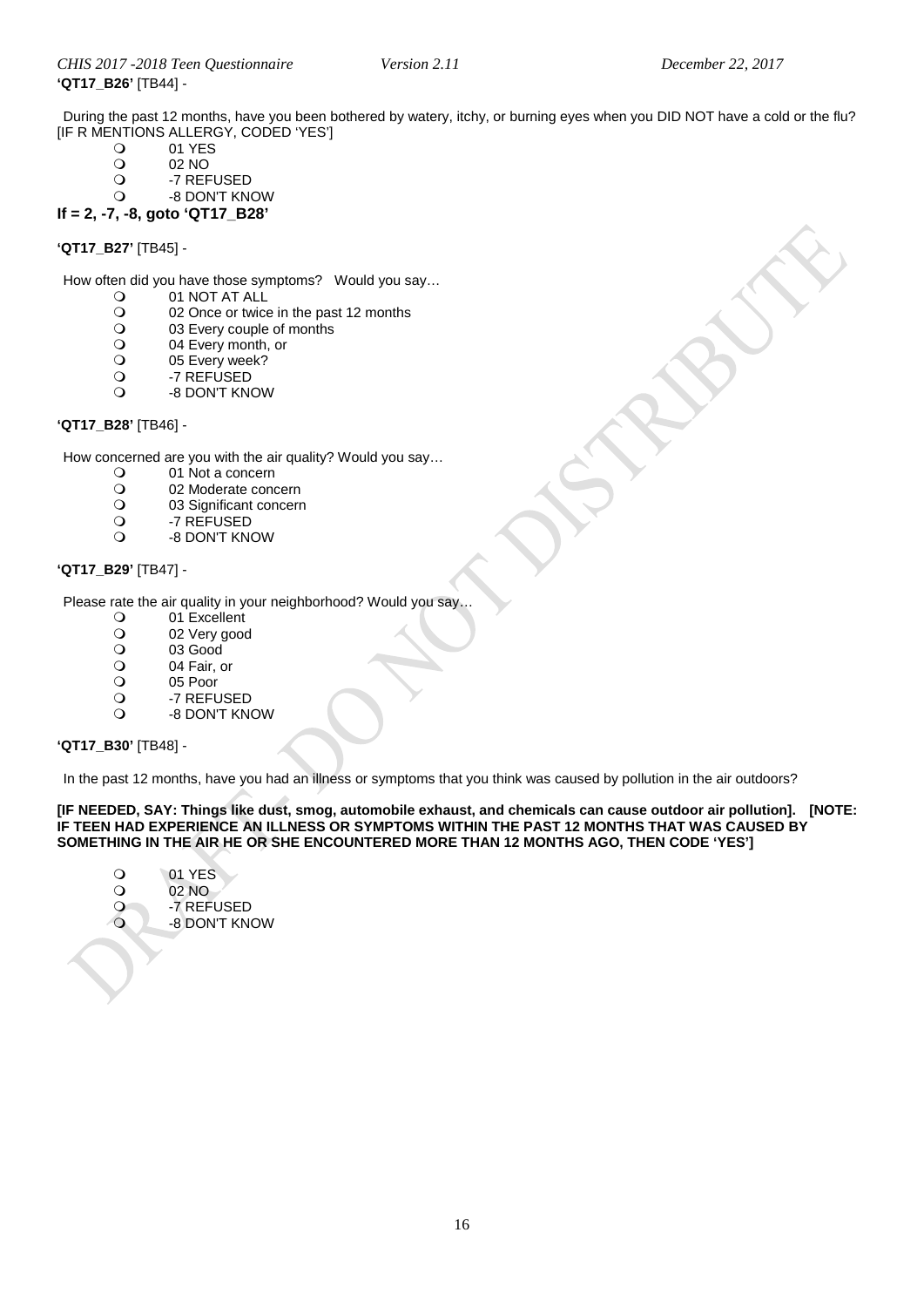**'QT17_B26'** [TB44] -

During the past 12 months, have you been bothered by watery, itchy, or burning eyes when you DID NOT have a cold or the flu? [IF R MENTIONS ALLERGY, CODED 'YES']

- 01 YES
- 02 NO
- -7 REFUSED
- -8 DON'T KNOW

**If = 2, -7, -8, goto 'QT17_B28'**

**'QT17_B27'** [TB45] -

How often did you have those symptoms? Would you say…

- 01 NOT AT ALL
- 02 Once or twice in the past 12 months
- 03 Every couple of months
- 04 Every month, or
- 05 Every week?
- -7 REFUSED
- -8 DON'T KNOW

**'QT17_B28'** [TB46] -

How concerned are you with the air quality? Would you say…

- 01 Not a concern
- 02 Moderate concern
- 03 Significant concern
- -7 REFUSED
- -8 DON'T KNOW

**'QT17_B29'** [TB47] -

Please rate the air quality in your neighborhood? Would you say…

- 01 Excellent
- 02 Very good
- 03 Good
- 04 Fair, or
- 05 Poor
- -7 REFUSED
- -8 DON'T KNOW

**'QT17_B30'** [TB48] -

In the past 12 months, have you had an illness or symptoms that you think was caused by pollution in the air outdoors?

**[IF NEEDED, SAY: Things like dust, smog, automobile exhaust, and chemicals can cause outdoor air pollution]. [NOTE: IF TEEN HAD EXPERIENCE AN ILLNESS OR SYMPTOMS WITHIN THE PAST 12 MONTHS THAT WAS CAUSED BY SOMETHING IN THE AIR HE OR SHE ENCOUNTERED MORE THAN 12 MONTHS AGO, THEN CODE 'YES']**

- 01 YES
- 02 NO
- -7 REFUSED
- -8 DON'T KNOW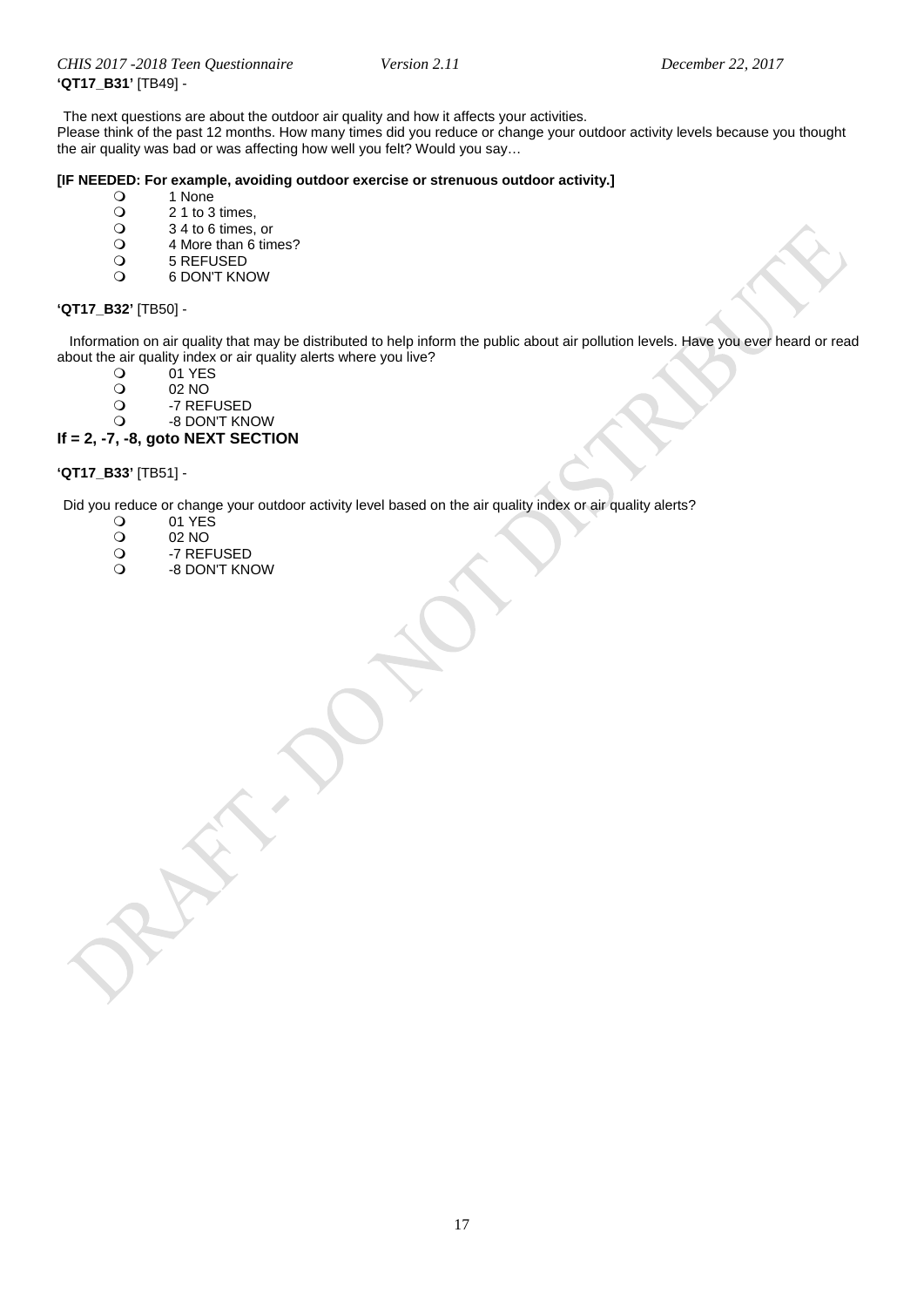**'QT17_B31'** [TB49] -

The next questions are about the outdoor air quality and how it affects your activities.
Please think of the past 12 months. How many times did you reduce or change your outdoor activity levels because you thought the air quality was bad or was affecting how well you felt? Would you say…

**[IF NEEDED: For example, avoiding outdoor exercise or strenuous outdoor activity.]**

- 1 None
- 2 1 to 3 times,
- 3 4 to 6 times, or
- 4 More than 6 times?
- 5 REFUSED
- 6 DON'T KNOW

**'QT17_B32'** [TB50] -

Information on air quality that may be distributed to help inform the public about air pollution levels. Have you ever heard or read about the air quality index or air quality alerts where you live?

- 01 YES
- 02 NO
- -7 REFUSED
- -8 DON'T KNOW

**If = 2, -7, -8, goto NEXT SECTION**

**'QT17_B33'** [TB51] -

Did you reduce or change your outdoor activity level based on the air quality index or air quality alerts?

- 01 YES
- 02 NO
- -7 REFUSED
- -8 DON'T KNOW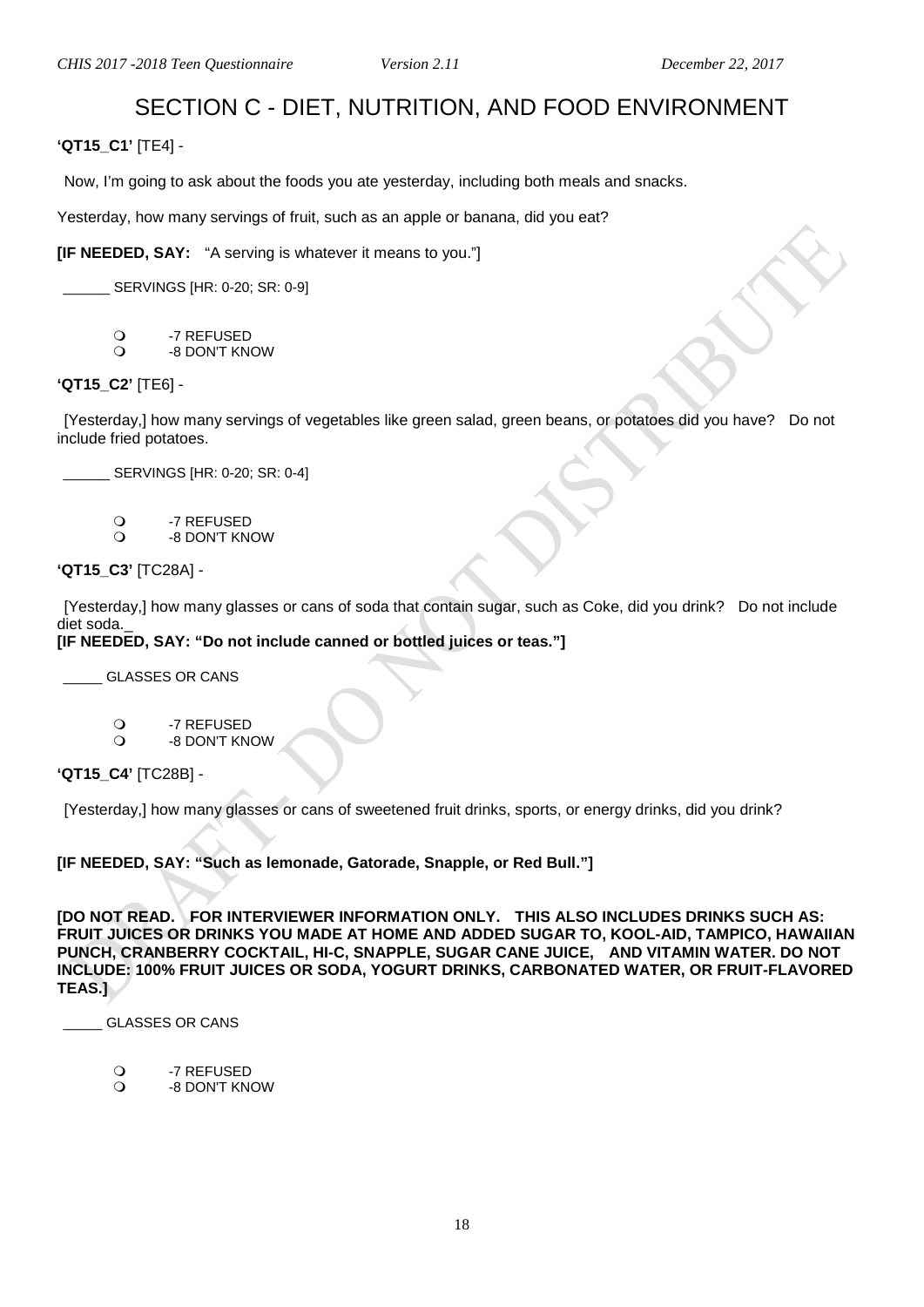# SECTION C - DIET, NUTRITION, AND FOOD ENVIRONMENT

**'QT15_C1'** [TE4] -

Now, I'm going to ask about the foods you ate yesterday, including both meals and snacks.

Yesterday, how many servings of fruit, such as an apple or banana, did you eat?

**[IF NEEDED, SAY:** "A serving is whatever it means to you."]

______ SERVINGS [HR: 0-20; SR: 0-9]

- -7 REFUSED
- -8 DON'T KNOW

**'QT15_C2'** [TE6] -

[Yesterday,] how many servings of vegetables like green salad, green beans, or potatoes did you have? Do not include fried potatoes.

______ SERVINGS [HR: 0-20; SR: 0-4]

- -7 REFUSED
- -8 DON'T KNOW

**'QT15_C3'** [TC28A] -

[Yesterday,] how many glasses or cans of soda that contain sugar, such as Coke, did you drink? Do not include diet soda._

**[IF NEEDED, SAY: "Do not include canned or bottled juices or teas."]**

_____ GLASSES OR CANS

- -7 REFUSED
- -8 DON'T KNOW

**'QT15_C4'** [TC28B] -

[Yesterday,] how many glasses or cans of sweetened fruit drinks, sports, or energy drinks, did you drink?

**[IF NEEDED, SAY: "Such as lemonade, Gatorade, Snapple, or Red Bull."]**

**[DO NOT READ. FOR INTERVIEWER INFORMATION ONLY. THIS ALSO INCLUDES DRINKS SUCH AS: FRUIT JUICES OR DRINKS YOU MADE AT HOME AND ADDED SUGAR TO, KOOL-AID, TAMPICO, HAWAIIAN PUNCH, CRANBERRY COCKTAIL, HI-C, SNAPPLE, SUGAR CANE JUICE, AND VITAMIN WATER. DO NOT INCLUDE: 100% FRUIT JUICES OR SODA, YOGURT DRINKS, CARBONATED WATER, OR FRUIT-FLAVORED TEAS.]**

_____ GLASSES OR CANS

- -7 REFUSED
- -8 DON'T KNOW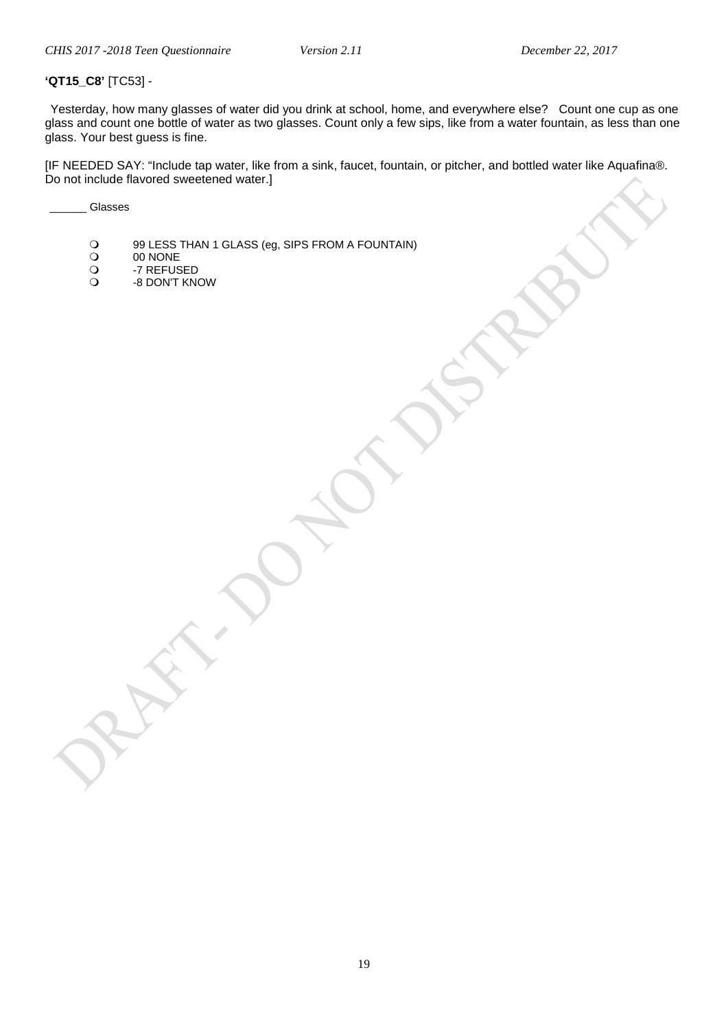**'QT15_C8'** [TC53] -

Yesterday, how many glasses of water did you drink at school, home, and everywhere else? Count one cup as one glass and count one bottle of water as two glasses. Count only a few sips, like from a water fountain, as less than one glass. Your best guess is fine.

[IF NEEDED SAY: "Include tap water, like from a sink, faucet, fountain, or pitcher, and bottled water like Aquafina®. Do not include flavored sweetened water.]

______ Glasses

- 99 LESS THAN 1 GLASS (eg, SIPS FROM A FOUNTAIN)
- 00 NONE
- -7 REFUSED
- -8 DON'T KNOW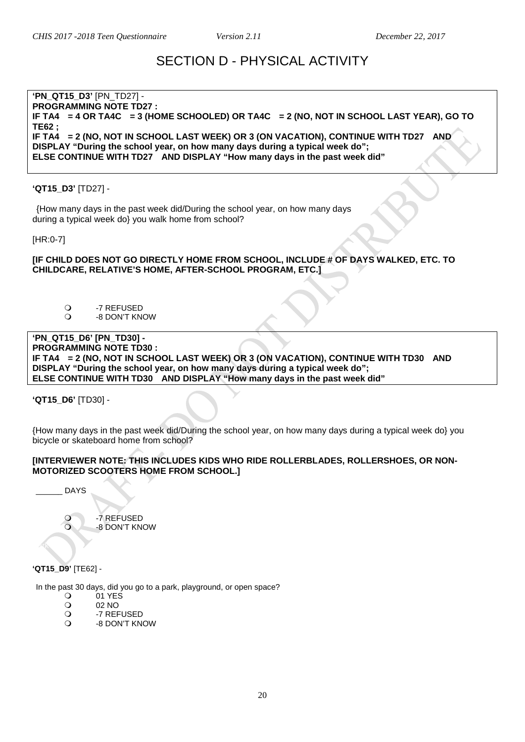# SECTION D - PHYSICAL ACTIVITY

**'PN_QT15_D3'** [PN_TD27] -
**PROGRAMMING NOTE TD27 :**
**IF TA4 = 4 OR TA4C = 3 (HOME SCHOOLED) OR TA4C = 2 (NO, NOT IN SCHOOL LAST YEAR), GO TO TE62 ;**
**IF TA4 = 2 (NO, NOT IN SCHOOL LAST WEEK) OR 3 (ON VACATION), CONTINUE WITH TD27 AND DISPLAY "During the school year, on how many days during a typical week do";**
**ELSE CONTINUE WITH TD27 AND DISPLAY "How many days in the past week did"**

**'QT15_D3'** [TD27] -

{How many days in the past week did/During the school year, on how many days during a typical week do} you walk home from school?

[HR:0-7]

**[IF CHILD DOES NOT GO DIRECTLY HOME FROM SCHOOL, INCLUDE # OF DAYS WALKED, ETC. TO CHILDCARE, RELATIVE'S HOME, AFTER-SCHOOL PROGRAM, ETC.]**

- -7 REFUSED
- -8 DON'T KNOW

**'PN_QT15_D6' [PN_TD30] -**
**PROGRAMMING NOTE TD30 :**
**IF TA4 = 2 (NO, NOT IN SCHOOL LAST WEEK) OR 3 (ON VACATION), CONTINUE WITH TD30 AND DISPLAY "During the school year, on how many days during a typical week do";**
**ELSE CONTINUE WITH TD30 AND DISPLAY "How many days in the past week did"**

**'QT15_D6'** [TD30] -

{How many days in the past week did/During the school year, on how many days during a typical week do} you bicycle or skateboard home from school?

**[INTERVIEWER NOTE: THIS INCLUDES KIDS WHO RIDE ROLLERBLADES, ROLLERSHOES, OR NON-MOTORIZED SCOOTERS HOME FROM SCHOOL.]**

______ DAYS

- -7 REFUSED
- -8 DON'T KNOW

**'QT15_D9'** [TE62] -

In the past 30 days, did you go to a park, playground, or open space?

- 01 YES
- 02 NO
- -7 REFUSED
- -8 DON'T KNOW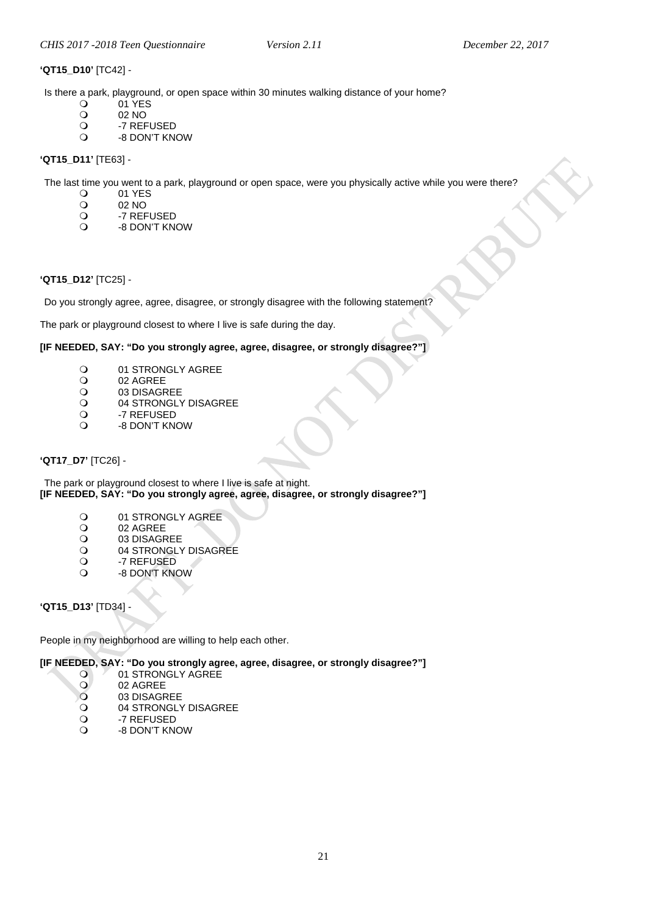**'QT15_D10'** [TC42] -

Is there a park, playground, or open space within 30 minutes walking distance of your home?

- 01 YES
- 02 NO
- -7 REFUSED
- -8 DON'T KNOW

**'QT15_D11'** [TE63] -

The last time you went to a park, playground or open space, were you physically active while you were there?

- 01 YES
- 02 NO
- -7 REFUSED
- -8 DON'T KNOW

**'QT15_D12'** [TC25] -

Do you strongly agree, agree, disagree, or strongly disagree with the following statement?

The park or playground closest to where I live is safe during the day.

**[IF NEEDED, SAY: "Do you strongly agree, agree, disagree, or strongly disagree?"]**

- 01 STRONGLY AGREE
- 02 AGREE
- 03 DISAGREE
- 04 STRONGLY DISAGREE
- -7 REFUSED
- -8 DON'T KNOW

**'QT17_D7'** [TC26] -

The park or playground closest to where I live is safe at night.
**[IF NEEDED, SAY: "Do you strongly agree, agree, disagree, or strongly disagree?"]**

- 01 STRONGLY AGREE
- 02 AGREE
- 03 DISAGREE
- 04 STRONGLY DISAGREE
- -7 REFUSED
- -8 DON'T KNOW

**'QT15_D13'** [TD34] -

People in my neighborhood are willing to help each other.

**[IF NEEDED, SAY: "Do you strongly agree, agree, disagree, or strongly disagree?"]**

- 01 STRONGLY AGREE
- 02 AGREE
- 03 DISAGREE
- 04 STRONGLY DISAGREE
- -7 REFUSED
- -8 DON'T KNOW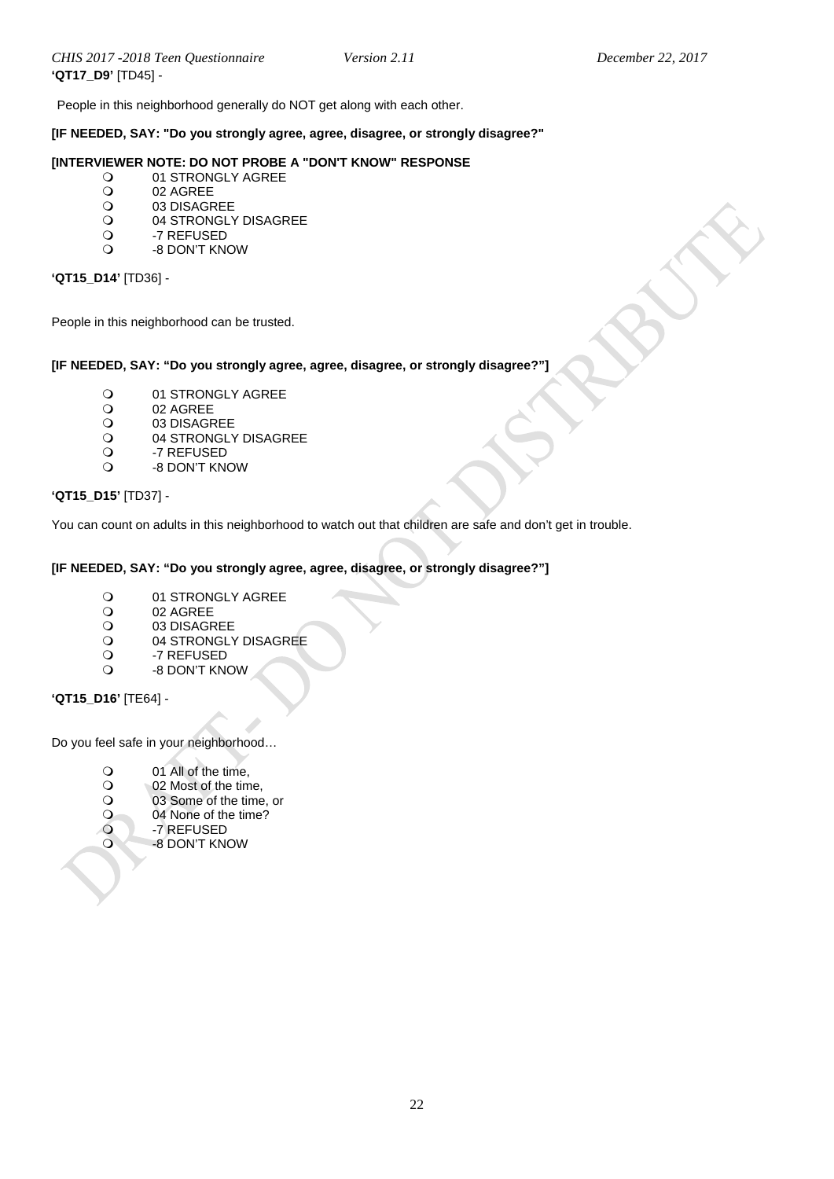**'QT17_D9'** [TD45] -

People in this neighborhood generally do NOT get along with each other.

**[IF NEEDED, SAY: "Do you strongly agree, agree, disagree, or strongly disagree?"**

**[INTERVIEWER NOTE: DO NOT PROBE A "DON'T KNOW" RESPONSE**

- 01 STRONGLY AGREE
- 02 AGREE
- 03 DISAGREE
- 04 STRONGLY DISAGREE
- -7 REFUSED
- -8 DON'T KNOW

**'QT15_D14'** [TD36] -

People in this neighborhood can be trusted.

**[IF NEEDED, SAY: "Do you strongly agree, agree, disagree, or strongly disagree?"]**

- 01 STRONGLY AGREE
- 02 AGREE
- 03 DISAGREE
- 04 STRONGLY DISAGREE
- -7 REFUSED
- -8 DON'T KNOW

**'QT15_D15'** [TD37] -

You can count on adults in this neighborhood to watch out that children are safe and don't get in trouble.

**[IF NEEDED, SAY: "Do you strongly agree, agree, disagree, or strongly disagree?"]**

- 01 STRONGLY AGREE
- 02 AGREE
- 03 DISAGREE
- 04 STRONGLY DISAGREE
- -7 REFUSED
- -8 DON'T KNOW

**'QT15_D16'** [TE64] -

Do you feel safe in your neighborhood…

- 01 All of the time,
- 02 Most of the time,
- 03 Some of the time, or
- 04 None of the time?
- -7 REFUSED
- -8 DON'T KNOW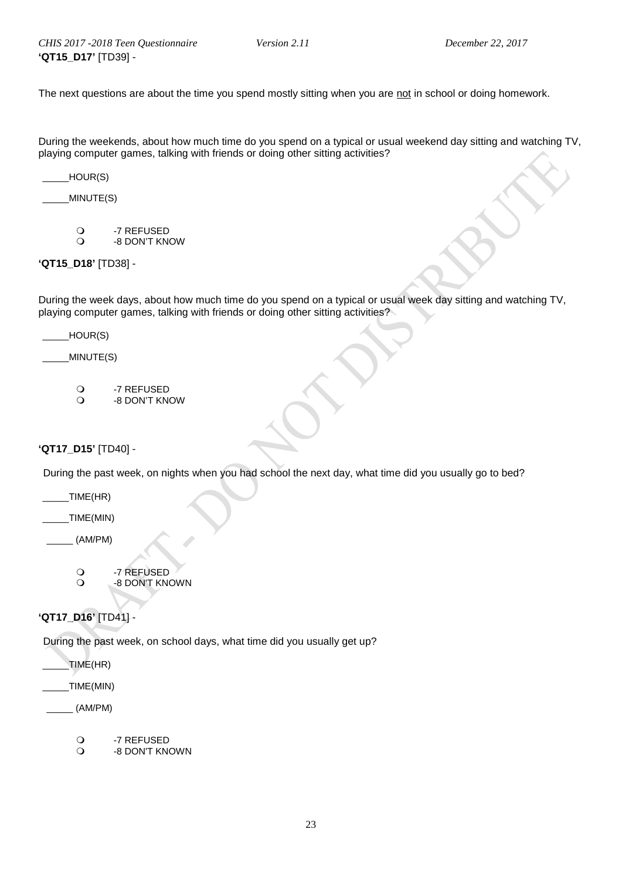**'QT15_D17'** [TD39] -

The next questions are about the time you spend mostly sitting when you are <u>not</u> in school or doing homework.

During the weekends, about how much time do you spend on a typical or usual weekend day sitting and watching TV, playing computer games, talking with friends or doing other sitting activities?

_____HOUR(S)

_____MINUTE(S)

- -7 REFUSED
- -8 DON'T KNOW

**'QT15_D18'** [TD38] -

During the week days, about how much time do you spend on a typical or usual week day sitting and watching TV, playing computer games, talking with friends or doing other sitting activities?

_____HOUR(S)

_____MINUTE(S)

- -7 REFUSED
- -8 DON'T KNOW

**'QT17_D15'** [TD40] -

During the past week, on nights when you had school the next day, what time did you usually go to bed?

_____TIME(HR)

_____TIME(MIN)

_____ (AM/PM)

- -7 REFUSED
- -8 DON'T KNOWN

**'QT17_D16'** [TD41] -

During the past week, on school days, what time did you usually get up?

_____TIME(HR)

_____TIME(MIN)

_____ (AM/PM)

- -7 REFUSED
- -8 DON'T KNOWN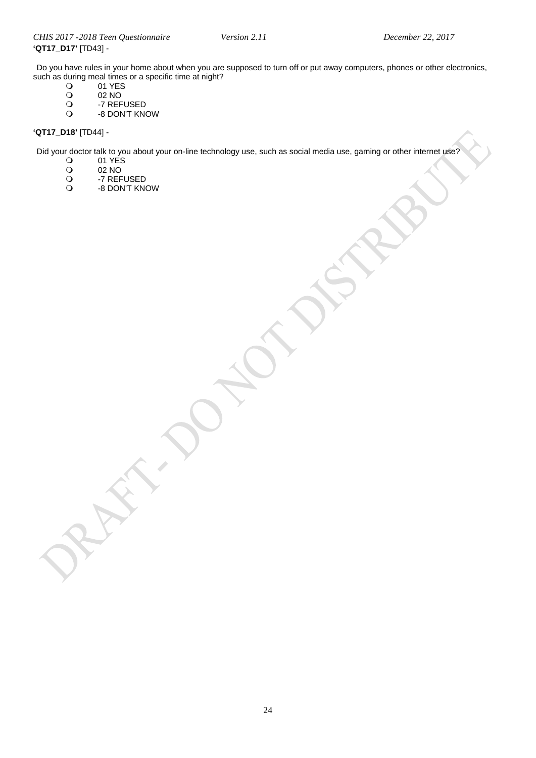**'QT17_D17'** [TD43] -

Do you have rules in your home about when you are supposed to turn off or put away computers, phones or other electronics, such as during meal times or a specific time at night?

- 01 YES
- 02 NO
- -7 REFUSED
- -8 DON'T KNOW

**'QT17_D18'** [TD44] -

Did your doctor talk to you about your on-line technology use, such as social media use, gaming or other internet use?

- 01 YES
- 02 NO
- -7 REFUSED
- -8 DON'T KNOW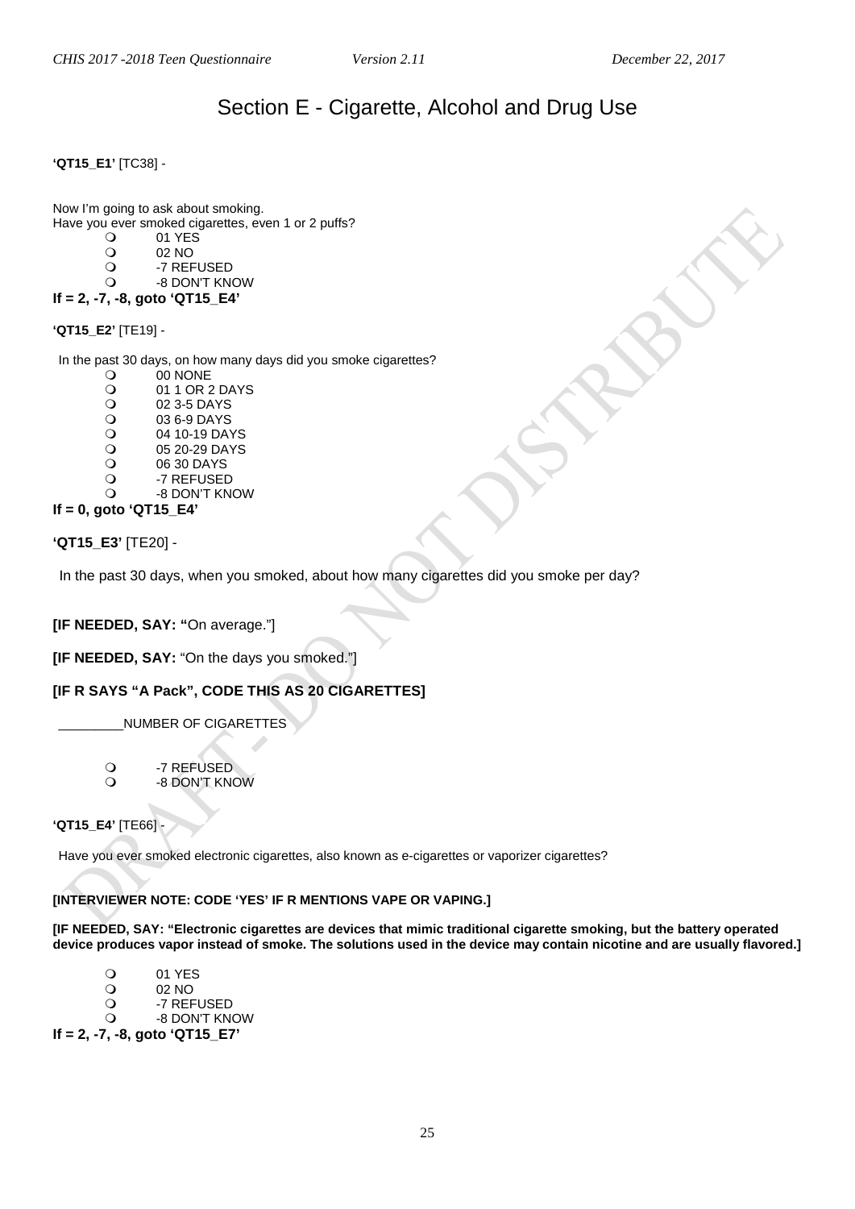# Section E - Cigarette, Alcohol and Drug Use

**'QT15_E1'** [TC38] -

Now I'm going to ask about smoking.
Have you ever smoked cigarettes, even 1 or 2 puffs?

- 01 YES
- 02 NO
- -7 REFUSED
- -8 DON'T KNOW

**If = 2, -7, -8, goto 'QT15_E4'**

**'QT15_E2'** [TE19] -

In the past 30 days, on how many days did you smoke cigarettes?

- 00 NONE
- 01 1 OR 2 DAYS
- 02 3-5 DAYS
- 03 6-9 DAYS
- 04 10-19 DAYS
- 05 20-29 DAYS
- 06 30 DAYS
- -7 REFUSED
- -8 DON'T KNOW

**If = 0, goto 'QT15_E4'**

**'QT15_E3'** [TE20] -

In the past 30 days, when you smoked, about how many cigarettes did you smoke per day?

**[IF NEEDED, SAY: "**On average."]

**[IF NEEDED, SAY:** "On the days you smoked."]

**[IF R SAYS "A Pack", CODE THIS AS 20 CIGARETTES]**

_________NUMBER OF CIGARETTES

- -7 REFUSED
- -8 DON'T KNOW

**'QT15_E4'** [TE66] -

Have you ever smoked electronic cigarettes, also known as e-cigarettes or vaporizer cigarettes?

**[INTERVIEWER NOTE: CODE 'YES' IF R MENTIONS VAPE OR VAPING.]**

**[IF NEEDED, SAY: "Electronic cigarettes are devices that mimic traditional cigarette smoking, but the battery operated device produces vapor instead of smoke. The solutions used in the device may contain nicotine and are usually flavored.]**

- 01 YES
- 02 NO
- -7 REFUSED
- -8 DON'T KNOW

**If = 2, -7, -8, goto 'QT15_E7'**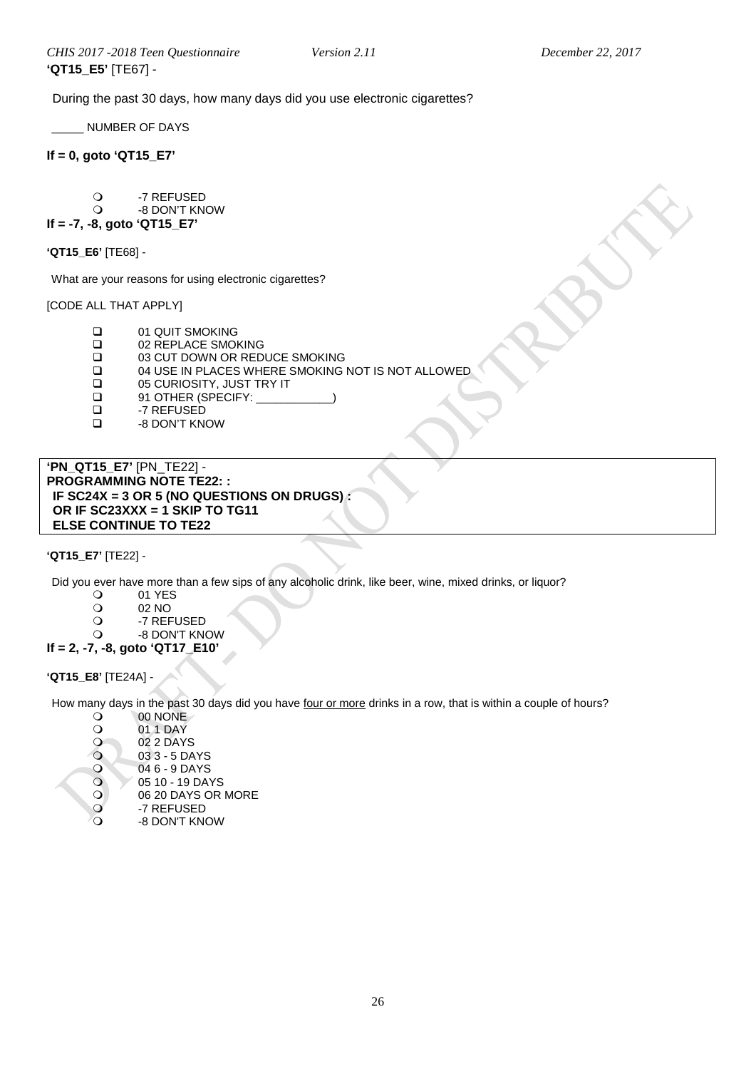**'QT15_E5'** [TE67] -

During the past 30 days, how many days did you use electronic cigarettes?

_____ NUMBER OF DAYS

**If = 0, goto 'QT15_E7'**

- -7 REFUSED
- -8 DON'T KNOW

**If = -7, -8, goto 'QT15_E7'**

**'QT15_E6'** [TE68] -

What are your reasons for using electronic cigarettes?

[CODE ALL THAT APPLY]

- 01 QUIT SMOKING
- 02 REPLACE SMOKING
- 03 CUT DOWN OR REDUCE SMOKING
- 04 USE IN PLACES WHERE SMOKING NOT IS NOT ALLOWED
- 05 CURIOSITY, JUST TRY IT
- 91 OTHER (SPECIFY: ___________)
- -7 REFUSED
- -8 DON'T KNOW

**'PN_QT15_E7'** [PN_TE22] -
**PROGRAMMING NOTE TE22: :**
**IF SC24X = 3 OR 5 (NO QUESTIONS ON DRUGS) :**
**OR IF SC23XXX = 1 SKIP TO TG11**
**ELSE CONTINUE TO TE22**

**'QT15_E7'** [TE22] -

Did you ever have more than a few sips of any alcoholic drink, like beer, wine, mixed drinks, or liquor?

- 01 YES
- 02 NO
- -7 REFUSED
- -8 DON'T KNOW

**If = 2, -7, -8, goto 'QT17_E10'**

**'QT15_E8'** [TE24A] -

How many days in the past 30 days did you have <u>four or more</u> drinks in a row, that is within a couple of hours?

- 00 NONE
- 01 1 DAY
- 02 2 DAYS
- 03 3 - 5 DAYS
- 04 6 - 9 DAYS
- 05 10 - 19 DAYS
- 06 20 DAYS OR MORE
- -7 REFUSED
- -8 DON'T KNOW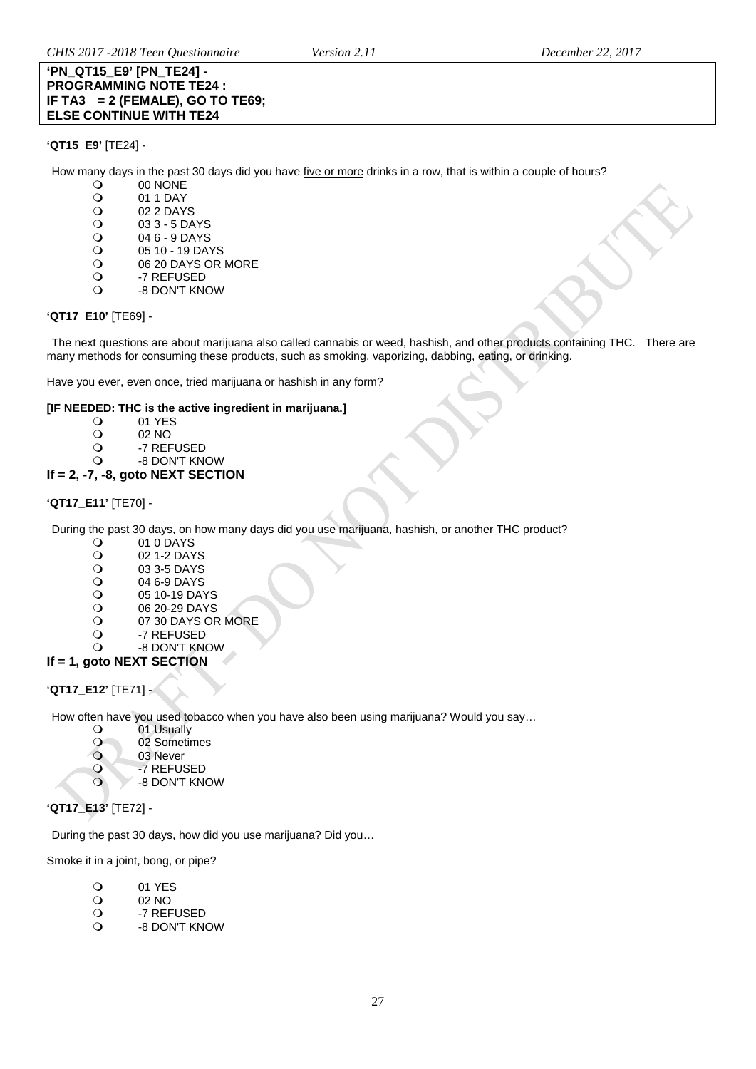**'PN_QT15_E9' [PN_TE24] -**
**PROGRAMMING NOTE TE24 :**
**IF TA3 = 2 (FEMALE), GO TO TE69;**
**ELSE CONTINUE WITH TE24**

**'QT15_E9'** [TE24] -

How many days in the past 30 days did you have five or more drinks in a row, that is within a couple of hours?

- 00 NONE
- 01 1 DAY
- 02 2 DAYS
- 03 3 - 5 DAYS
- 04 6 - 9 DAYS
- 05 10 - 19 DAYS
- 06 20 DAYS OR MORE
- -7 REFUSED
- -8 DON'T KNOW

**'QT17_E10'** [TE69] -

The next questions are about marijuana also called cannabis or weed, hashish, and other products containing THC. There are many methods for consuming these products, such as smoking, vaporizing, dabbing, eating, or drinking.

Have you ever, even once, tried marijuana or hashish in any form?

**[IF NEEDED: THC is the active ingredient in marijuana.]**

- 01 YES
- 02 NO
- -7 REFUSED
- -8 DON'T KNOW

**If = 2, -7, -8, goto NEXT SECTION**

**'QT17_E11'** [TE70] -

During the past 30 days, on how many days did you use marijuana, hashish, or another THC product?

- 01 0 DAYS
- 02 1-2 DAYS
- 03 3-5 DAYS
- 04 6-9 DAYS
- 05 10-19 DAYS
- 06 20-29 DAYS
- 07 30 DAYS OR MORE
- -7 REFUSED
- -8 DON'T KNOW

**If = 1, goto NEXT SECTION**

**'QT17_E12'** [TE71] -

How often have you used tobacco when you have also been using marijuana? Would you say…

- 01 Usually
- 02 Sometimes
- 03 Never
- -7 REFUSED
- -8 DON'T KNOW

**'QT17_E13'** [TE72] -

During the past 30 days, how did you use marijuana? Did you…

Smoke it in a joint, bong, or pipe?

- 01 YES
- 02 NO
- -7 REFUSED
- -8 DON'T KNOW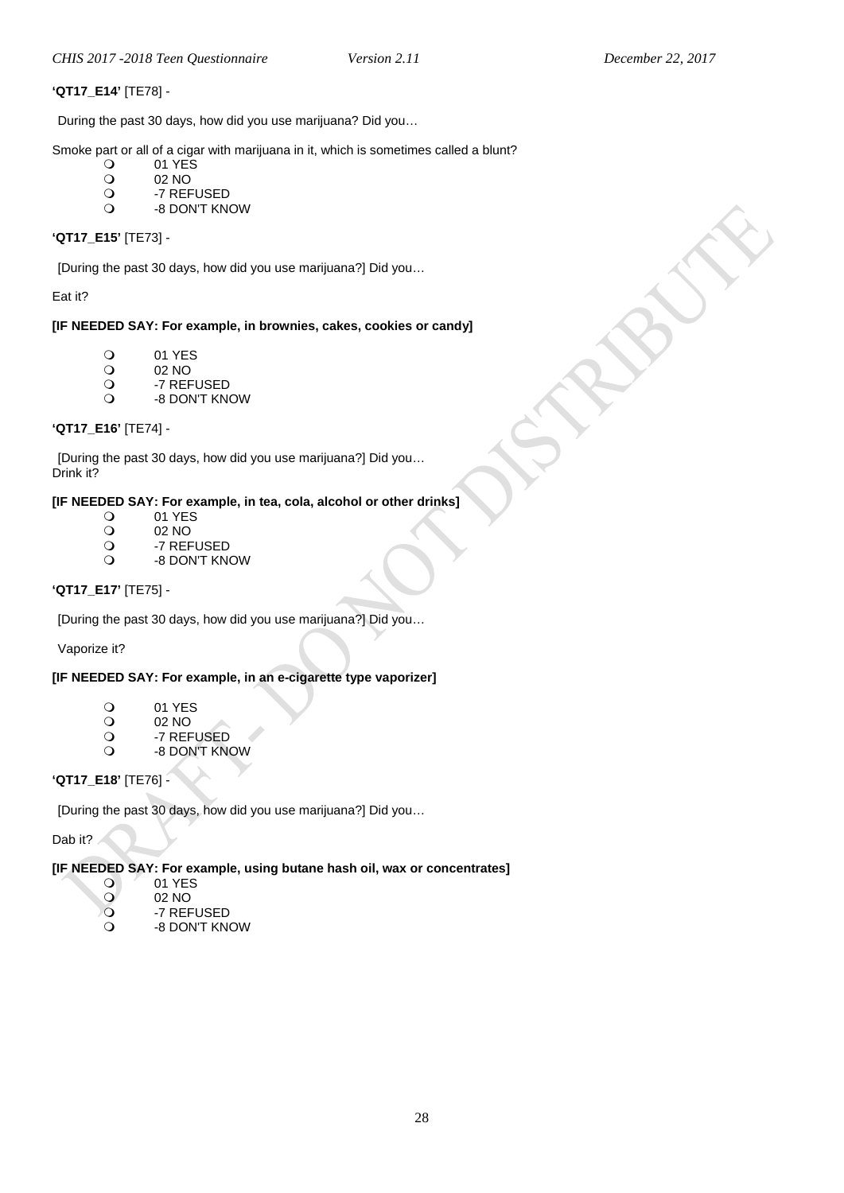**'QT17_E14'** [TE78] -

During the past 30 days, how did you use marijuana? Did you…

Smoke part or all of a cigar with marijuana in it, which is sometimes called a blunt?

- 01 YES
- 02 NO
- -7 REFUSED
- -8 DON'T KNOW

**'QT17_E15'** [TE73] -

[During the past 30 days, how did you use marijuana?] Did you…

Eat it?

**[IF NEEDED SAY: For example, in brownies, cakes, cookies or candy]**

- 01 YES
- 02 NO
- -7 REFUSED
- -8 DON'T KNOW

**'QT17_E16'** [TE74] -

[During the past 30 days, how did you use marijuana?] Did you…
Drink it?

**[IF NEEDED SAY: For example, in tea, cola, alcohol or other drinks]**

- 01 YES
- 02 NO
- -7 REFUSED
- -8 DON'T KNOW

**'QT17_E17'** [TE75] -

[During the past 30 days, how did you use marijuana?] Did you…

Vaporize it?

**[IF NEEDED SAY: For example, in an e-cigarette type vaporizer]**

- 01 YES
- 02 NO
- -7 REFUSED
- -8 DON'T KNOW

**'QT17_E18'** [TE76] -

[During the past 30 days, how did you use marijuana?] Did you…

Dab it?

**[IF NEEDED SAY: For example, using butane hash oil, wax or concentrates]**

- 01 YES
- 02 NO
- -7 REFUSED
- -8 DON'T KNOW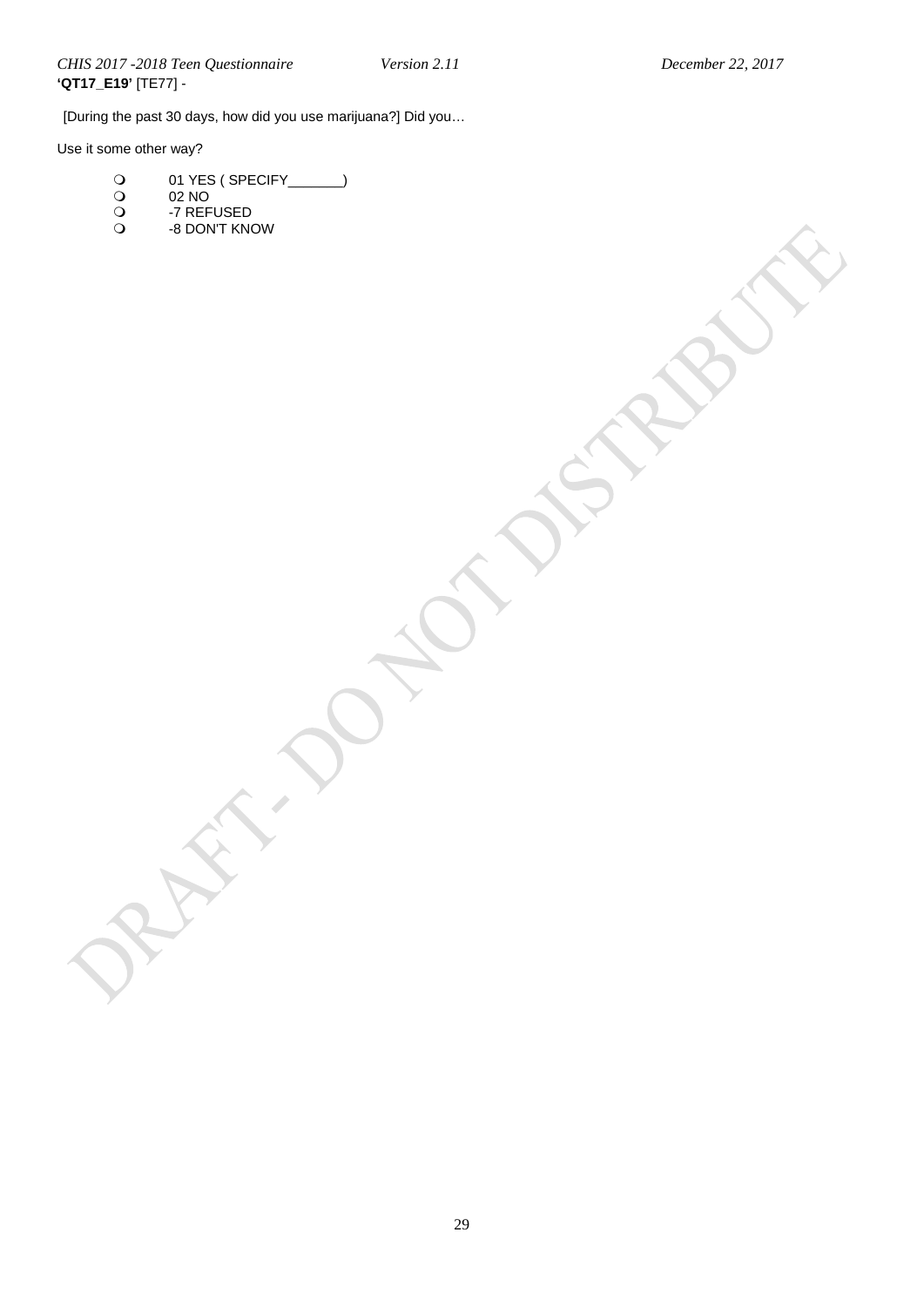**'QT17_E19'** [TE77] -

[During the past 30 days, how did you use marijuana?] Did you…

Use it some other way?

- 01 YES ( SPECIFY_______)
- 02 NO
- -7 REFUSED
- -8 DON'T KNOW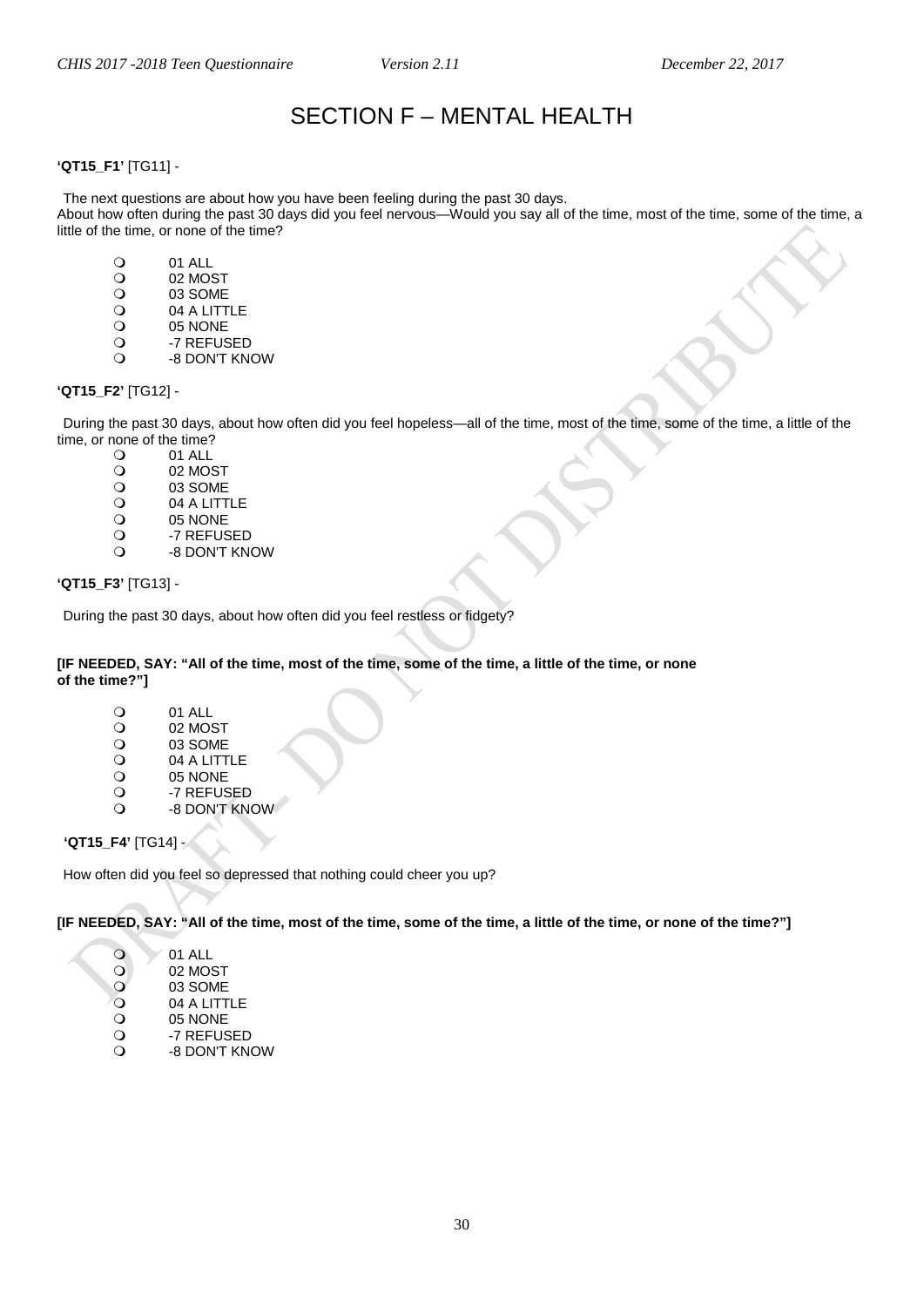# SECTION F – MENTAL HEALTH

**'QT15_F1'** [TG11] -

The next questions are about how you have been feeling during the past 30 days.
About how often during the past 30 days did you feel nervous—Would you say all of the time, most of the time, some of the time, a little of the time, or none of the time?

- 01 ALL
- 02 MOST
- 03 SOME
- 04 A LITTLE
- 05 NONE
- -7 REFUSED
- -8 DON'T KNOW

**'QT15_F2'** [TG12] -

During the past 30 days, about how often did you feel hopeless—all of the time, most of the time, some of the time, a little of the time, or none of the time?

- 01 ALL
- 02 MOST
- 03 SOME
- 04 A LITTLE
- 05 NONE
- -7 REFUSED
- -8 DON'T KNOW

**'QT15_F3'** [TG13] -

During the past 30 days, about how often did you feel restless or fidgety?

**[IF NEEDED, SAY: "All of the time, most of the time, some of the time, a little of the time, or none of the time?"]**

- 01 ALL
- 02 MOST
- 03 SOME
- 04 A LITTLE
- 05 NONE
- -7 REFUSED
- -8 DON'T KNOW

**'QT15_F4'** [TG14] -

How often did you feel so depressed that nothing could cheer you up?

**[IF NEEDED, SAY: "All of the time, most of the time, some of the time, a little of the time, or none of the time?"]**

- 01 ALL
- 02 MOST
- 03 SOME
- 04 A LITTLE
- 05 NONE
- -7 REFUSED
- -8 DON'T KNOW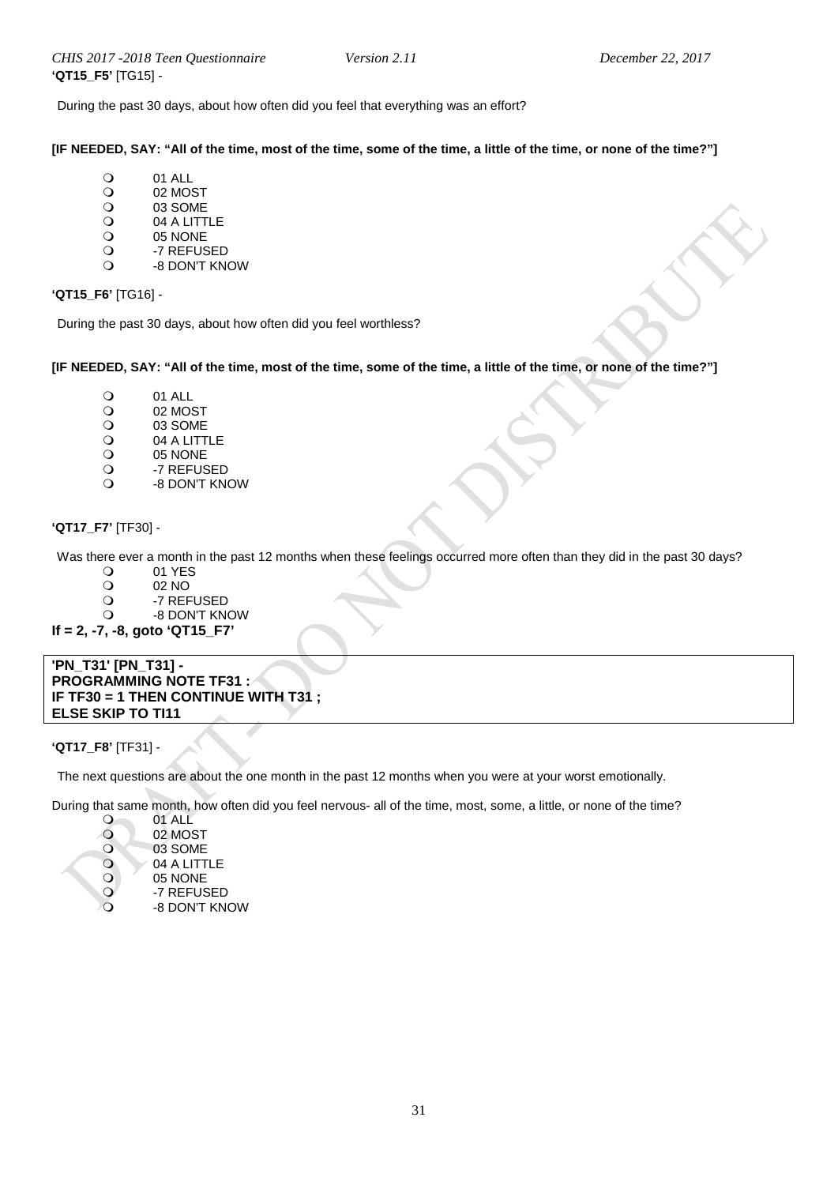**'QT15_F5'** [TG15] -

During the past 30 days, about how often did you feel that everything was an effort?

**[IF NEEDED, SAY: "All of the time, most of the time, some of the time, a little of the time, or none of the time?"]**

- 01 ALL
- 02 MOST
- 03 SOME
- 04 A LITTLE
- 05 NONE
- -7 REFUSED
- -8 DON'T KNOW

**'QT15_F6'** [TG16] -

During the past 30 days, about how often did you feel worthless?

**[IF NEEDED, SAY: "All of the time, most of the time, some of the time, a little of the time, or none of the time?"]**

- 01 ALL
- 02 MOST
- 03 SOME
- 04 A LITTLE
- 05 NONE
- -7 REFUSED
- -8 DON'T KNOW

**'QT17_F7'** [TF30] -

Was there ever a month in the past 12 months when these feelings occurred more often than they did in the past 30 days?

- 01 YES
- 02 NO
- -7 REFUSED
- -8 DON'T KNOW

**If = 2, -7, -8, goto 'QT15_F7'**

**'PN_T31' [PN_T31] -**
**PROGRAMMING NOTE TF31 :**
**IF TF30 = 1 THEN CONTINUE WITH T31 ;**
**ELSE SKIP TO TI11**

**'QT17_F8'** [TF31] -

The next questions are about the one month in the past 12 months when you were at your worst emotionally.

During that same month, how often did you feel nervous- all of the time, most, some, a little, or none of the time?

- 01 ALL
- 02 MOST
- 03 SOME
- 04 A LITTLE
- 05 NONE
- -7 REFUSED
- -8 DON'T KNOW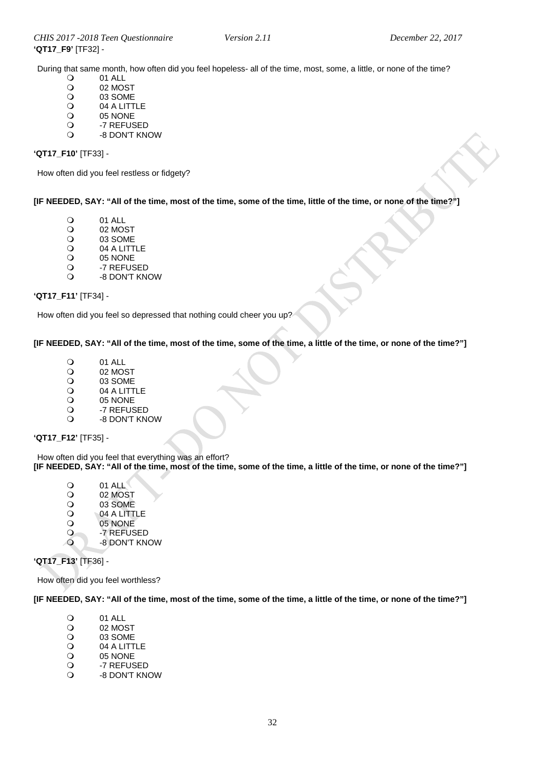**'QT17_F9'** [TF32] -

During that same month, how often did you feel hopeless- all of the time, most, some, a little, or none of the time?

- 01 ALL
- 02 MOST
- 03 SOME
- 04 A LITTLE
- 05 NONE
- -7 REFUSED
- -8 DON'T KNOW

**'QT17_F10'** [TF33] -

How often did you feel restless or fidgety?

**[IF NEEDED, SAY: "All of the time, most of the time, some of the time, little of the time, or none of the time?"]**

- 01 ALL
- 02 MOST
- 03 SOME
- 04 A LITTLE
- 05 NONE
- -7 REFUSED
- -8 DON'T KNOW

**'QT17_F11'** [TF34] -

How often did you feel so depressed that nothing could cheer you up?

**[IF NEEDED, SAY: "All of the time, most of the time, some of the time, a little of the time, or none of the time?"]**

- 01 ALL
- 02 MOST
- 03 SOME
- 04 A LITTLE
- 05 NONE
- -7 REFUSED
- -8 DON'T KNOW

**'QT17_F12'** [TF35] -

How often did you feel that everything was an effort?
**[IF NEEDED, SAY: "All of the time, most of the time, some of the time, a little of the time, or none of the time?"]**

- 01 ALL
- 02 MOST
- 03 SOME
- 04 A LITTLE
- 05 NONE
- -7 REFUSED
- -8 DON'T KNOW

**'QT17_F13'** [TF36] -

How often did you feel worthless?

**[IF NEEDED, SAY: "All of the time, most of the time, some of the time, a little of the time, or none of the time?"]**

- 01 ALL
- 02 MOST
- 03 SOME
- 04 A LITTLE
- 05 NONE
- -7 REFUSED
- -8 DON'T KNOW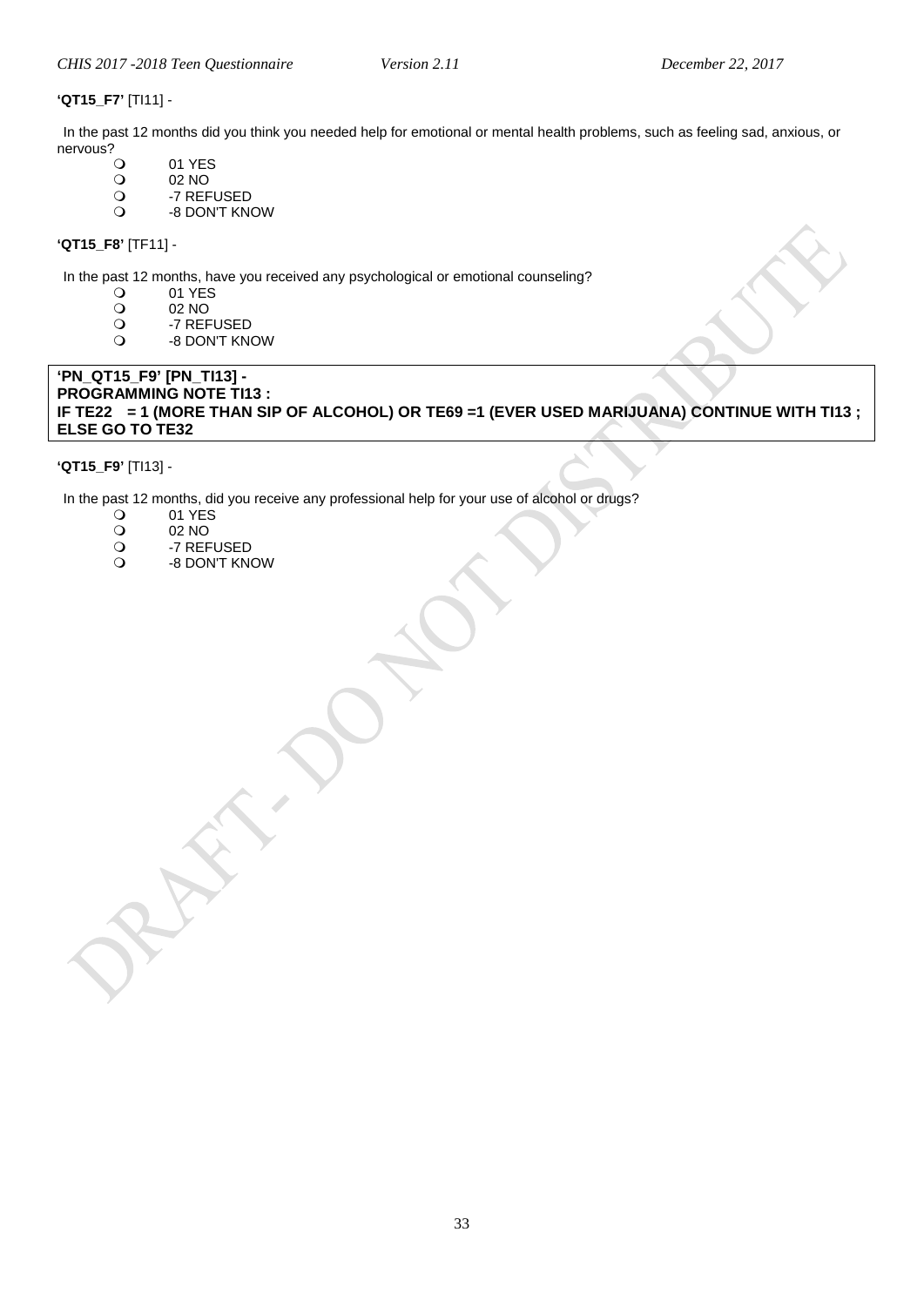**'QT15_F7'** [TI11] -

In the past 12 months did you think you needed help for emotional or mental health problems, such as feeling sad, anxious, or nervous?

- 01 YES
- 02 NO
- -7 REFUSED
- -8 DON'T KNOW

**'QT15_F8'** [TF11] -

In the past 12 months, have you received any psychological or emotional counseling?

- 01 YES
- 02 NO
- -7 REFUSED
- -8 DON'T KNOW

**'PN_QT15_F9' [PN_TI13] -**
**PROGRAMMING NOTE TI13 :**
**IF TE22 = 1 (MORE THAN SIP OF ALCOHOL) OR TE69 =1 (EVER USED MARIJUANA) CONTINUE WITH TI13 ; ELSE GO TO TE32**

**'QT15_F9'** [TI13] -

In the past 12 months, did you receive any professional help for your use of alcohol or drugs?

- 01 YES
- 02 NO
- -7 REFUSED
- -8 DON'T KNOW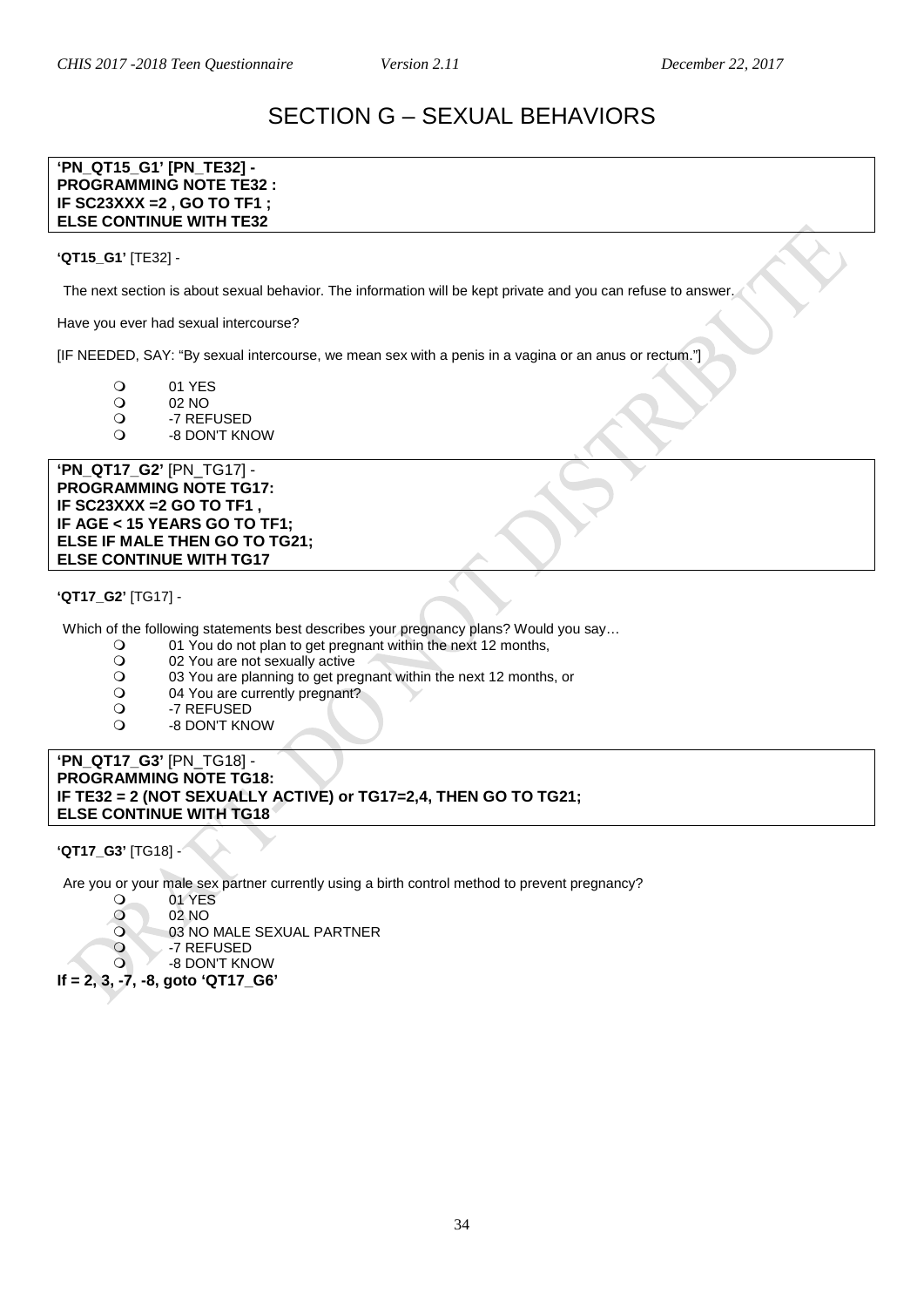# SECTION G – SEXUAL BEHAVIORS

**'PN_QT15_G1' [PN_TE32] -**
**PROGRAMMING NOTE TE32 :**
**IF SC23XXX =2 , GO TO TF1 ;**
**ELSE CONTINUE WITH TE32**

**'QT15_G1'** [TE32] -

The next section is about sexual behavior. The information will be kept private and you can refuse to answer.

Have you ever had sexual intercourse?

[IF NEEDED, SAY: "By sexual intercourse, we mean sex with a penis in a vagina or an anus or rectum."]

- 01 YES
- 02 NO
- -7 REFUSED
- -8 DON'T KNOW

**'PN_QT17_G2'** [PN_TG17] -
**PROGRAMMING NOTE TG17:**
**IF SC23XXX =2 GO TO TF1 ,**
**IF AGE < 15 YEARS GO TO TF1;**
**ELSE IF MALE THEN GO TO TG21;**
**ELSE CONTINUE WITH TG17**

**'QT17_G2'** [TG17] -

Which of the following statements best describes your pregnancy plans? Would you say…

- 01 You do not plan to get pregnant within the next 12 months,
- 02 You are not sexually active
- 03 You are planning to get pregnant within the next 12 months, or
- 04 You are currently pregnant?
- -7 REFUSED
- -8 DON'T KNOW

**'PN_QT17_G3'** [PN_TG18] -
**PROGRAMMING NOTE TG18:**
**IF TE32 = 2 (NOT SEXUALLY ACTIVE) or TG17=2,4, THEN GO TO TG21;**
**ELSE CONTINUE WITH TG18**

**'QT17_G3'** [TG18] -

Are you or your male sex partner currently using a birth control method to prevent pregnancy?

- 01 YES
- 02 NO
- 03 NO MALE SEXUAL PARTNER
- -7 REFUSED
- -8 DON'T KNOW

**If = 2, 3, -7, -8, goto 'QT17_G6'**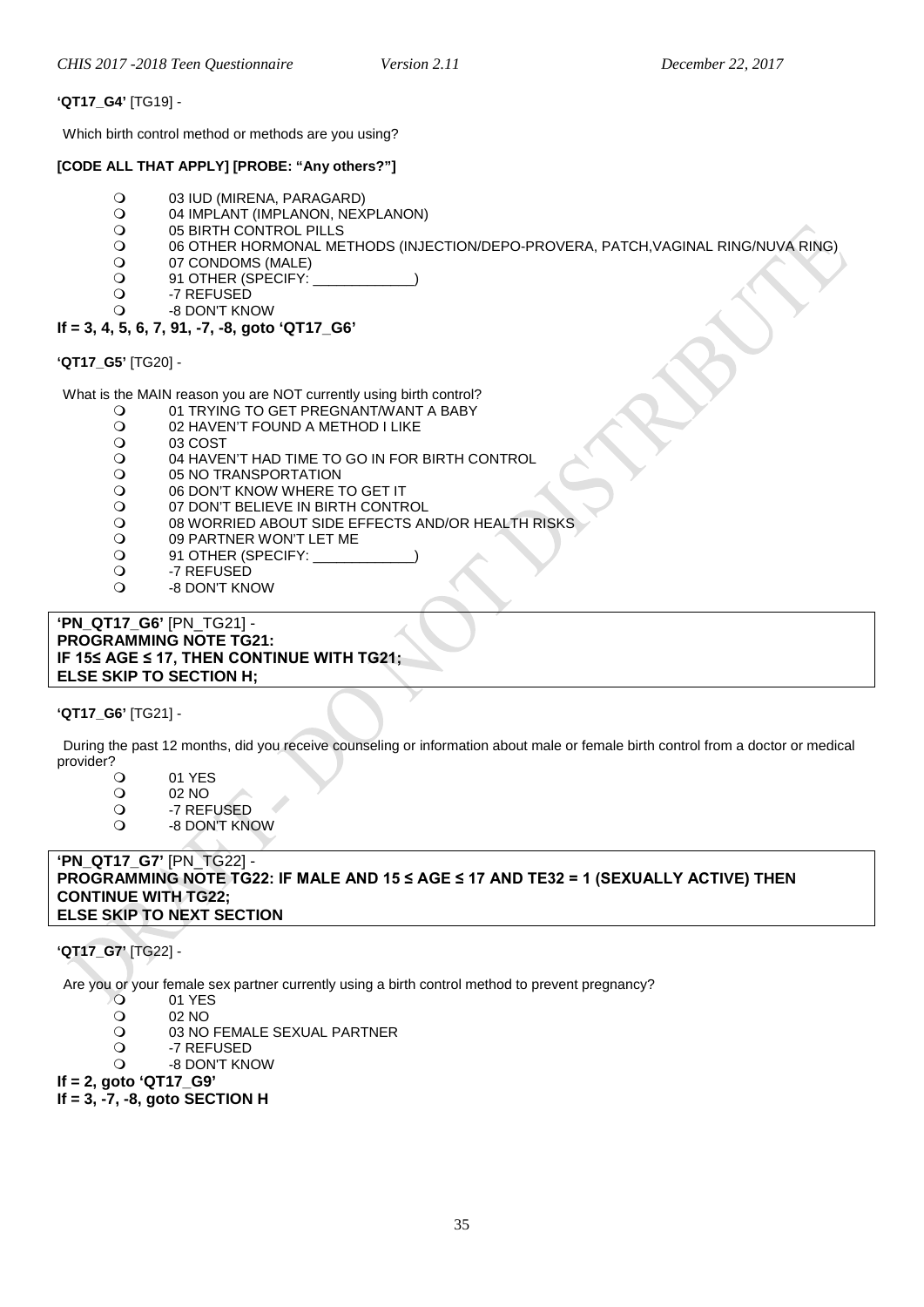**'QT17_G4'** [TG19] -

Which birth control method or methods are you using?

**[CODE ALL THAT APPLY] [PROBE: "Any others?"]**

- 03 IUD (MIRENA, PARAGARD)
- 04 IMPLANT (IMPLANON, NEXPLANON)
- 05 BIRTH CONTROL PILLS
- 06 OTHER HORMONAL METHODS (INJECTION/DEPO-PROVERA, PATCH,VAGINAL RING/NUVA RING)
- 07 CONDOMS (MALE)
- 91 OTHER (SPECIFY: _____________)
- -7 REFUSED
- -8 DON'T KNOW

**If = 3, 4, 5, 6, 7, 91, -7, -8, goto 'QT17_G6'**

**'QT17_G5'** [TG20] -

What is the MAIN reason you are NOT currently using birth control?

- 01 TRYING TO GET PREGNANT/WANT A BABY
- 02 HAVEN'T FOUND A METHOD I LIKE
- 03 COST
- 04 HAVEN'T HAD TIME TO GO IN FOR BIRTH CONTROL
- 05 NO TRANSPORTATION
- 06 DON'T KNOW WHERE TO GET IT
- 07 DON'T BELIEVE IN BIRTH CONTROL
- 08 WORRIED ABOUT SIDE EFFECTS AND/OR HEALTH RISKS
- 09 PARTNER WON'T LET ME
- 91 OTHER (SPECIFY: _____________)
- -7 REFUSED
- -8 DON'T KNOW

**'PN_QT17_G6'** [PN_TG21] -
**PROGRAMMING NOTE TG21:**
**IF 15≤ AGE ≤ 17, THEN CONTINUE WITH TG21;**
**ELSE SKIP TO SECTION H;**

**'QT17_G6'** [TG21] -

During the past 12 months, did you receive counseling or information about male or female birth control from a doctor or medical provider?

- 01 YES
- 02 NO
- -7 REFUSED
- -8 DON'T KNOW

**'PN_QT17_G7'** [PN_TG22] -
**PROGRAMMING NOTE TG22: IF MALE AND 15 ≤ AGE ≤ 17 AND TE32 = 1 (SEXUALLY ACTIVE) THEN CONTINUE WITH TG22;**
**ELSE SKIP TO NEXT SECTION**

**'QT17_G7'** [TG22] -

Are you or your female sex partner currently using a birth control method to prevent pregnancy?

- 01 YES
- 02 NO
- 03 NO FEMALE SEXUAL PARTNER
- -7 REFUSED
- -8 DON'T KNOW

**If = 2, goto 'QT17_G9'**
**If = 3, -7, -8, goto SECTION H**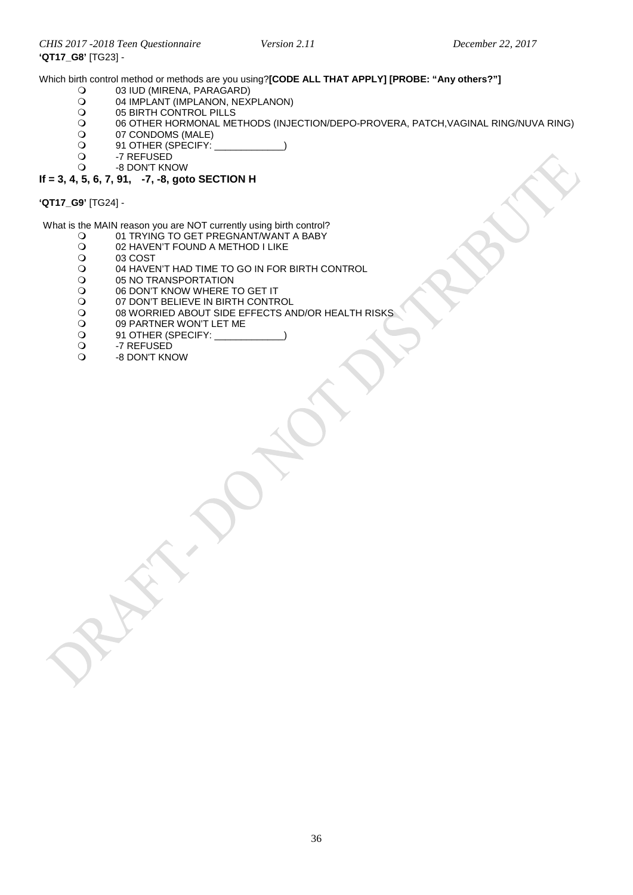**'QT17_G8'** [TG23] -

Which birth control method or methods are you using?**[CODE ALL THAT APPLY] [PROBE: "Any others?"]**

- 03 IUD (MIRENA, PARAGARD)
- 04 IMPLANT (IMPLANON, NEXPLANON)
- 05 BIRTH CONTROL PILLS
- 06 OTHER HORMONAL METHODS (INJECTION/DEPO-PROVERA, PATCH,VAGINAL RING/NUVA RING)
- 07 CONDOMS (MALE)
- 91 OTHER (SPECIFY: _____________)
- -7 REFUSED
- -8 DON'T KNOW

**If = 3, 4, 5, 6, 7, 91, -7, -8, goto SECTION H**

**'QT17_G9'** [TG24] -

What is the MAIN reason you are NOT currently using birth control?

- 01 TRYING TO GET PREGNANT/WANT A BABY
- 02 HAVEN'T FOUND A METHOD I LIKE
- 03 COST
- 04 HAVEN'T HAD TIME TO GO IN FOR BIRTH CONTROL
- 05 NO TRANSPORTATION
- 06 DON'T KNOW WHERE TO GET IT
- 07 DON'T BELIEVE IN BIRTH CONTROL
- 08 WORRIED ABOUT SIDE EFFECTS AND/OR HEALTH RISKS
- 09 PARTNER WON'T LET ME
- 91 OTHER (SPECIFY: _____________)
- -7 REFUSED
- -8 DON'T KNOW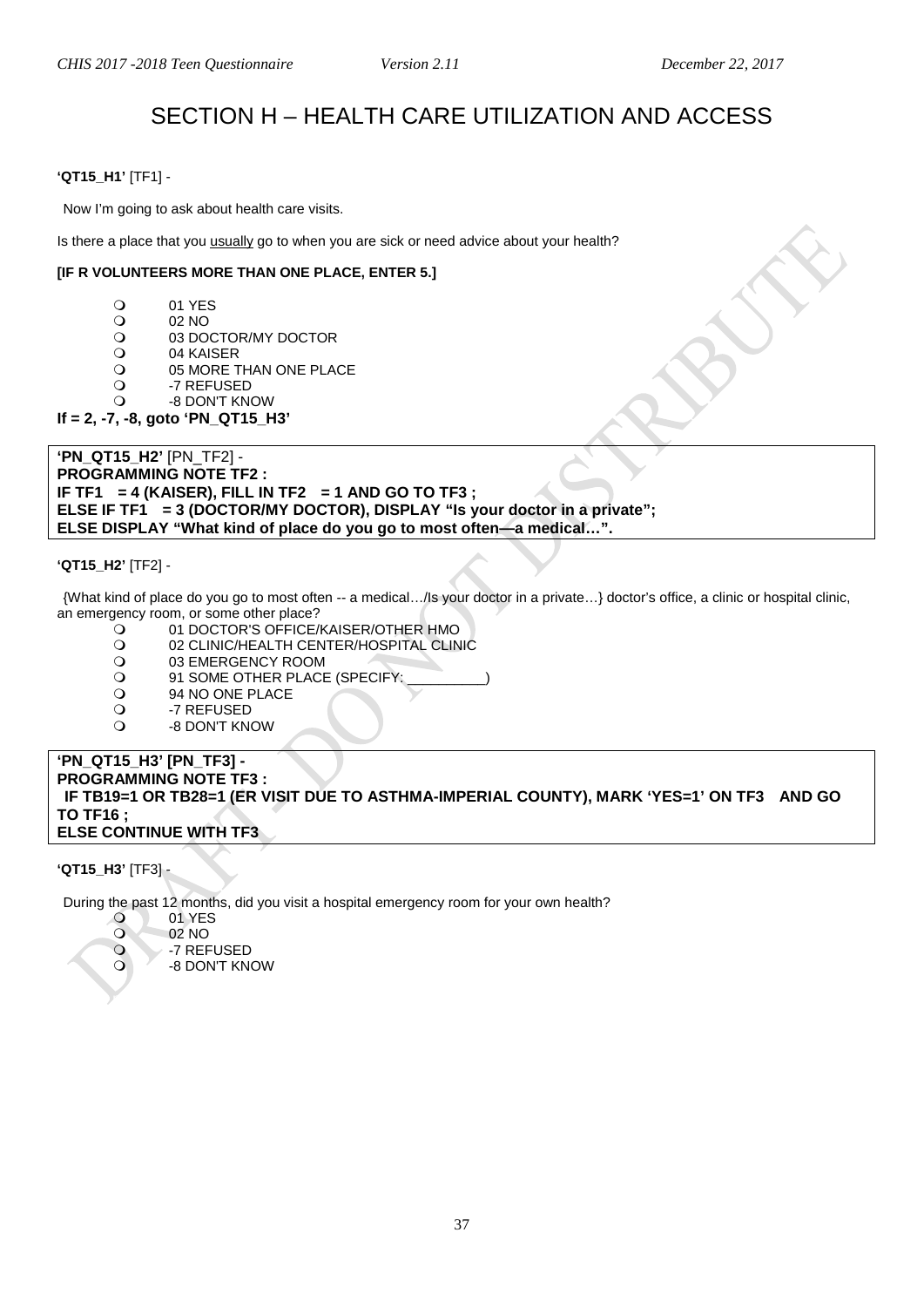# SECTION H – HEALTH CARE UTILIZATION AND ACCESS

**'QT15_H1'** [TF1] -

Now I'm going to ask about health care visits.

Is there a place that you usually go to when you are sick or need advice about your health?

**[IF R VOLUNTEERS MORE THAN ONE PLACE, ENTER 5.]**

- 01 YES
- 02 NO
- 03 DOCTOR/MY DOCTOR
- 04 KAISER
- 05 MORE THAN ONE PLACE
- -7 REFUSED
- -8 DON'T KNOW

**If = 2, -7, -8, goto 'PN_QT15_H3'**

**'PN_QT15_H2'** [PN_TF2] -
**PROGRAMMING NOTE TF2 :**
**IF TF1 = 4 (KAISER), FILL IN TF2 = 1 AND GO TO TF3 ;**
**ELSE IF TF1 = 3 (DOCTOR/MY DOCTOR), DISPLAY "Is your doctor in a private";**
**ELSE DISPLAY "What kind of place do you go to most often—a medical…".**

**'QT15_H2'** [TF2] -

{What kind of place do you go to most often -- a medical…/Is your doctor in a private…} doctor's office, a clinic or hospital clinic, an emergency room, or some other place?

- 01 DOCTOR'S OFFICE/KAISER/OTHER HMO
- 02 CLINIC/HEALTH CENTER/HOSPITAL CLINIC
- 03 EMERGENCY ROOM
- 91 SOME OTHER PLACE (SPECIFY: __________)
- 94 NO ONE PLACE
- -7 REFUSED
- -8 DON'T KNOW

**'PN_QT15_H3' [PN_TF3] -**
**PROGRAMMING NOTE TF3 :**
**IF TB19=1 OR TB28=1 (ER VISIT DUE TO ASTHMA-IMPERIAL COUNTY), MARK 'YES=1' ON TF3 AND GO TO TF16 ;**
**ELSE CONTINUE WITH TF3**

**'QT15_H3'** [TF3] -

During the past 12 months, did you visit a hospital emergency room for your own health?

- 01 YES
- 02 NO
- -7 REFUSED
- -8 DON'T KNOW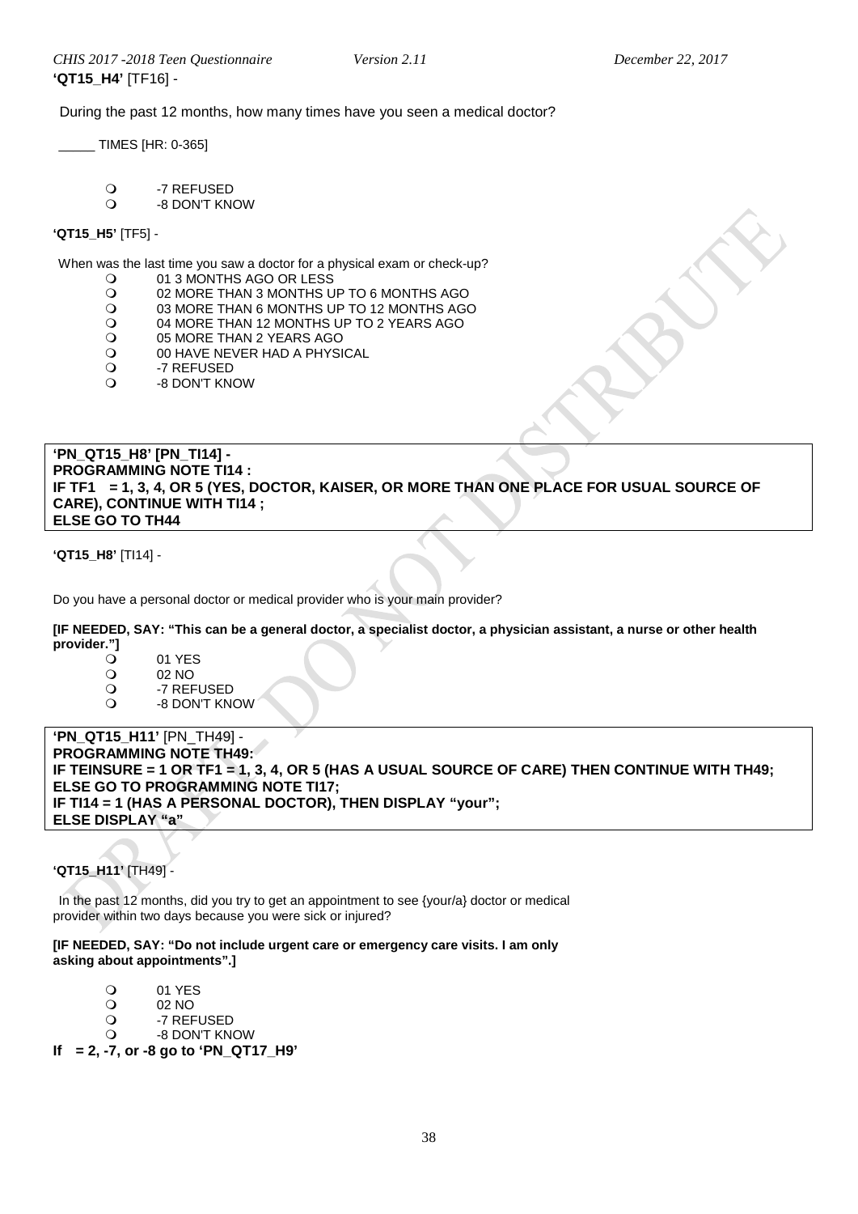**'QT15_H4'** [TF16] -

During the past 12 months, how many times have you seen a medical doctor?

_____ TIMES [HR: 0-365]

- -7 REFUSED
- -8 DON'T KNOW

**'QT15_H5'** [TF5] -

When was the last time you saw a doctor for a physical exam or check-up?

- 01 3 MONTHS AGO OR LESS
- 02 MORE THAN 3 MONTHS UP TO 6 MONTHS AGO
- 03 MORE THAN 6 MONTHS UP TO 12 MONTHS AGO
- 04 MORE THAN 12 MONTHS UP TO 2 YEARS AGO
- 05 MORE THAN 2 YEARS AGO
- 00 HAVE NEVER HAD A PHYSICAL
- -7 REFUSED
- -8 DON'T KNOW

**'PN_QT15_H8' [PN_TI14] -**
**PROGRAMMING NOTE TI14 :**
**IF TF1 = 1, 3, 4, OR 5 (YES, DOCTOR, KAISER, OR MORE THAN ONE PLACE FOR USUAL SOURCE OF CARE), CONTINUE WITH TI14 ;**
**ELSE GO TO TH44**

**'QT15_H8'** [TI14] -

Do you have a personal doctor or medical provider who is your main provider?

**[IF NEEDED, SAY: "This can be a general doctor, a specialist doctor, a physician assistant, a nurse or other health provider."]**

- 01 YES
- 02 NO
- -7 REFUSED
- -8 DON'T KNOW

**'PN_QT15_H11'** [PN_TH49] -
**PROGRAMMING NOTE TH49:**
**IF TEINSURE = 1 OR TF1 = 1, 3, 4, OR 5 (HAS A USUAL SOURCE OF CARE) THEN CONTINUE WITH TH49;**
**ELSE GO TO PROGRAMMING NOTE TI17;**
**IF TI14 = 1 (HAS A PERSONAL DOCTOR), THEN DISPLAY "your";**
**ELSE DISPLAY "a"**

**'QT15_H11'** [TH49] -

In the past 12 months, did you try to get an appointment to see {your/a} doctor or medical provider within two days because you were sick or injured?

**[IF NEEDED, SAY: "Do not include urgent care or emergency care visits. I am only asking about appointments".]**

- 01 YES
- 02 NO
- -7 REFUSED
- -8 DON'T KNOW

**If = 2, -7, or -8 go to 'PN_QT17_H9'**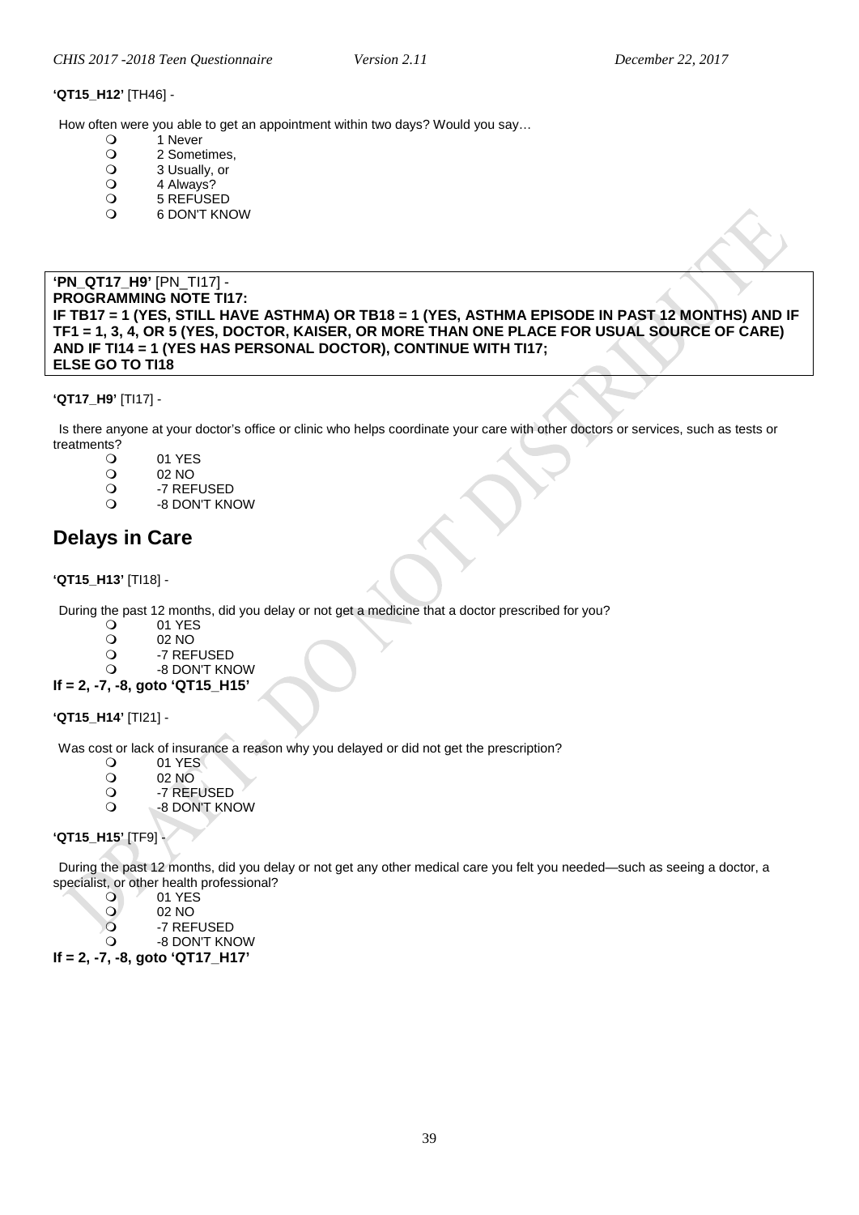**'QT15_H12'** [TH46] -

How often were you able to get an appointment within two days? Would you say…

- 1 Never
- 2 Sometimes,
- 3 Usually, or
- 4 Always?
- 5 REFUSED
- 6 DON'T KNOW

**'PN_QT17_H9'** [PN_TI17] -
**PROGRAMMING NOTE TI17:**
**IF TB17 = 1 (YES, STILL HAVE ASTHMA) OR TB18 = 1 (YES, ASTHMA EPISODE IN PAST 12 MONTHS) AND IF TF1 = 1, 3, 4, OR 5 (YES, DOCTOR, KAISER, OR MORE THAN ONE PLACE FOR USUAL SOURCE OF CARE) AND IF TI14 = 1 (YES HAS PERSONAL DOCTOR), CONTINUE WITH TI17;**
**ELSE GO TO TI18**

**'QT17_H9'** [TI17] -

Is there anyone at your doctor's office or clinic who helps coordinate your care with other doctors or services, such as tests or treatments?

- 01 YES
- 02 NO
- -7 REFUSED
- -8 DON'T KNOW

## Delays in Care

**'QT15_H13'** [TI18] -

During the past 12 months, did you delay or not get a medicine that a doctor prescribed for you?

- 01 YES
- 02 NO
- -7 REFUSED
- -8 DON'T KNOW

**If = 2, -7, -8, goto 'QT15_H15'**

**'QT15_H14'** [TI21] -

Was cost or lack of insurance a reason why you delayed or did not get the prescription?

- 01 YES
- 02 NO
- -7 REFUSED
- -8 DON'T KNOW

**'QT15_H15'** [TF9] -

During the past 12 months, did you delay or not get any other medical care you felt you needed—such as seeing a doctor, a specialist, or other health professional?

- 01 YES
- 02 NO
- -7 REFUSED
- -8 DON'T KNOW

**If = 2, -7, -8, goto 'QT17_H17'**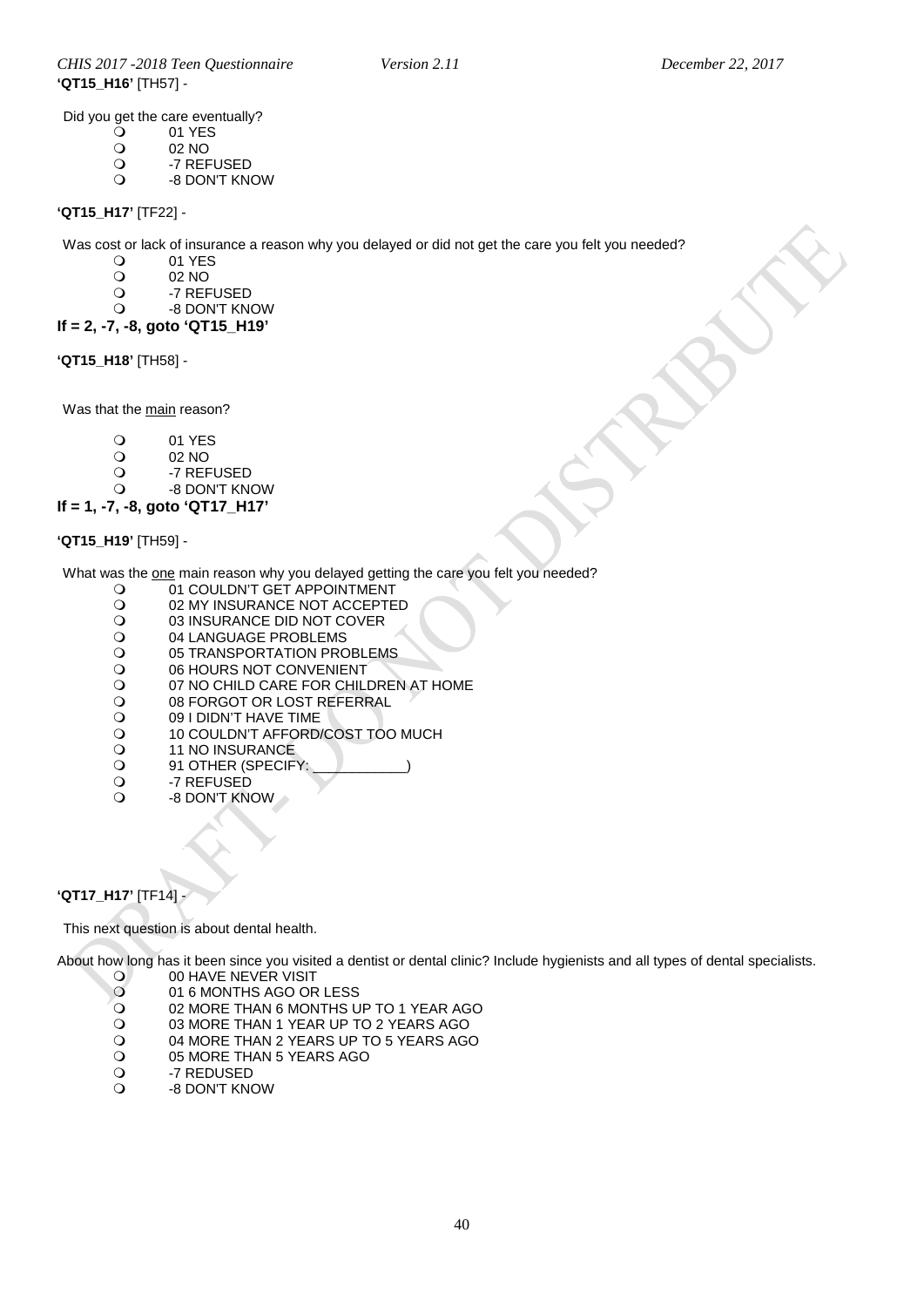**'QT15_H16'** [TH57] -

Did you get the care eventually?

- 01 YES
- 02 NO
- -7 REFUSED
- -8 DON'T KNOW

**'QT15_H17'** [TF22] -

Was cost or lack of insurance a reason why you delayed or did not get the care you felt you needed?

- 01 YES
- 02 NO
- -7 REFUSED
- -8 DON'T KNOW

**If = 2, -7, -8, goto 'QT15_H19'**

**'QT15_H18'** [TH58] -

Was that the main reason?

- 01 YES
- 02 NO
- -7 REFUSED
- -8 DON'T KNOW

**If = 1, -7, -8, goto 'QT17_H17'**

**'QT15_H19'** [TH59] -

What was the one main reason why you delayed getting the care you felt you needed?

- 01 COULDN'T GET APPOINTMENT
- 02 MY INSURANCE NOT ACCEPTED
- 03 INSURANCE DID NOT COVER
- 04 LANGUAGE PROBLEMS
- 05 TRANSPORTATION PROBLEMS
- 06 HOURS NOT CONVENIENT
- 07 NO CHILD CARE FOR CHILDREN AT HOME
- 08 FORGOT OR LOST REFERRAL
- 09 I DIDN'T HAVE TIME
- 10 COULDN'T AFFORD/COST TOO MUCH
- 11 NO INSURANCE
- 91 OTHER (SPECIFY: ____________)
- -7 REFUSED
- -8 DON'T KNOW

**'QT17_H17'** [TF14] -

This next question is about dental health.

About how long has it been since you visited a dentist or dental clinic? Include hygienists and all types of dental specialists.

- 00 HAVE NEVER VISIT
- 01 6 MONTHS AGO OR LESS
- 02 MORE THAN 6 MONTHS UP TO 1 YEAR AGO
- 03 MORE THAN 1 YEAR UP TO 2 YEARS AGO
- 04 MORE THAN 2 YEARS UP TO 5 YEARS AGO
- 05 MORE THAN 5 YEARS AGO
- -7 REDUSED
- -8 DON'T KNOW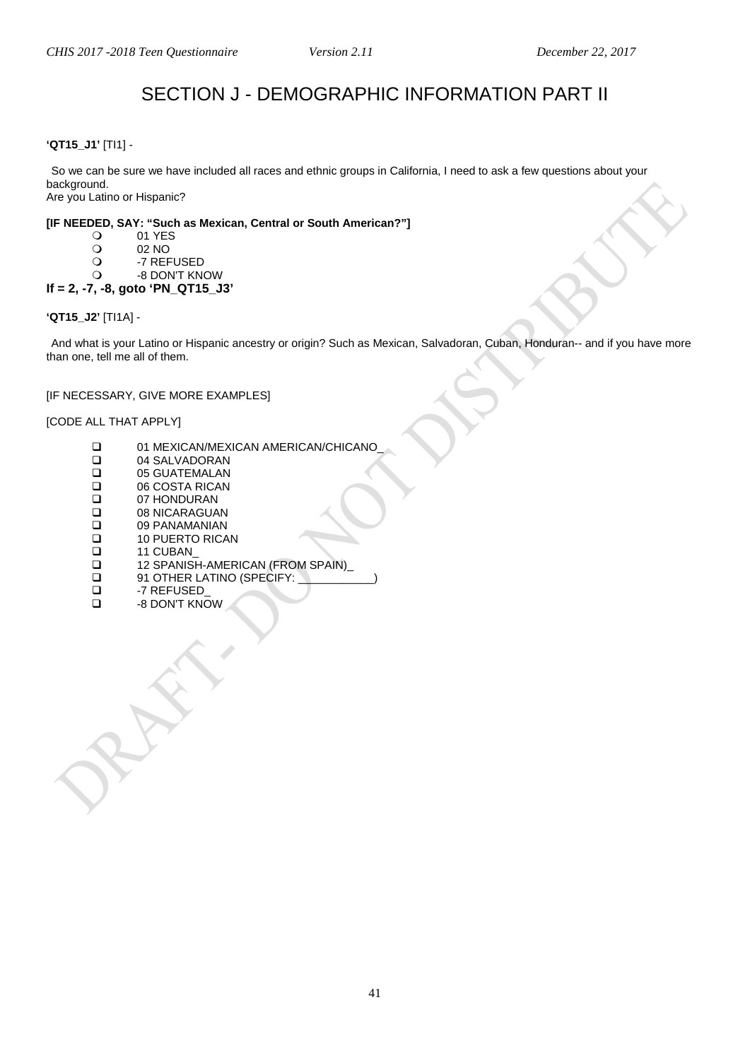# SECTION J - DEMOGRAPHIC INFORMATION PART II

**'QT15_J1'** [TI1] -

So we can be sure we have included all races and ethnic groups in California, I need to ask a few questions about your background.
Are you Latino or Hispanic?

**[IF NEEDED, SAY: "Such as Mexican, Central or South American?"]**

- 01 YES
- 02 NO
- -7 REFUSED
- -8 DON'T KNOW

**If = 2, -7, -8, goto 'PN_QT15_J3'**

**'QT15_J2'** [TI1A] -

And what is your Latino or Hispanic ancestry or origin? Such as Mexican, Salvadoran, Cuban, Honduran-- and if you have more than one, tell me all of them.

[IF NECESSARY, GIVE MORE EXAMPLES]

[CODE ALL THAT APPLY]

- 01 MEXICAN/MEXICAN AMERICAN/CHICANO_
- 04 SALVADORAN
- 05 GUATEMALAN
- 06 COSTA RICAN
- 07 HONDURAN
- 08 NICARAGUAN
- 09 PANAMANIAN
- 10 PUERTO RICAN
- 11 CUBAN_
- 12 SPANISH-AMERICAN (FROM SPAIN)_
- 91 OTHER LATINO (SPECIFY: ___________)
- -7 REFUSED_
- -8 DON'T KNOW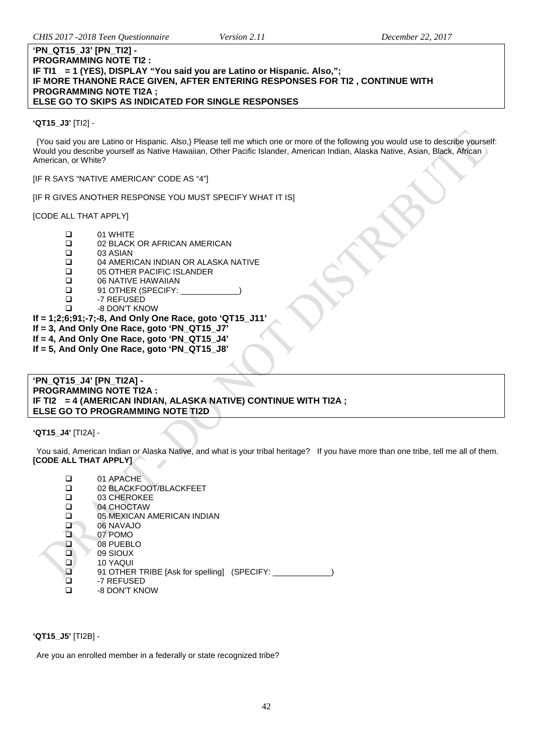**'PN_QT15_J3' [PN_TI2] -**
**PROGRAMMING NOTE TI2 :**
**IF TI1 = 1 (YES), DISPLAY "You said you are Latino or Hispanic. Also,";**
**IF MORE THANONE RACE GIVEN, AFTER ENTERING RESPONSES FOR TI2 , CONTINUE WITH PROGRAMMING NOTE TI2A ;**
**ELSE GO TO SKIPS AS INDICATED FOR SINGLE RESPONSES**

**'QT15_J3'** [TI2] -

{You said you are Latino or Hispanic. Also,} Please tell me which one or more of the following you would use to describe yourself: Would you describe yourself as Native Hawaiian, Other Pacific Islander, American Indian, Alaska Native, Asian, Black, African American, or White?

[IF R SAYS "NATIVE AMERICAN" CODE AS "4"]

[IF R GIVES ANOTHER RESPONSE YOU MUST SPECIFY WHAT IT IS]

[CODE ALL THAT APPLY]

- ❑ 01 WHITE
- ❑ 02 BLACK OR AFRICAN AMERICAN
- ❑ 03 ASIAN
- ❑ 04 AMERICAN INDIAN OR ALASKA NATIVE
- ❑ 05 OTHER PACIFIC ISLANDER
- ❑ 06 NATIVE HAWAIIAN
- ❑ 91 OTHER (SPECIFY: _____________)
- ❑ -7 REFUSED
- ❑ -8 DON'T KNOW

**If = 1;2;6;91;-7;-8, And Only One Race, goto 'QT15_J11'**
**If = 3, And Only One Race, goto 'PN_QT15_J7'**
**If = 4, And Only One Race, goto 'PN_QT15_J4'**
**If = 5, And Only One Race, goto 'PN_QT15_J8'**

**'PN_QT15_J4' [PN_TI2A] -**
**PROGRAMMING NOTE TI2A :**
**IF TI2 = 4 (AMERICAN INDIAN, ALASKA NATIVE) CONTINUE WITH TI2A ;**
**ELSE GO TO PROGRAMMING NOTE TI2D**

**'QT15_J4'** [TI2A] -

You said, American Indian or Alaska Native, and what is your tribal heritage? If you have more than one tribe, tell me all of them. **[CODE ALL THAT APPLY]**

- ❑ 01 APACHE
- ❑ 02 BLACKFOOT/BLACKFEET
- ❑ 03 CHEROKEE
- ❑ 04 CHOCTAW
- ❑ 05 MEXICAN AMERICAN INDIAN
- ❑ 06 NAVAJO
- ❑ 07 POMO
- ❑ 08 PUEBLO
- ❑ 09 SIOUX
- ❑ 10 YAQUI
- ❑ 91 OTHER TRIBE [Ask for spelling] (SPECIFY: _____________)
- ❑ -7 REFUSED
- ❑ -8 DON'T KNOW

**'QT15_J5'** [TI2B] -

Are you an enrolled member in a federally or state recognized tribe?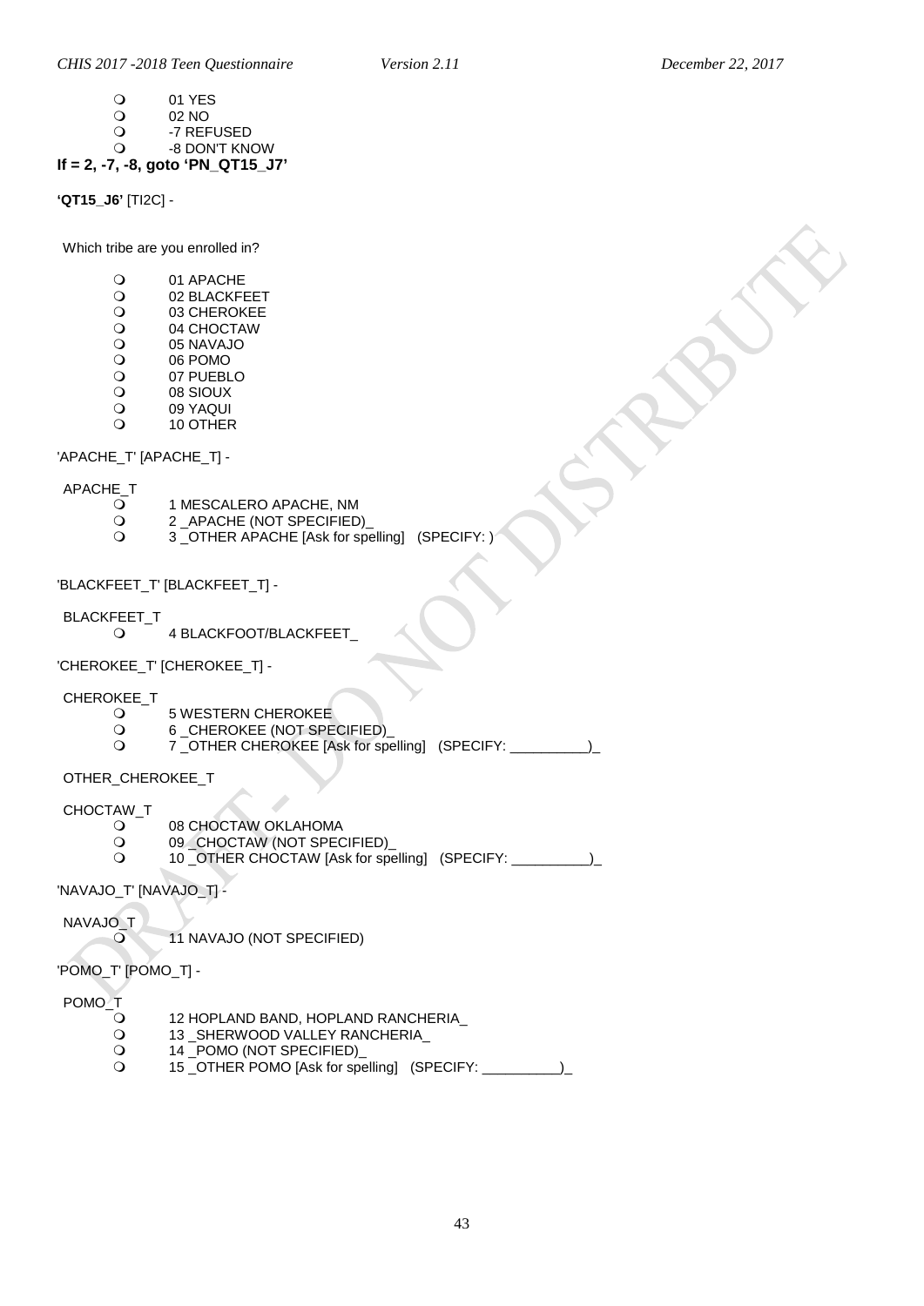- 01 YES
- 02 NO
- -7 REFUSED
- -8 DON'T KNOW

**If = 2, -7, -8, goto 'PN_QT15_J7'**

**'QT15_J6'** [TI2C] -

Which tribe are you enrolled in?

- 01 APACHE
- 02 BLACKFEET
- 03 CHEROKEE
- 04 CHOCTAW
- 05 NAVAJO
- 06 POMO
- 07 PUEBLO
- 08 SIOUX
- 09 YAQUI
- 10 OTHER

'APACHE_T' [APACHE_T] -

APACHE_T

- 1 MESCALERO APACHE, NM
- 2 _APACHE (NOT SPECIFIED)_
- 3 _OTHER APACHE [Ask for spelling] (SPECIFY: )

'BLACKFEET_T' [BLACKFEET_T] -

BLACKFEET_T

- 4 BLACKFOOT/BLACKFEET_

'CHEROKEE_T' [CHEROKEE_T] -

CHEROKEE_T

- 5 WESTERN CHEROKEE
- 6 _CHEROKEE (NOT SPECIFIED)_
- 7 _OTHER CHEROKEE [Ask for spelling] (SPECIFY: __________)_

OTHER_CHEROKEE_T

CHOCTAW_T

- 08 CHOCTAW OKLAHOMA
- 09 _CHOCTAW (NOT SPECIFIED)_
- 10 _OTHER CHOCTAW [Ask for spelling] (SPECIFY: __________)_

'NAVAJO_T' [NAVAJO_T] -

NAVAJO_T

- 11 NAVAJO (NOT SPECIFIED)

'POMO_T' [POMO_T] -

POMO_T

- 12 HOPLAND BAND, HOPLAND RANCHERIA_
- 13 _SHERWOOD VALLEY RANCHERIA_
- 14 _POMO (NOT SPECIFIED)_
- 15 _OTHER POMO [Ask for spelling] (SPECIFY: __________)_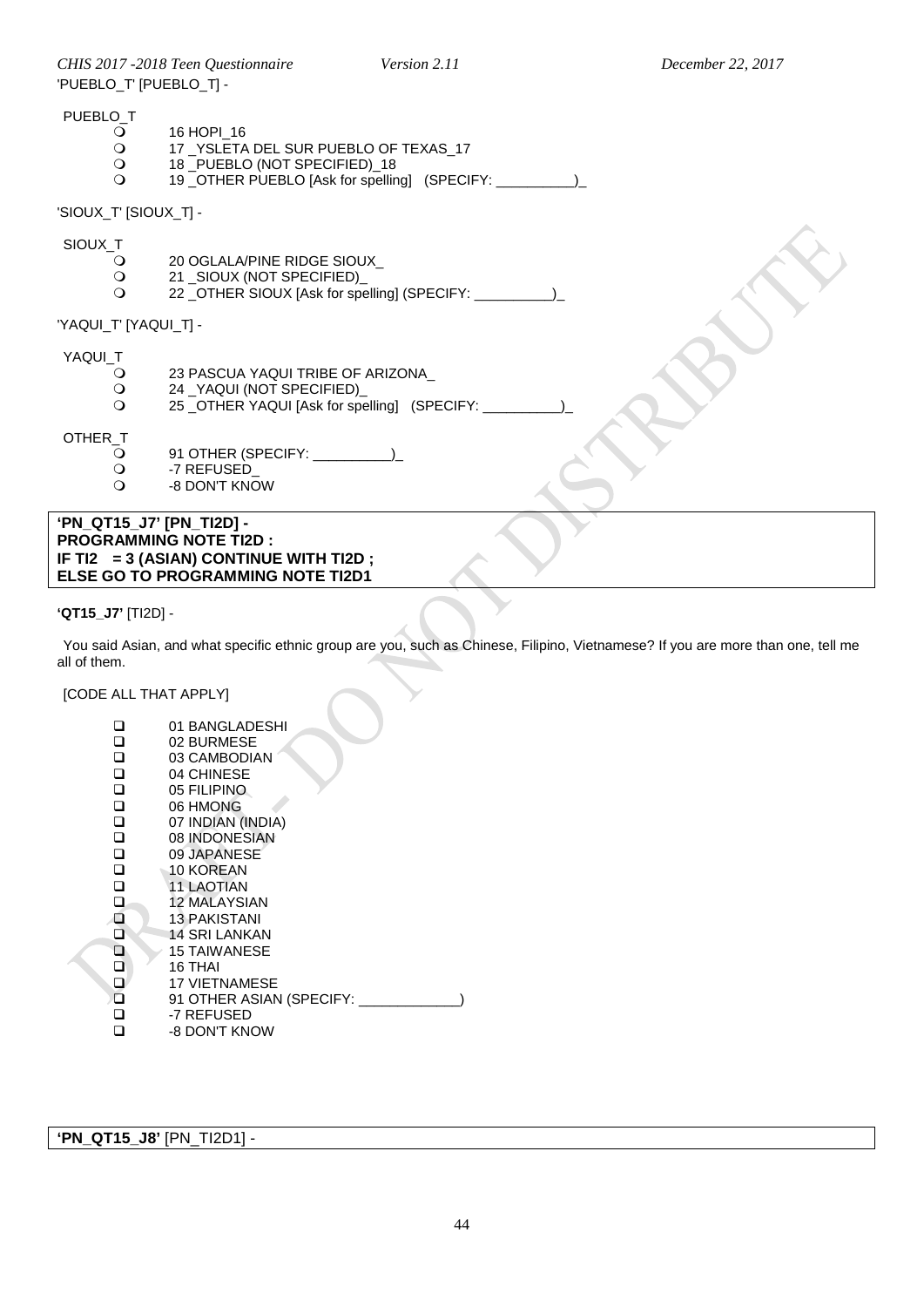'PUEBLO_T' [PUEBLO_T] -

PUEBLO_T

- ❍ 16 HOPI_16
- ❍ 17 _YSLETA DEL SUR PUEBLO OF TEXAS_17
- ❍ 18 _PUEBLO (NOT SPECIFIED)_18
- ❍ 19 _OTHER PUEBLO [Ask for spelling] (SPECIFY: __________)_

'SIOUX_T' [SIOUX_T] -

SIOUX_T

- ❍ 20 OGLALA/PINE RIDGE SIOUX_
- ❍ 21 _SIOUX (NOT SPECIFIED)_
- ❍ 22 _OTHER SIOUX [Ask for spelling] (SPECIFY: __________)_

'YAQUI_T' [YAQUI_T] -

YAQUI_T

- ❍ 23 PASCUA YAQUI TRIBE OF ARIZONA_
- ❍ 24 _YAQUI (NOT SPECIFIED)_
- ❍ 25 _OTHER YAQUI [Ask for spelling] (SPECIFY: __________)_

OTHER_T

- ❍ 91 OTHER (SPECIFY: __________)_
- ❍ -7 REFUSED_
- ❍ -8 DON'T KNOW

**'PN_QT15_J7' [PN_TI2D] -**
**PROGRAMMING NOTE TI2D :**
**IF TI2 = 3 (ASIAN) CONTINUE WITH TI2D ;**
**ELSE GO TO PROGRAMMING NOTE TI2D1**

**'QT15_J7'** [TI2D] -

You said Asian, and what specific ethnic group are you, such as Chinese, Filipino, Vietnamese? If you are more than one, tell me all of them.

[CODE ALL THAT APPLY]

- ❑ 01 BANGLADESHI
- ❑ 02 BURMESE
- ❑ 03 CAMBODIAN
- ❑ 04 CHINESE
- ❑ 05 FILIPINO
- ❑ 06 HMONG
- ❑ 07 INDIAN (INDIA)
- ❑ 08 INDONESIAN
- ❑ 09 JAPANESE
- ❑ 10 KOREAN
- ❑ 11 LAOTIAN
- ❑ 12 MALAYSIAN
- ❑ 13 PAKISTANI
- ❑ 14 SRI LANKAN
- ❑ 15 TAIWANESE
- ❑ 16 THAI
- ❑ 17 VIETNAMESE
- ❑ 91 OTHER ASIAN (SPECIFY: _____________)
- ❑ -7 REFUSED
- ❑ -8 DON'T KNOW

**'PN_QT15_J8'** [PN_TI2D1] -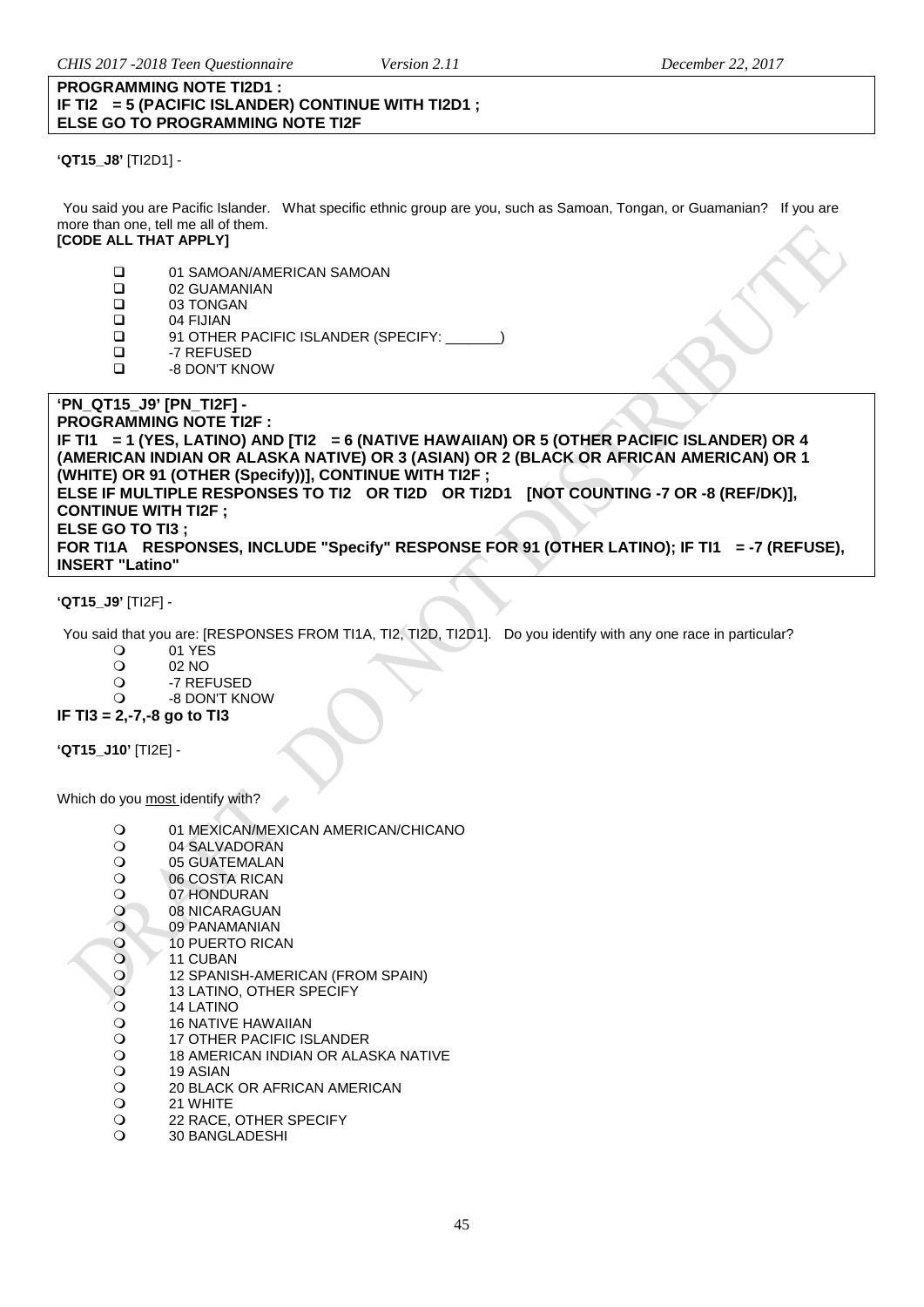**PROGRAMMING NOTE TI2D1 :**
**IF TI2 = 5 (PACIFIC ISLANDER) CONTINUE WITH TI2D1 ;**
**ELSE GO TO PROGRAMMING NOTE TI2F**

**'QT15_J8'** [TI2D1] -

You said you are Pacific Islander. What specific ethnic group are you, such as Samoan, Tongan, or Guamanian? If you are more than one, tell me all of them.
**[CODE ALL THAT APPLY]**

- ☐ 01 SAMOAN/AMERICAN SAMOAN
- ☐ 02 GUAMANIAN
- ☐ 03 TONGAN
- ☐ 04 FIJIAN
- ☐ 91 OTHER PACIFIC ISLANDER (SPECIFY: _______)
- ☐ -7 REFUSED
- ☐ -8 DON'T KNOW

**'PN_QT15_J9' [PN_TI2F] -**
**PROGRAMMING NOTE TI2F :**
**IF TI1 = 1 (YES, LATINO) AND [TI2 = 6 (NATIVE HAWAIIAN) OR 5 (OTHER PACIFIC ISLANDER) OR 4 (AMERICAN INDIAN OR ALASKA NATIVE) OR 3 (ASIAN) OR 2 (BLACK OR AFRICAN AMERICAN) OR 1 (WHITE) OR 91 (OTHER (Specify))], CONTINUE WITH TI2F ;**
**ELSE IF MULTIPLE RESPONSES TO TI2 OR TI2D OR TI2D1 [NOT COUNTING -7 OR -8 (REF/DK)], CONTINUE WITH TI2F ;**
**ELSE GO TO TI3 ;**
**FOR TI1A RESPONSES, INCLUDE "Specify" RESPONSE FOR 91 (OTHER LATINO); IF TI1 = -7 (REFUSE), INSERT "Latino"**

**'QT15_J9'** [TI2F] -

You said that you are: [RESPONSES FROM TI1A, TI2, TI2D, TI2D1]. Do you identify with any one race in particular?

- ○ 01 YES
- ○ 02 NO
- ○ -7 REFUSED
- ○ -8 DON'T KNOW

**IF TI3 = 2,-7,-8 go to TI3**

**'QT15_J10'** [TI2E] -

Which do you <u>most</u> identify with?

- ○ 01 MEXICAN/MEXICAN AMERICAN/CHICANO
- ○ 04 SALVADORAN
- ○ 05 GUATEMALAN
- ○ 06 COSTA RICAN
- ○ 07 HONDURAN
- ○ 08 NICARAGUAN
- ○ 09 PANAMANIAN
- ○ 10 PUERTO RICAN
- ○ 11 CUBAN
- ○ 12 SPANISH-AMERICAN (FROM SPAIN)
- ○ 13 LATINO, OTHER SPECIFY
- ○ 14 LATINO
- ○ 16 NATIVE HAWAIIAN
- ○ 17 OTHER PACIFIC ISLANDER
- ○ 18 AMERICAN INDIAN OR ALASKA NATIVE
- ○ 19 ASIAN
- ○ 20 BLACK OR AFRICAN AMERICAN
- ○ 21 WHITE
- ○ 22 RACE, OTHER SPECIFY
- ○ 30 BANGLADESHI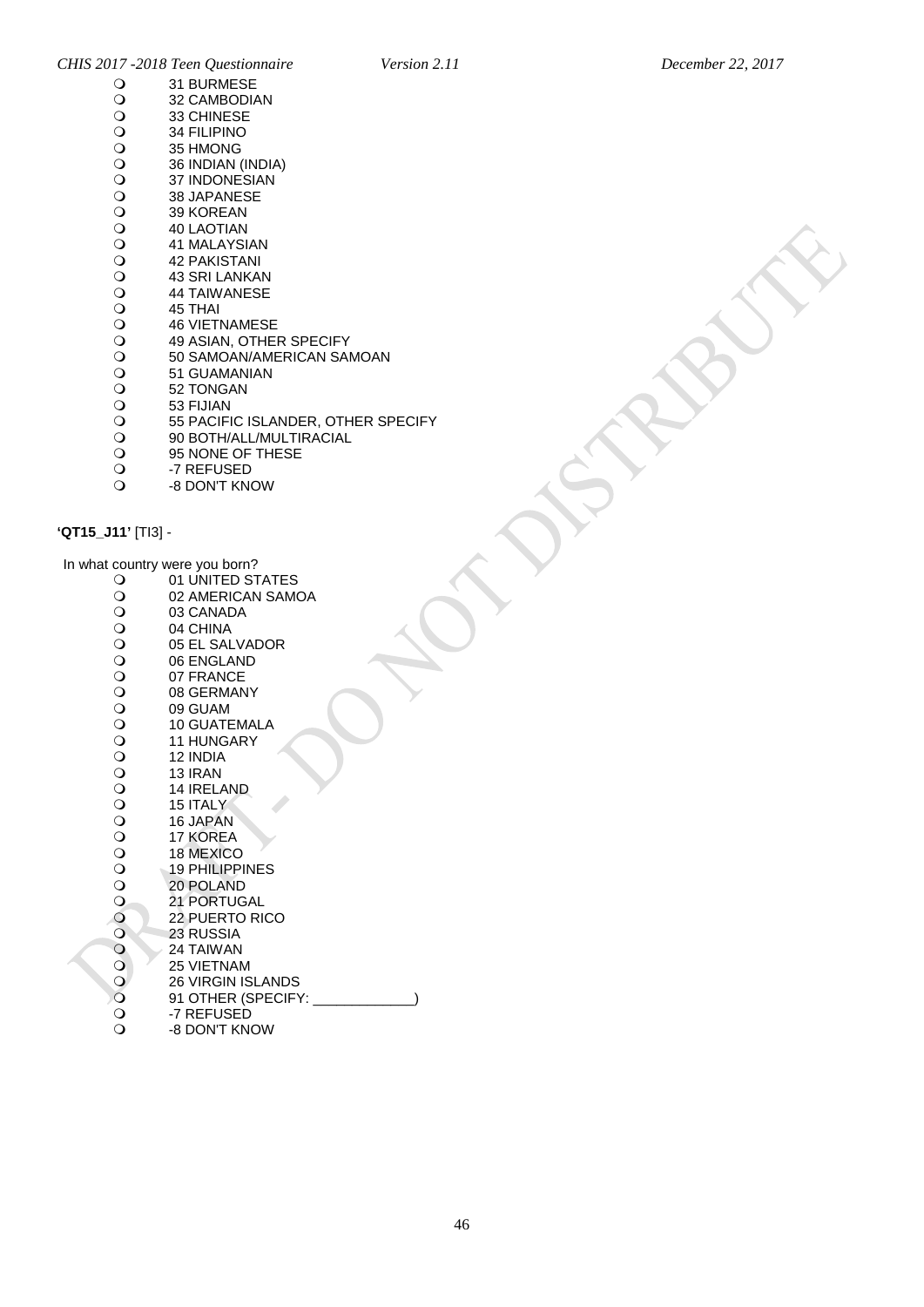- 31 BURMESE
- 32 CAMBODIAN
- 33 CHINESE
- 34 FILIPINO
- 35 HMONG
- 36 INDIAN (INDIA)
- 37 INDONESIAN
- 38 JAPANESE
- 39 KOREAN
- 40 LAOTIAN
- 41 MALAYSIAN
- 42 PAKISTANI
- 43 SRI LANKAN
- 44 TAIWANESE
- 45 THAI
- 46 VIETNAMESE
- 49 ASIAN, OTHER SPECIFY
- 50 SAMOAN/AMERICAN SAMOAN
- 51 GUAMANIAN
- 52 TONGAN
- 53 FIJIAN
- 55 PACIFIC ISLANDER, OTHER SPECIFY
- 90 BOTH/ALL/MULTIRACIAL
- 95 NONE OF THESE
- -7 REFUSED
- -8 DON'T KNOW

**'QT15_J11'** [TI3] -

In what country were you born?

- 01 UNITED STATES
- 02 AMERICAN SAMOA
- 03 CANADA
- 04 CHINA
- 05 EL SALVADOR
- 06 ENGLAND
- 07 FRANCE
- 08 GERMANY
- 09 GUAM
- 10 GUATEMALA
- 11 HUNGARY
- 12 INDIA
- 13 IRAN
- 14 IRELAND
- 15 ITALY
- 16 JAPAN
- 17 KOREA
- 18 MEXICO
- 19 PHILIPPINES
- 20 POLAND
- 21 PORTUGAL
- 22 PUERTO RICO
- 23 RUSSIA
- 24 TAIWAN
- 25 VIETNAM
- 26 VIRGIN ISLANDS
- 91 OTHER (SPECIFY: _____________)
- -7 REFUSED
- -8 DON'T KNOW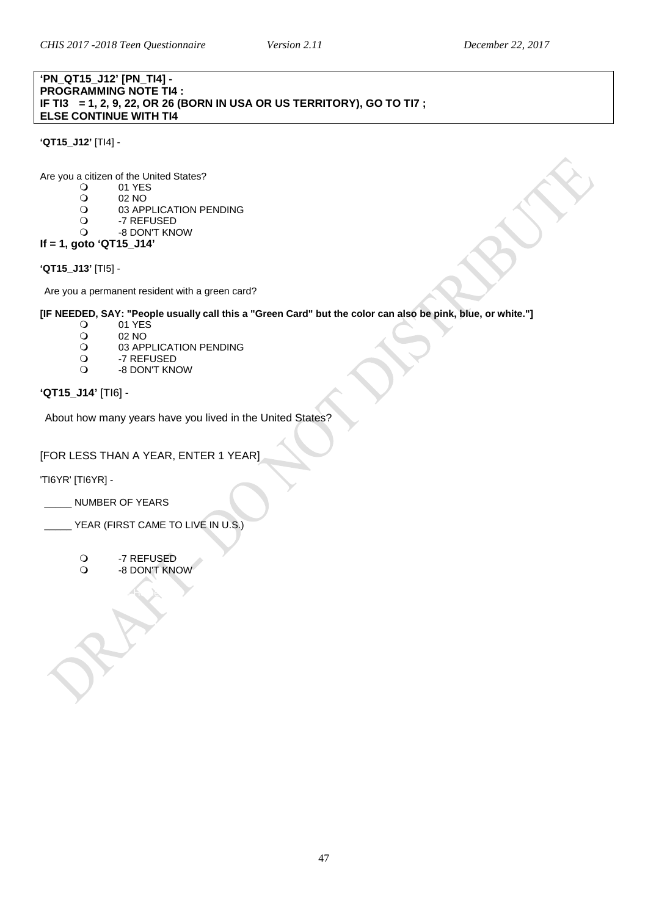**'PN_QT15_J12' [PN_TI4] -**
**PROGRAMMING NOTE TI4 :**
**IF TI3 = 1, 2, 9, 22, OR 26 (BORN IN USA OR US TERRITORY), GO TO TI7 ;**
**ELSE CONTINUE WITH TI4**

**'QT15_J12'** [TI4] -

Are you a citizen of the United States?

- 01 YES
- 02 NO
- 03 APPLICATION PENDING
- -7 REFUSED
- -8 DON'T KNOW

**If = 1, goto 'QT15_J14'**

**'QT15_J13'** [TI5] -

Are you a permanent resident with a green card?

**[IF NEEDED, SAY: "People usually call this a "Green Card" but the color can also be pink, blue, or white."]**

- 01 YES
- 02 NO
- 03 APPLICATION PENDING
- -7 REFUSED
- -8 DON'T KNOW

**'QT15_J14'** [TI6] -

About how many years have you lived in the United States?

[FOR LESS THAN A YEAR, ENTER 1 YEAR]

'TI6YR' [TI6YR] -

_____ NUMBER OF YEARS

_____ YEAR (FIRST CAME TO LIVE IN U.S.)

- -7 REFUSED
- -8 DON'T KNOW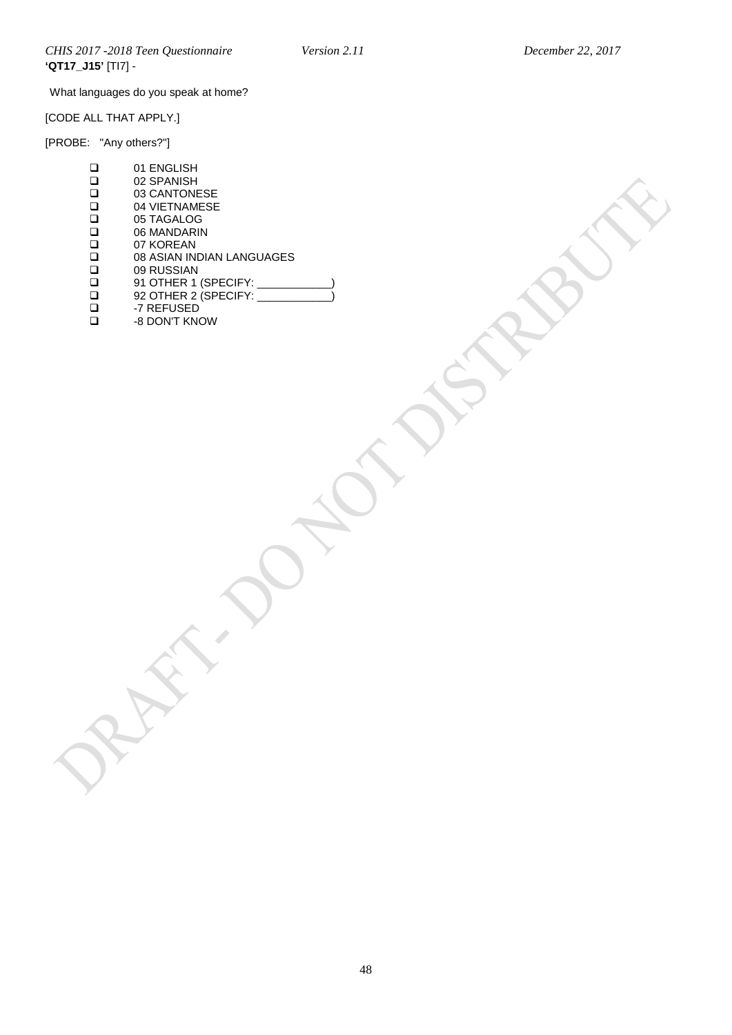**'QT17_J15'** [TI7] -

What languages do you speak at home?

[CODE ALL THAT APPLY.]

[PROBE: "Any others?"]

- ❑ 01 ENGLISH
- ❑ 02 SPANISH
- ❑ 03 CANTONESE
- ❑ 04 VIETNAMESE
- ❑ 05 TAGALOG
- ❑ 06 MANDARIN
- ❑ 07 KOREAN
- ❑ 08 ASIAN INDIAN LANGUAGES
- ❑ 09 RUSSIAN
- ❑ 91 OTHER 1 (SPECIFY: ____________)
- ❑ 92 OTHER 2 (SPECIFY: ____________)
- ❑ -7 REFUSED
- ❑ -8 DON'T KNOW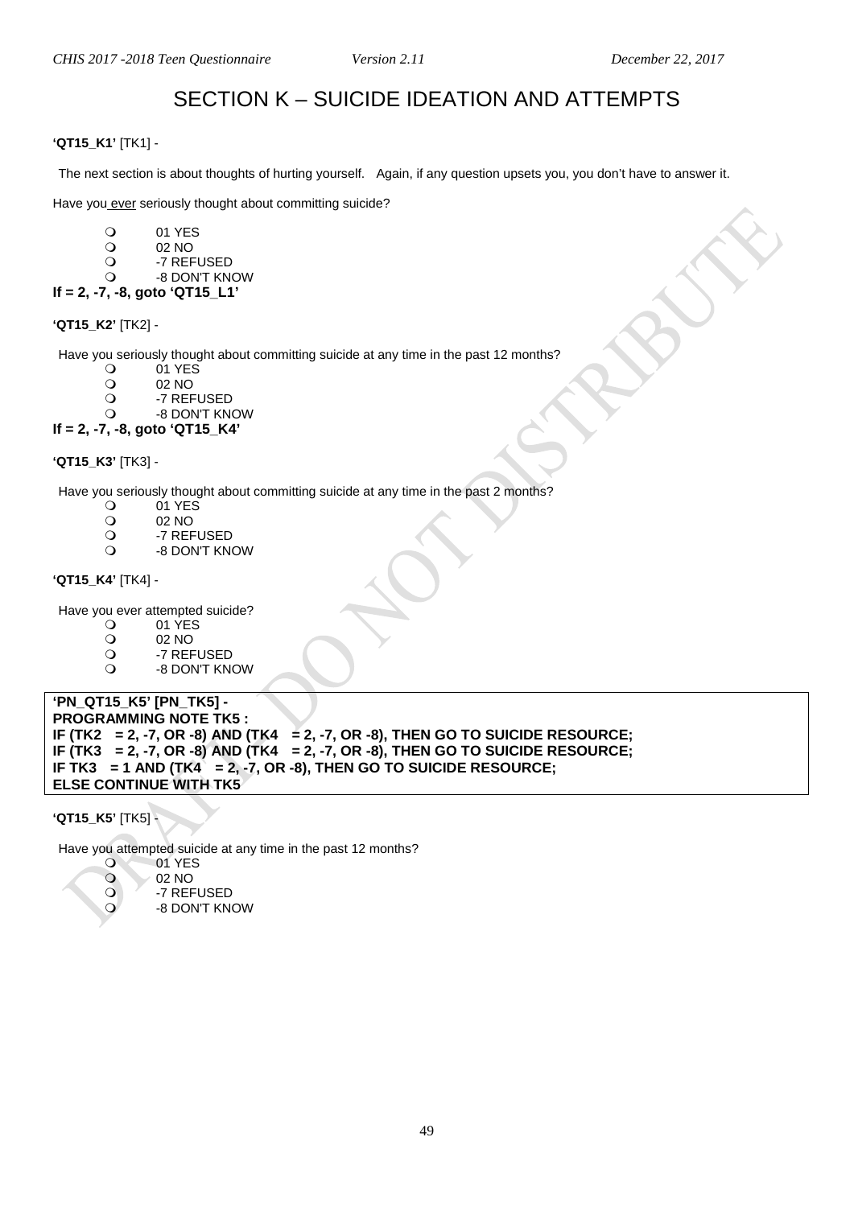# SECTION K – SUICIDE IDEATION AND ATTEMPTS

**'QT15_K1'** [TK1] -

The next section is about thoughts of hurting yourself. Again, if any question upsets you, you don't have to answer it.

Have you ever seriously thought about committing suicide?

- 01 YES
- 02 NO
- -7 REFUSED
- -8 DON'T KNOW

**If = 2, -7, -8, goto 'QT15_L1'**

**'QT15_K2'** [TK2] -

Have you seriously thought about committing suicide at any time in the past 12 months?

- 01 YES
- 02 NO
- -7 REFUSED
- -8 DON'T KNOW

**If = 2, -7, -8, goto 'QT15_K4'**

**'QT15_K3'** [TK3] -

Have you seriously thought about committing suicide at any time in the past 2 months?

- 01 YES
- 02 NO
- -7 REFUSED
- -8 DON'T KNOW

**'QT15_K4'** [TK4] -

Have you ever attempted suicide?

- 01 YES
- 02 NO
- -7 REFUSED
- -8 DON'T KNOW

**'PN_QT15_K5' [PN_TK5] -**
**PROGRAMMING NOTE TK5 :**
**IF (TK2 = 2, -7, OR -8) AND (TK4 = 2, -7, OR -8), THEN GO TO SUICIDE RESOURCE;**
**IF (TK3 = 2, -7, OR -8) AND (TK4 = 2, -7, OR -8), THEN GO TO SUICIDE RESOURCE;**
**IF TK3 = 1 AND (TK4 = 2, -7, OR -8), THEN GO TO SUICIDE RESOURCE;**
**ELSE CONTINUE WITH TK5**

**'QT15_K5'** [TK5] -

Have you attempted suicide at any time in the past 12 months?

- 01 YES
- 02 NO
- -7 REFUSED
- -8 DON'T KNOW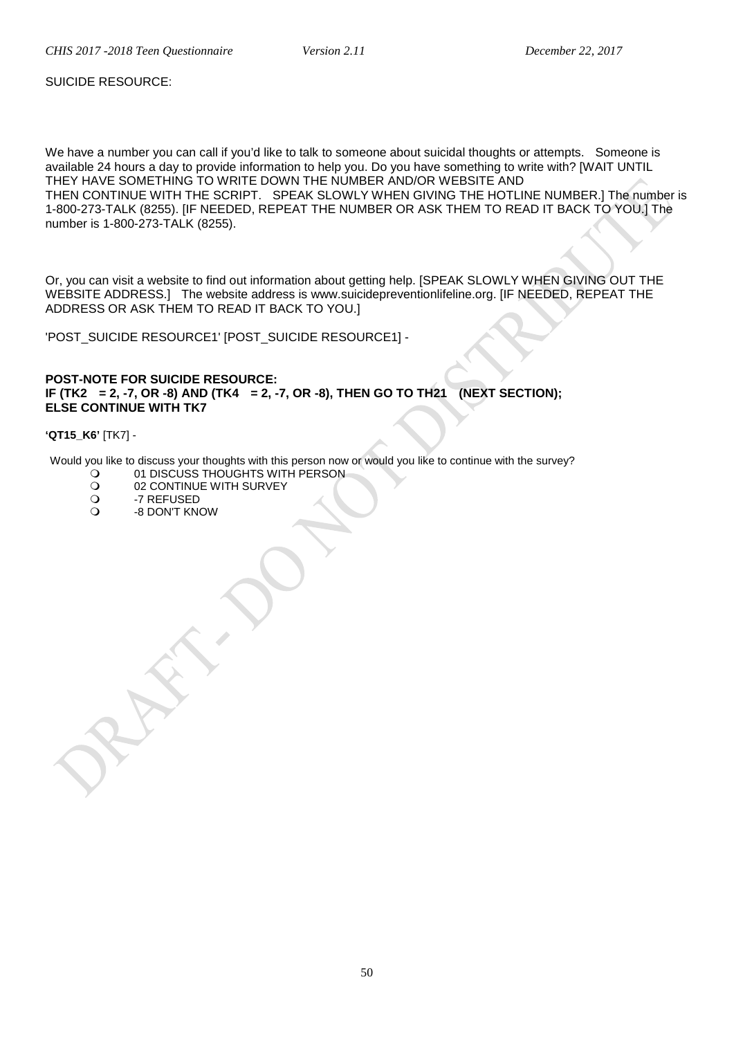SUICIDE RESOURCE:

We have a number you can call if you'd like to talk to someone about suicidal thoughts or attempts. Someone is available 24 hours a day to provide information to help you. Do you have something to write with? [WAIT UNTIL THEY HAVE SOMETHING TO WRITE DOWN THE NUMBER AND/OR WEBSITE AND THEN CONTINUE WITH THE SCRIPT. SPEAK SLOWLY WHEN GIVING THE HOTLINE NUMBER.] The number is 1-800-273-TALK (8255). [IF NEEDED, REPEAT THE NUMBER OR ASK THEM TO READ IT BACK TO YOU.] The number is 1-800-273-TALK (8255).

Or, you can visit a website to find out information about getting help. [SPEAK SLOWLY WHEN GIVING OUT THE WEBSITE ADDRESS.] The website address is www.suicidepreventionlifeline.org. [IF NEEDED, REPEAT THE ADDRESS OR ASK THEM TO READ IT BACK TO YOU.]

'POST_SUICIDE RESOURCE1' [POST_SUICIDE RESOURCE1] -

**POST-NOTE FOR SUICIDE RESOURCE:**
**IF (TK2 = 2, -7, OR -8) AND (TK4 = 2, -7, OR -8), THEN GO TO TH21 (NEXT SECTION); ELSE CONTINUE WITH TK7**

**'QT15_K6'** [TK7] -

Would you like to discuss your thoughts with this person now or would you like to continue with the survey?

- 01 DISCUSS THOUGHTS WITH PERSON
- 02 CONTINUE WITH SURVEY
- -7 REFUSED
- -8 DON'T KNOW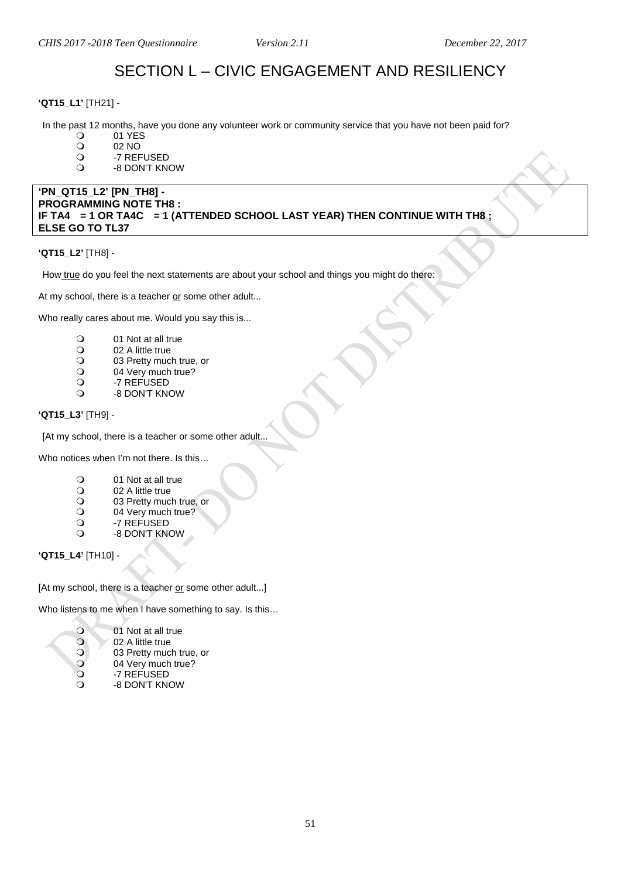# SECTION L – CIVIC ENGAGEMENT AND RESILIENCY

**'QT15_L1'** [TH21] -

In the past 12 months, have you done any volunteer work or community service that you have not been paid for?

- 01 YES
- 02 NO
- -7 REFUSED
- -8 DON'T KNOW

**'PN_QT15_L2' [PN_TH8] -**
**PROGRAMMING NOTE TH8 :**
**IF TA4 = 1 OR TA4C = 1 (ATTENDED SCHOOL LAST YEAR) THEN CONTINUE WITH TH8 ; ELSE GO TO TL37**

**'QT15_L2'** [TH8] -

How true do you feel the next statements are about your school and things you might do there:

At my school, there is a teacher or some other adult...

Who really cares about me. Would you say this is...

- 01 Not at all true
- 02 A little true
- 03 Pretty much true, or
- 04 Very much true?
- -7 REFUSED
- -8 DON'T KNOW

**'QT15_L3'** [TH9] -

[At my school, there is a teacher or some other adult...

Who notices when I'm not there. Is this…

- 01 Not at all true
- 02 A little true
- 03 Pretty much true, or
- 04 Very much true?
- -7 REFUSED
- -8 DON'T KNOW

**'QT15_L4'** [TH10] -

[At my school, there is a teacher or some other adult...]

Who listens to me when I have something to say. Is this…

- 01 Not at all true
- 02 A little true
- 03 Pretty much true, or
- 04 Very much true?
- -7 REFUSED
- -8 DON'T KNOW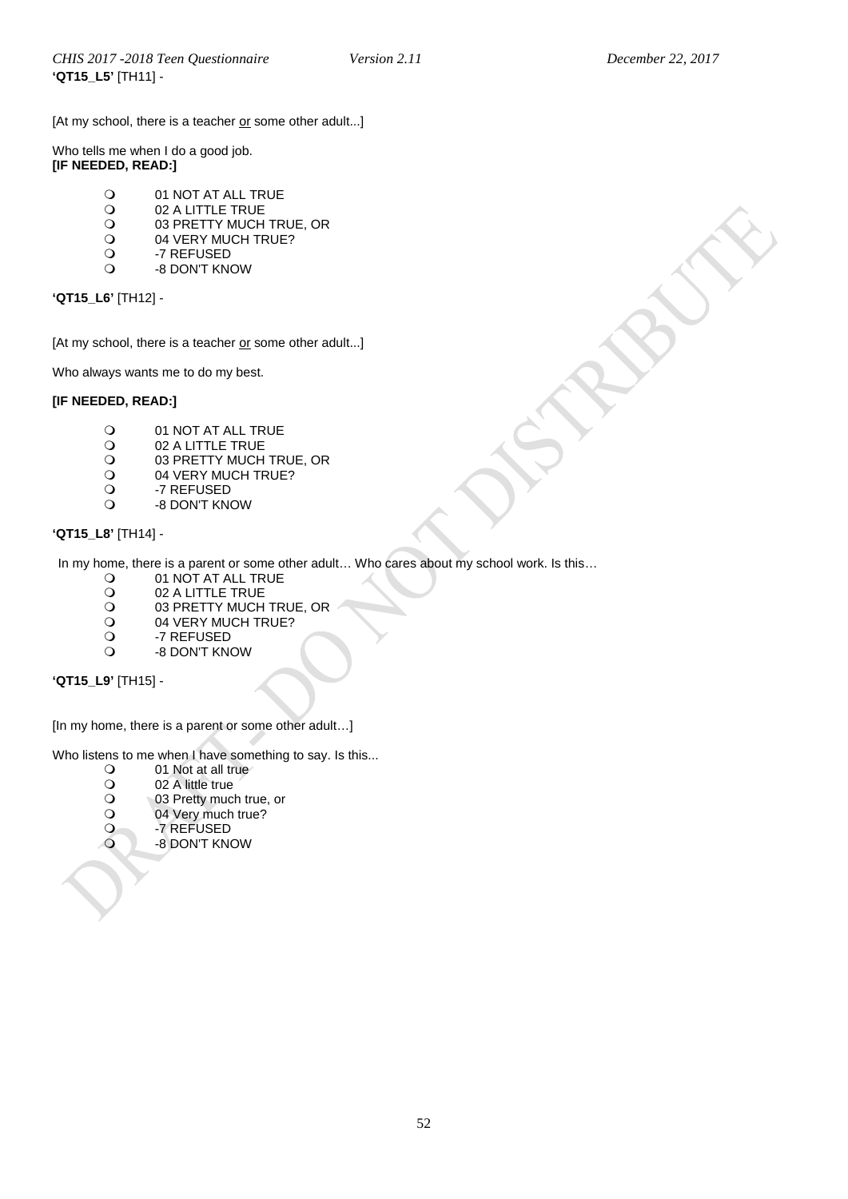**'QT15_L5'** [TH11] -

[At my school, there is a teacher <u>or</u> some other adult...]

Who tells me when I do a good job.
**[IF NEEDED, READ:]**

- 01 NOT AT ALL TRUE
- 02 A LITTLE TRUE
- 03 PRETTY MUCH TRUE, OR
- 04 VERY MUCH TRUE?
- -7 REFUSED
- -8 DON'T KNOW

**'QT15_L6'** [TH12] -

[At my school, there is a teacher <u>or</u> some other adult...]

Who always wants me to do my best.

**[IF NEEDED, READ:]**

- 01 NOT AT ALL TRUE
- 02 A LITTLE TRUE
- 03 PRETTY MUCH TRUE, OR
- 04 VERY MUCH TRUE?
- -7 REFUSED
- -8 DON'T KNOW

**'QT15_L8'** [TH14] -

In my home, there is a parent or some other adult… Who cares about my school work. Is this…

- 01 NOT AT ALL TRUE
- 02 A LITTLE TRUE
- 03 PRETTY MUCH TRUE, OR
- 04 VERY MUCH TRUE?
- -7 REFUSED
- -8 DON'T KNOW

**'QT15_L9'** [TH15] -

[In my home, there is a parent or some other adult…]

Who listens to me when I have something to say. Is this...

- 01 Not at all true
- 02 A little true
- 03 Pretty much true, or
- 04 Very much true?
- -7 REFUSED
- -8 DON'T KNOW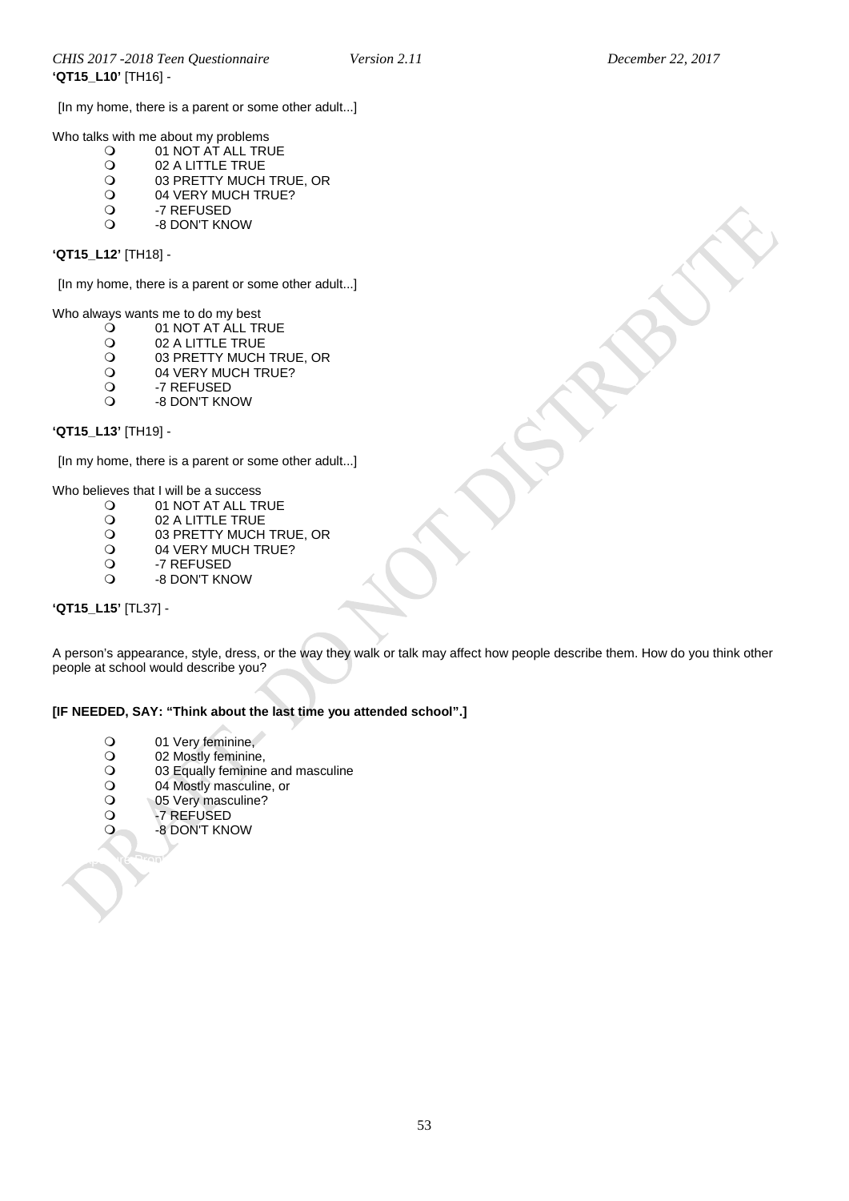**'QT15_L10'** [TH16] -

[In my home, there is a parent or some other adult...]

Who talks with me about my problems

- 01 NOT AT ALL TRUE
- 02 A LITTLE TRUE
- 03 PRETTY MUCH TRUE, OR
- 04 VERY MUCH TRUE?
- -7 REFUSED
- -8 DON'T KNOW

**'QT15_L12'** [TH18] -

[In my home, there is a parent or some other adult...]

Who always wants me to do my best

- 01 NOT AT ALL TRUE
- 02 A LITTLE TRUE
- 03 PRETTY MUCH TRUE, OR
- 04 VERY MUCH TRUE?
- -7 REFUSED
- -8 DON'T KNOW

**'QT15_L13'** [TH19] -

[In my home, there is a parent or some other adult...]

Who believes that I will be a success

- 01 NOT AT ALL TRUE
- 02 A LITTLE TRUE
- 03 PRETTY MUCH TRUE, OR
- 04 VERY MUCH TRUE?
- -7 REFUSED
- -8 DON'T KNOW

**'QT15_L15'** [TL37] -

A person's appearance, style, dress, or the way they walk or talk may affect how people describe them. How do you think other people at school would describe you?

**[IF NEEDED, SAY: "Think about the last time you attended school".]**

- 01 Very feminine,
- 02 Mostly feminine,
- 03 Equally feminine and masculine
- 04 Mostly masculine, or
- 05 Very masculine?
- -7 REFUSED
- -8 DON'T KNOW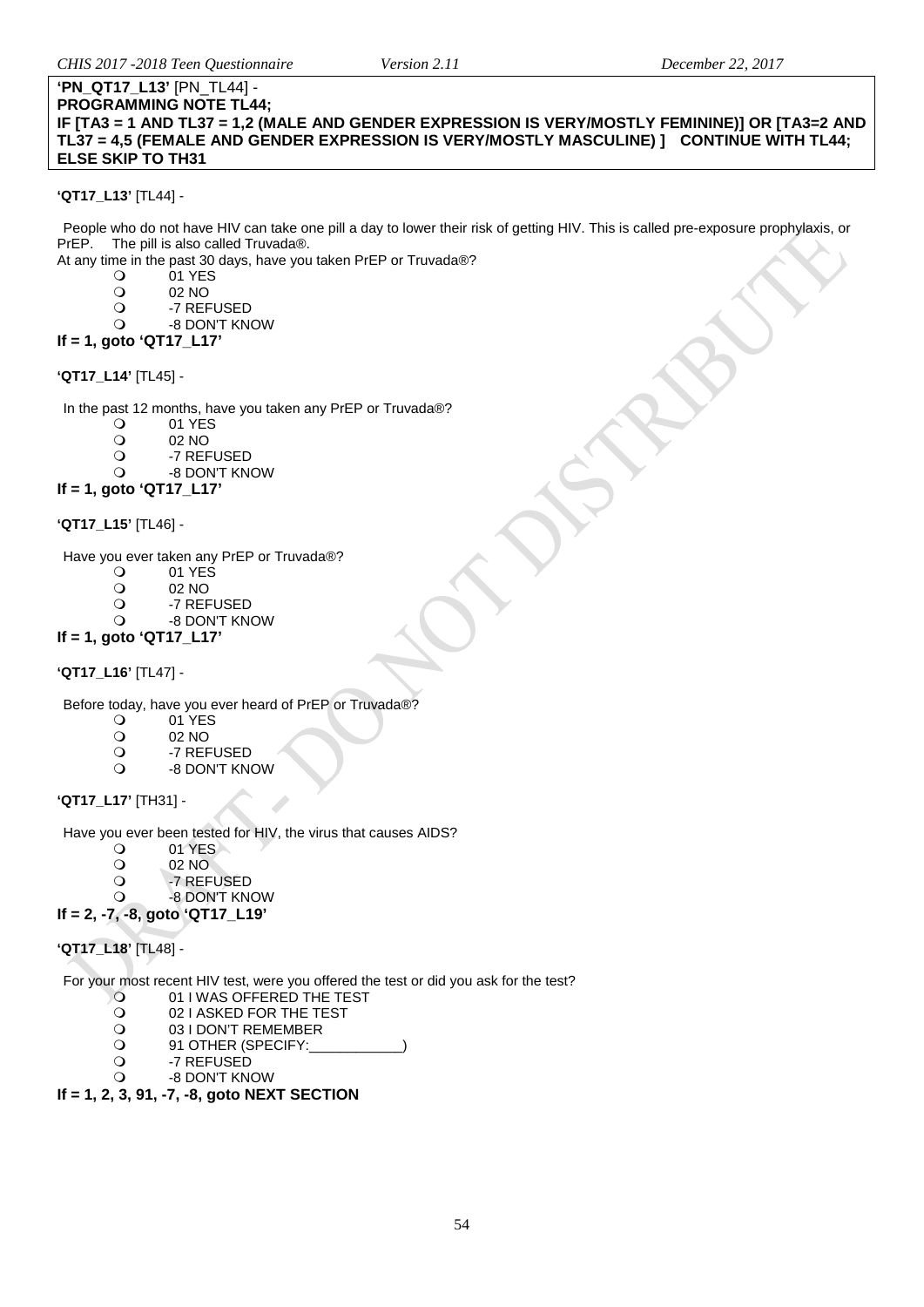**'PN_QT17_L13'** [PN_TL44] -
**PROGRAMMING NOTE TL44;**
**IF [TA3 = 1 AND TL37 = 1,2 (MALE AND GENDER EXPRESSION IS VERY/MOSTLY FEMININE)] OR [TA3=2 AND TL37 = 4,5 (FEMALE AND GENDER EXPRESSION IS VERY/MOSTLY MASCULINE) ] CONTINUE WITH TL44; ELSE SKIP TO TH31**

**'QT17_L13'** [TL44] -

People who do not have HIV can take one pill a day to lower their risk of getting HIV. This is called pre-exposure prophylaxis, or PrEP. The pill is also called Truvada®.
At any time in the past 30 days, have you taken PrEP or Truvada®?

- 01 YES
- 02 NO
- -7 REFUSED
- -8 DON'T KNOW

**If = 1, goto 'QT17_L17'**

**'QT17_L14'** [TL45] -

In the past 12 months, have you taken any PrEP or Truvada®?

- 01 YES
- 02 NO
- -7 REFUSED
- -8 DON'T KNOW

**If = 1, goto 'QT17_L17'**

**'QT17_L15'** [TL46] -

Have you ever taken any PrEP or Truvada®?

- 01 YES
- 02 NO
- -7 REFUSED
- -8 DON'T KNOW

**If = 1, goto 'QT17_L17'**

**'QT17_L16'** [TL47] -

Before today, have you ever heard of PrEP or Truvada®?

- 01 YES
- 02 NO
- -7 REFUSED
- -8 DON'T KNOW

**'QT17_L17'** [TH31] -

Have you ever been tested for HIV, the virus that causes AIDS?

- 01 YES
- 02 NO
- -7 REFUSED
- -8 DON'T KNOW

**If = 2, -7, -8, goto 'QT17_L19'**

**'QT17_L18'** [TL48] -

For your most recent HIV test, were you offered the test or did you ask for the test?

- 01 I WAS OFFERED THE TEST
- 02 I ASKED FOR THE TEST
- 03 I DON'T REMEMBER
- 91 OTHER (SPECIFY:____________)
- -7 REFUSED
- -8 DON'T KNOW

**If = 1, 2, 3, 91, -7, -8, goto NEXT SECTION**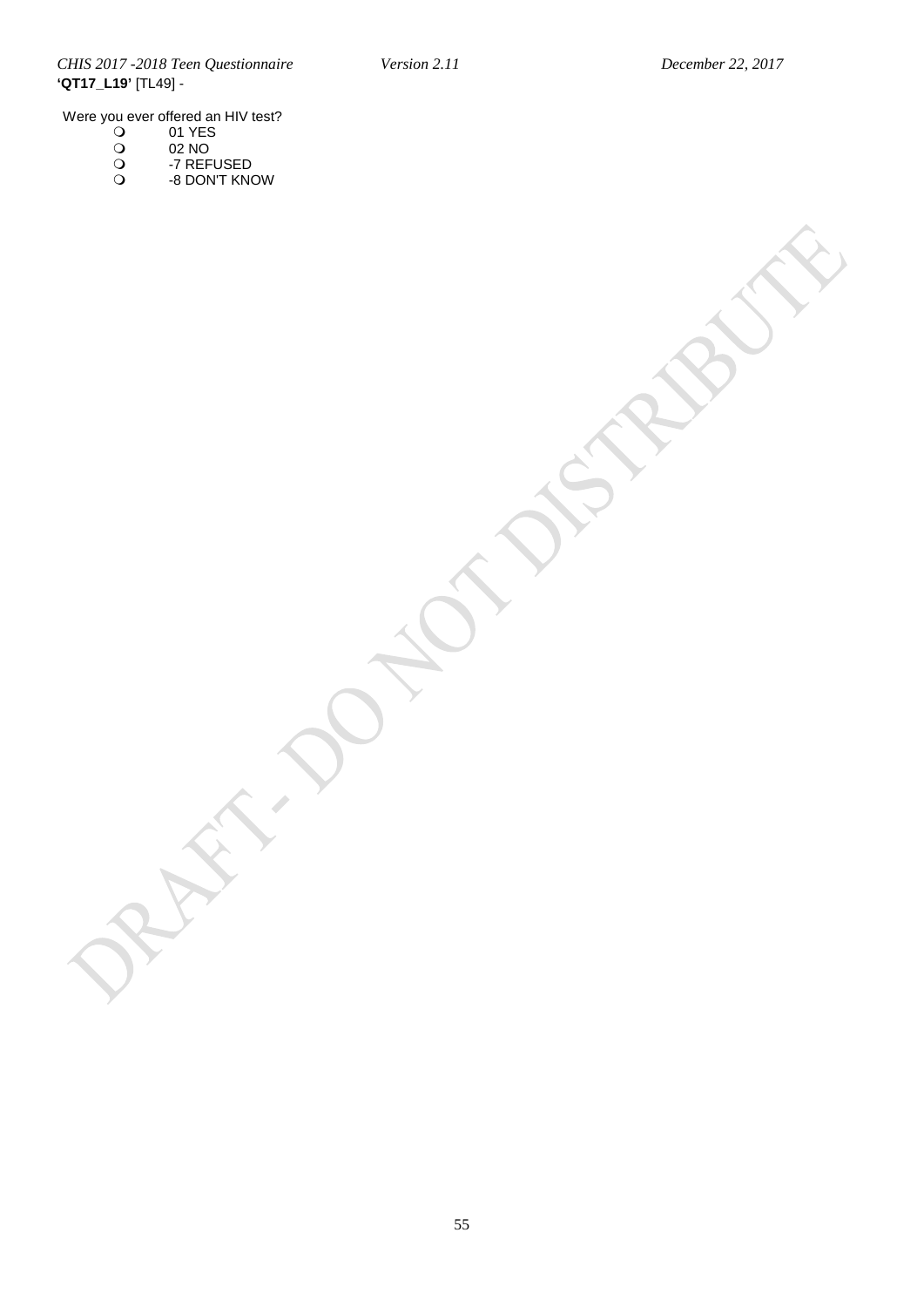**'QT17_L19'** [TL49] -

Were you ever offered an HIV test?

- 01 YES
- 02 NO
- -7 REFUSED
- -8 DON'T KNOW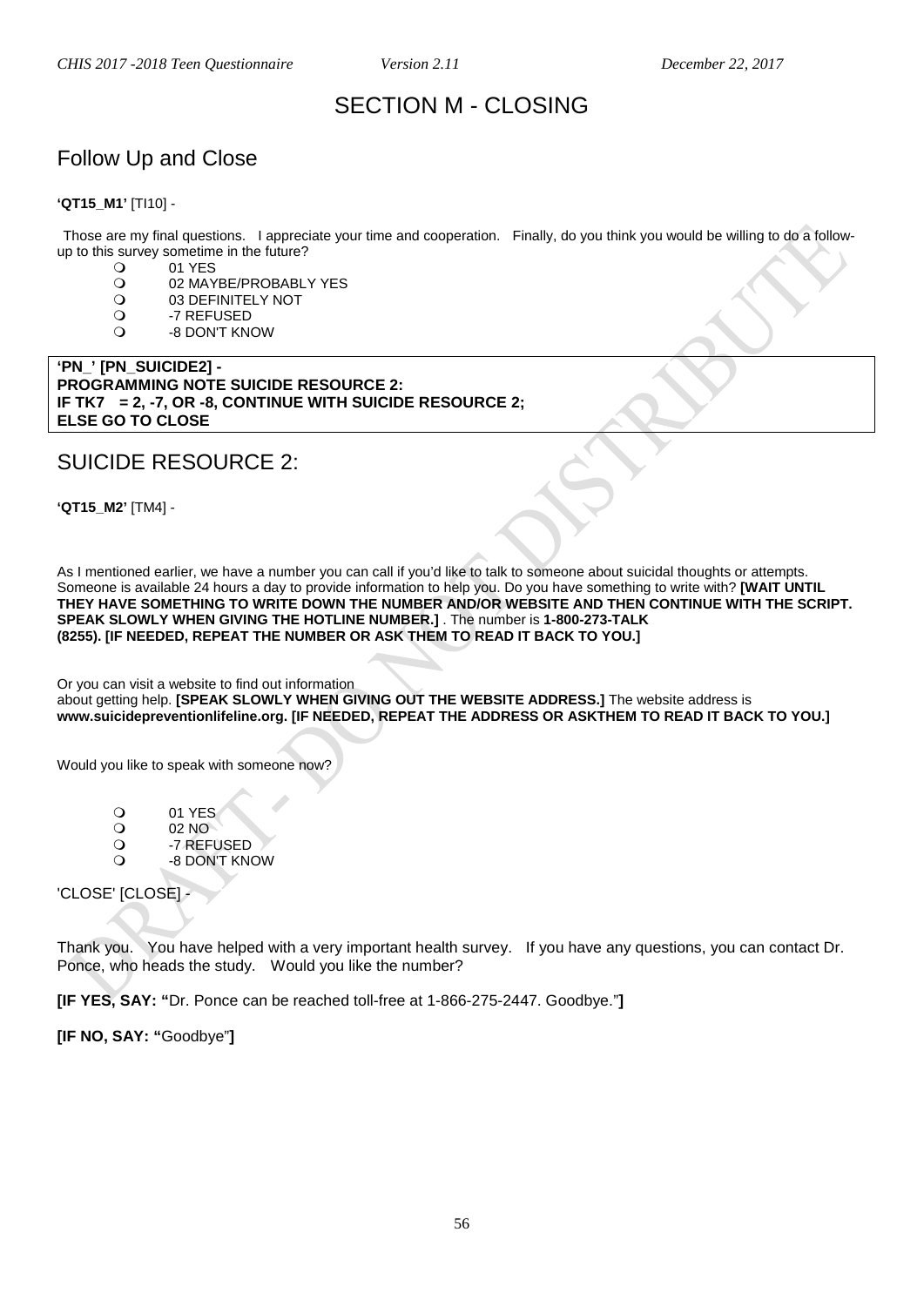# SECTION M - CLOSING

## Follow Up and Close

**'QT15_M1'** [TI10] -

Those are my final questions. I appreciate your time and cooperation. Finally, do you think you would be willing to do a follow-up to this survey sometime in the future?

- 01 YES
- 02 MAYBE/PROBABLY YES
- 03 DEFINITELY NOT
- -7 REFUSED
- -8 DON'T KNOW

**'PN_' [PN_SUICIDE2] -**
**PROGRAMMING NOTE SUICIDE RESOURCE 2:**
**IF TK7 = 2, -7, OR -8, CONTINUE WITH SUICIDE RESOURCE 2;**
**ELSE GO TO CLOSE**

## SUICIDE RESOURCE 2:

**'QT15_M2'** [TM4] -

As I mentioned earlier, we have a number you can call if you'd like to talk to someone about suicidal thoughts or attempts. Someone is available 24 hours a day to provide information to help you. Do you have something to write with? **[WAIT UNTIL THEY HAVE SOMETHING TO WRITE DOWN THE NUMBER AND/OR WEBSITE AND THEN CONTINUE WITH THE SCRIPT. SPEAK SLOWLY WHEN GIVING THE HOTLINE NUMBER.]** . The number is **1-800-273-TALK (8255). [IF NEEDED, REPEAT THE NUMBER OR ASK THEM TO READ IT BACK TO YOU.]**

Or you can visit a website to find out information about getting help. **[SPEAK SLOWLY WHEN GIVING OUT THE WEBSITE ADDRESS.]** The website address is **www.suicidepreventionlifeline.org. [IF NEEDED, REPEAT THE ADDRESS OR ASKTHEM TO READ IT BACK TO YOU.]**

Would you like to speak with someone now?

- 01 YES
- 02 NO
- -7 REFUSED
- -8 DON'T KNOW

'CLOSE' [CLOSE] -

Thank you. You have helped with a very important health survey. If you have any questions, you can contact Dr. Ponce, who heads the study. Would you like the number?

**[IF YES, SAY: "**Dr. Ponce can be reached toll-free at 1-866-275-2447. Goodbye."**]**

**[IF NO, SAY: "**Goodbye"**]**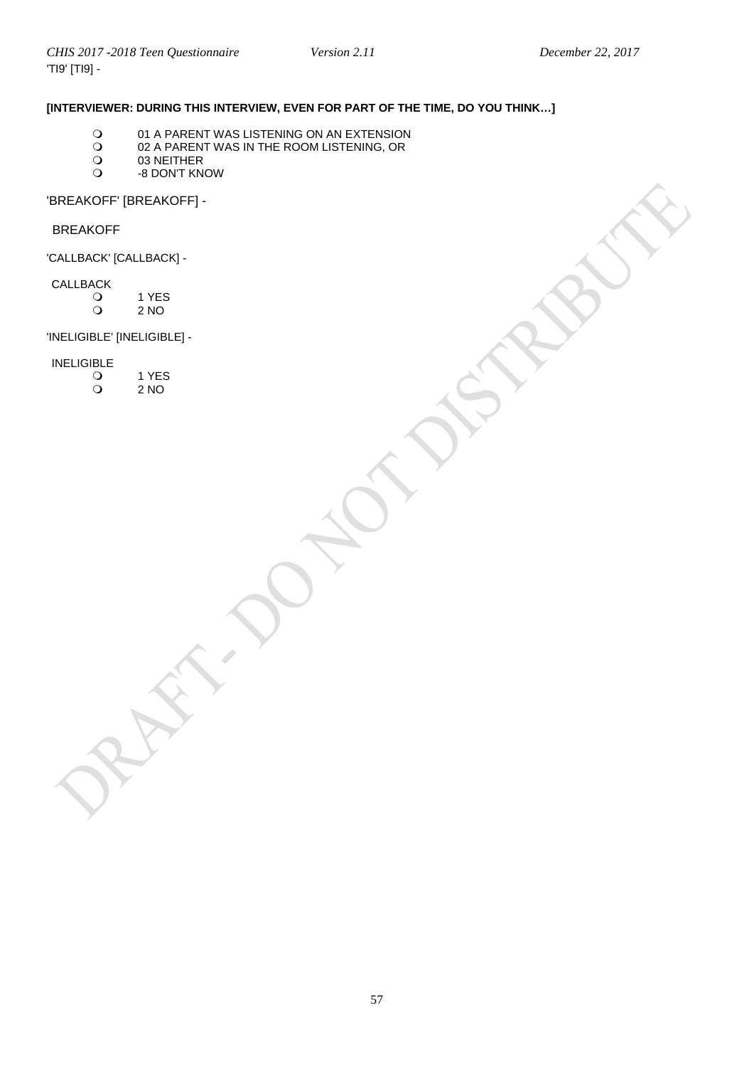'TI9' [TI9] -

**[INTERVIEWER: DURING THIS INTERVIEW, EVEN FOR PART OF THE TIME, DO YOU THINK…]**

- 01 A PARENT WAS LISTENING ON AN EXTENSION
- 02 A PARENT WAS IN THE ROOM LISTENING, OR
- 03 NEITHER
- -8 DON'T KNOW

'BREAKOFF' [BREAKOFF] -

BREAKOFF

'CALLBACK' [CALLBACK] -

CALLBACK

- 1 YES
- 2 NO

'INELIGIBLE' [INELIGIBLE] -

INELIGIBLE

- 1 YES
- 2 NO